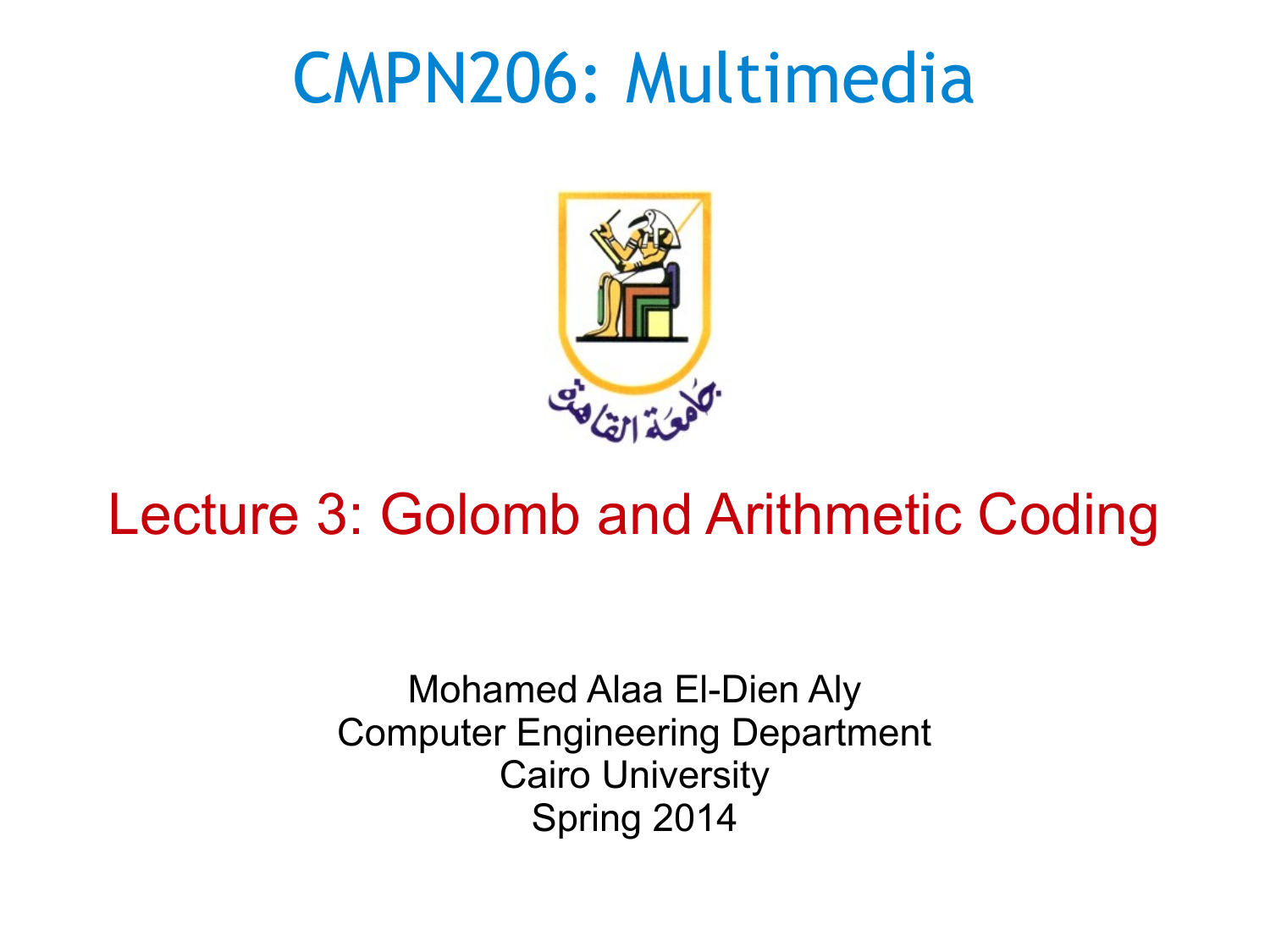# CMPN206: Multimedia

جامعة القاهرة

## Lecture 3: Golomb and Arithmetic Coding

Mohamed Alaa El-Dien Aly
Computer Engineering Department
Cairo University
Spring 2014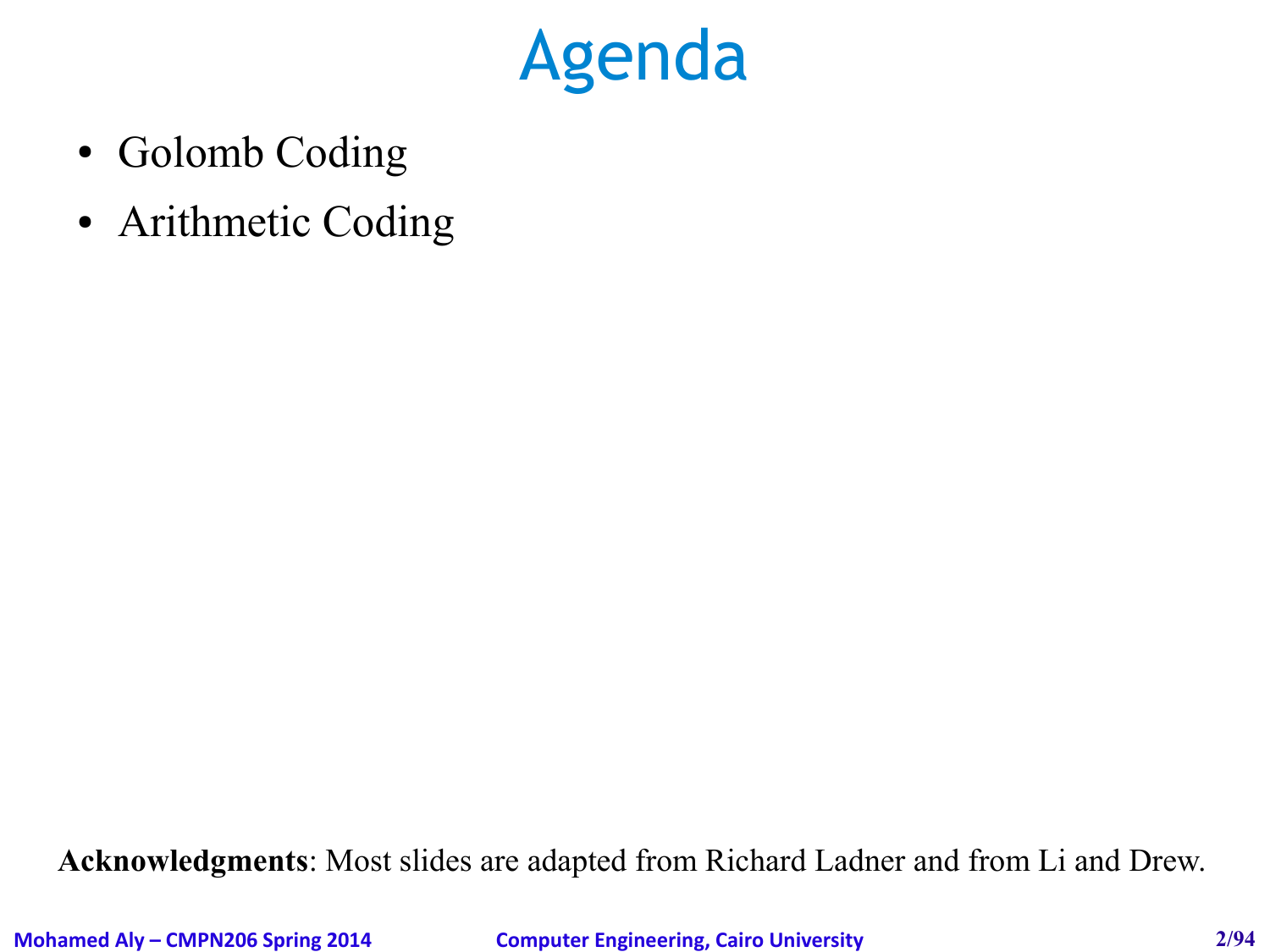# Agenda

- Golomb Coding
- Arithmetic Coding

**Acknowledgments**: Most slides are adapted from Richard Ladner and from Li and Drew.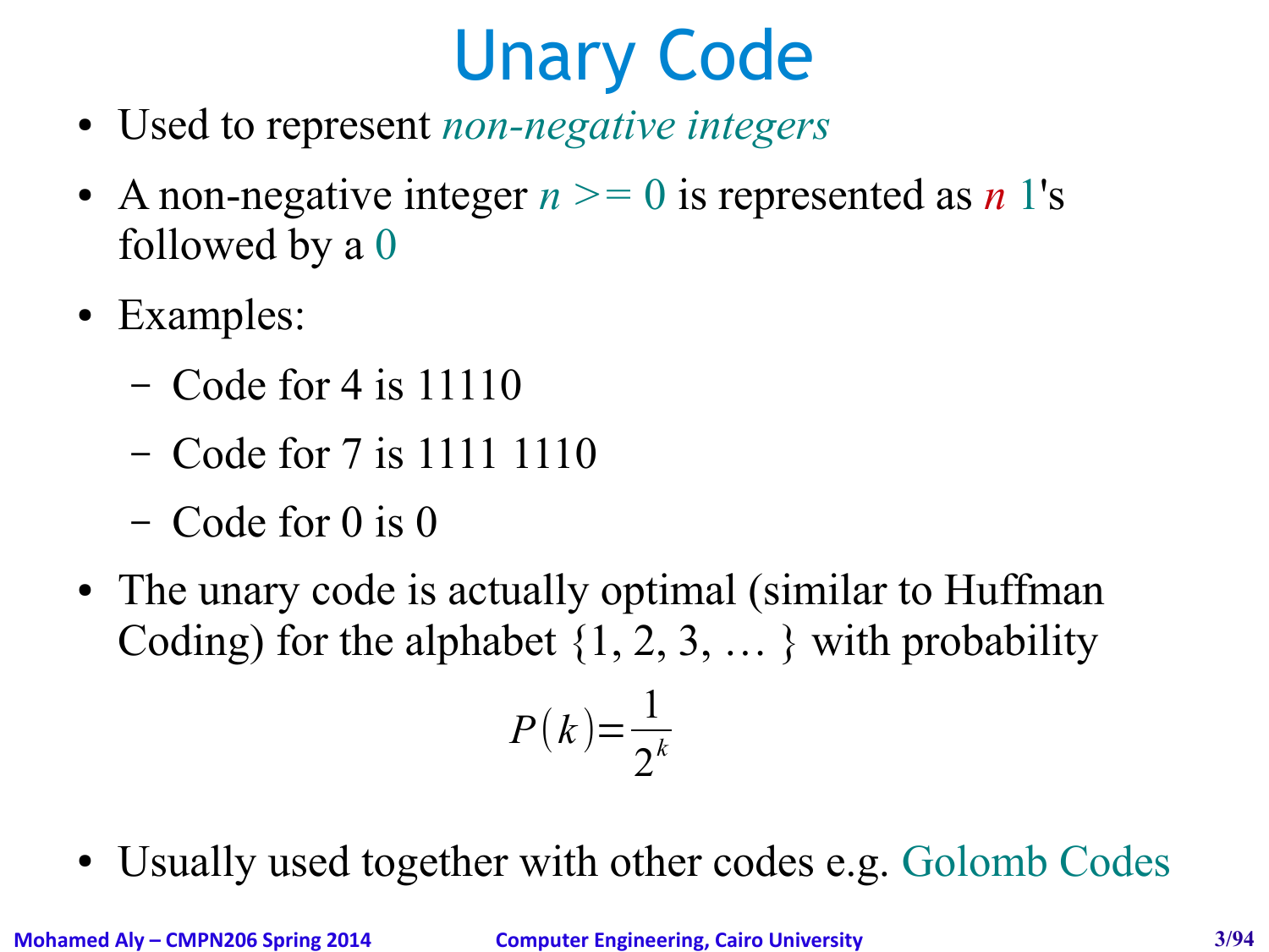# Unary Code

- Used to represent *non-negative integers*
- A non-negative integer $n >= 0$ is represented as $n$ 1's followed by a 0
- Examples:
  - Code for 4 is 11110
  - Code for 7 is 1111 1110
  - Code for 0 is 0
- The unary code is actually optimal (similar to Huffman Coding) for the alphabet {1, 2, 3, … } with probability

$$P(k) = \frac{1}{2^k}$$

- Usually used together with other codes e.g. Golomb Codes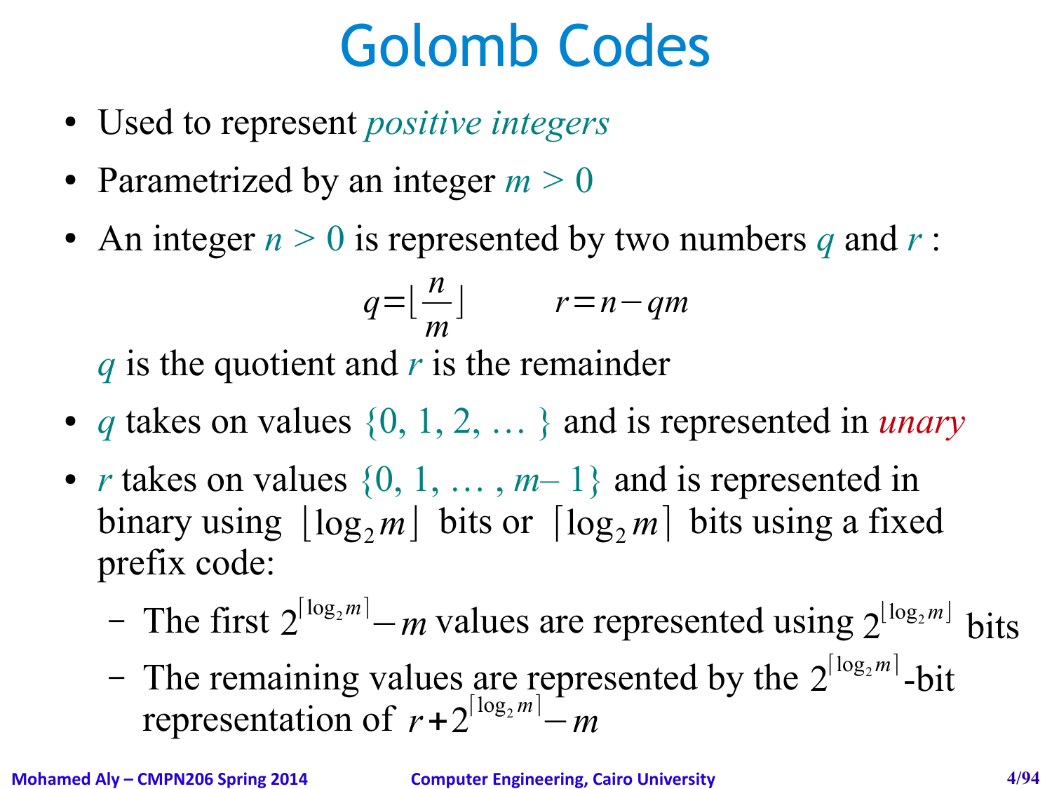# Golomb Codes

- Used to represent *positive integers*
- Parametrized by an integer $m > 0$
- An integer $n > 0$ is represented by two numbers $q$ and $r$ :

$$q = \lfloor \frac{n}{m} \rfloor \qquad r = n - qm$$

  $q$ is the quotient and $r$ is the remainder

- $q$ takes on values $\{0, 1, 2, \ldots\}$ and is represented in *unary*
- $r$ takes on values $\{0, 1, \ldots, m-1\}$ and is represented in binary using $\lfloor \log_2 m \rfloor$ bits or $\lceil \log_2 m \rceil$ bits using a fixed prefix code:
  - The first $2^{\lceil \log_2 m \rceil} - m$ values are represented using $2^{\lfloor \log_2 m \rfloor}$ bits
  - The remaining values are represented by the $2^{\lceil \log_2 m \rceil}$-bit representation of $r + 2^{\lceil \log_2 m \rceil} - m$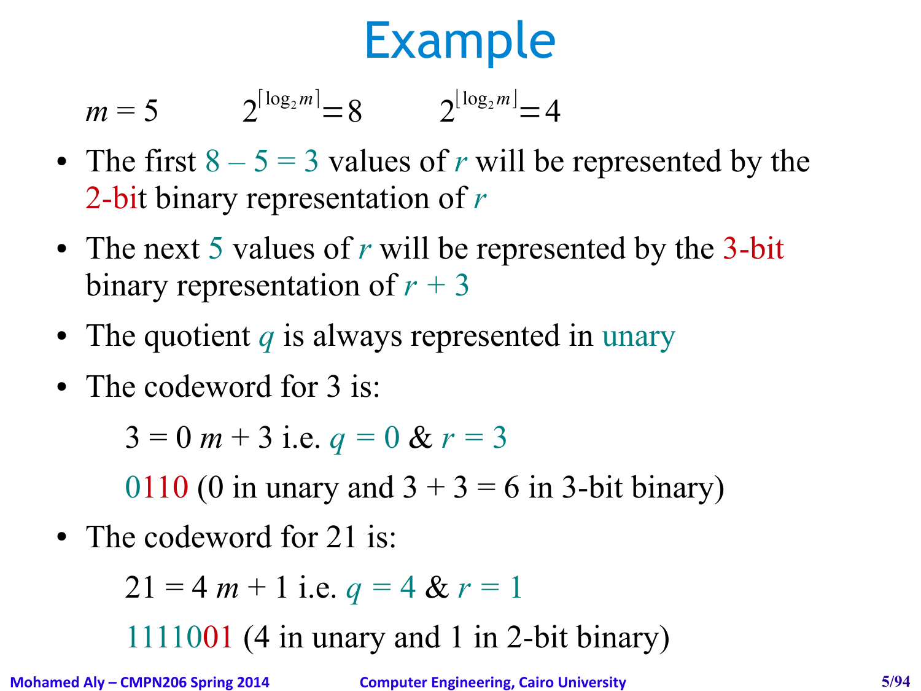# Example

$m = 5 \qquad 2^{\lceil \log_2 m \rceil} = 8 \qquad 2^{\lfloor \log_2 m \rfloor} = 4$

- The first $8 - 5 = 3$ values of $r$ will be represented by the 2-bit binary representation of $r$
- The next 5 values of $r$ will be represented by the 3-bit binary representation of $r + 3$
- The quotient $q$ is always represented in unary
- The codeword for 3 is:

  $3 = 0\,m + 3$ i.e. $q = 0$ & $r = 3$

  0110 (0 in unary and 3 + 3 = 6 in 3-bit binary)

- The codeword for 21 is:

  $21 = 4\,m + 1$ i.e. $q = 4$ & $r = 1$

  1111001 (4 in unary and 1 in 2-bit binary)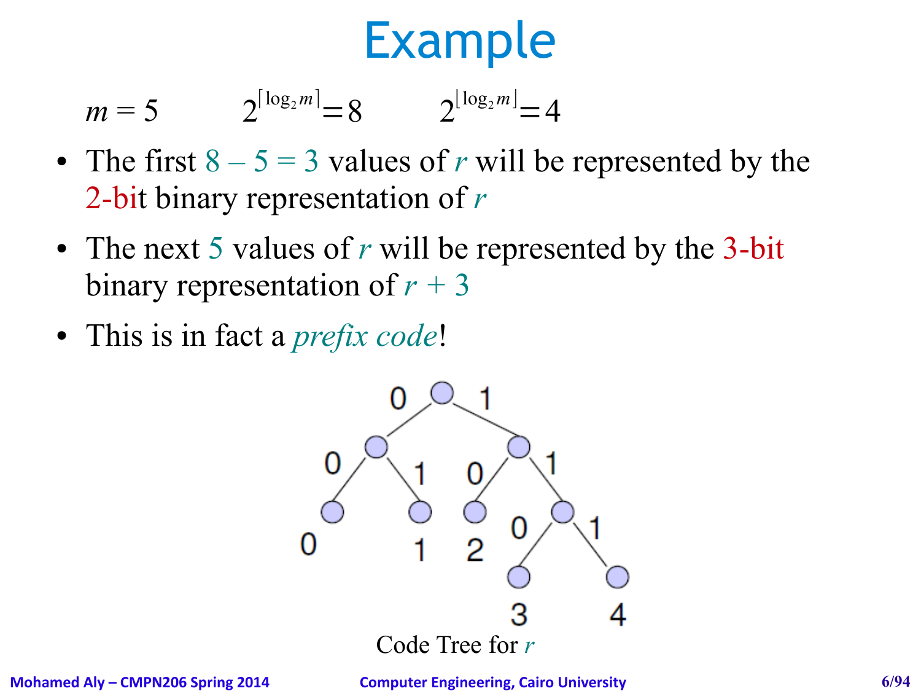# Example

$m = 5$ $\quad 2^{\lceil \log_2 m \rceil} = 8$ $\quad 2^{\lfloor \log_2 m \rfloor} = 4$

- The first $8 - 5 = 3$ values of $r$ will be represented by the 2-bit binary representation of $r$
- The next 5 values of $r$ will be represented by the 3-bit binary representation of $r + 3$
- This is in fact a *prefix code*!

Code Tree for $r$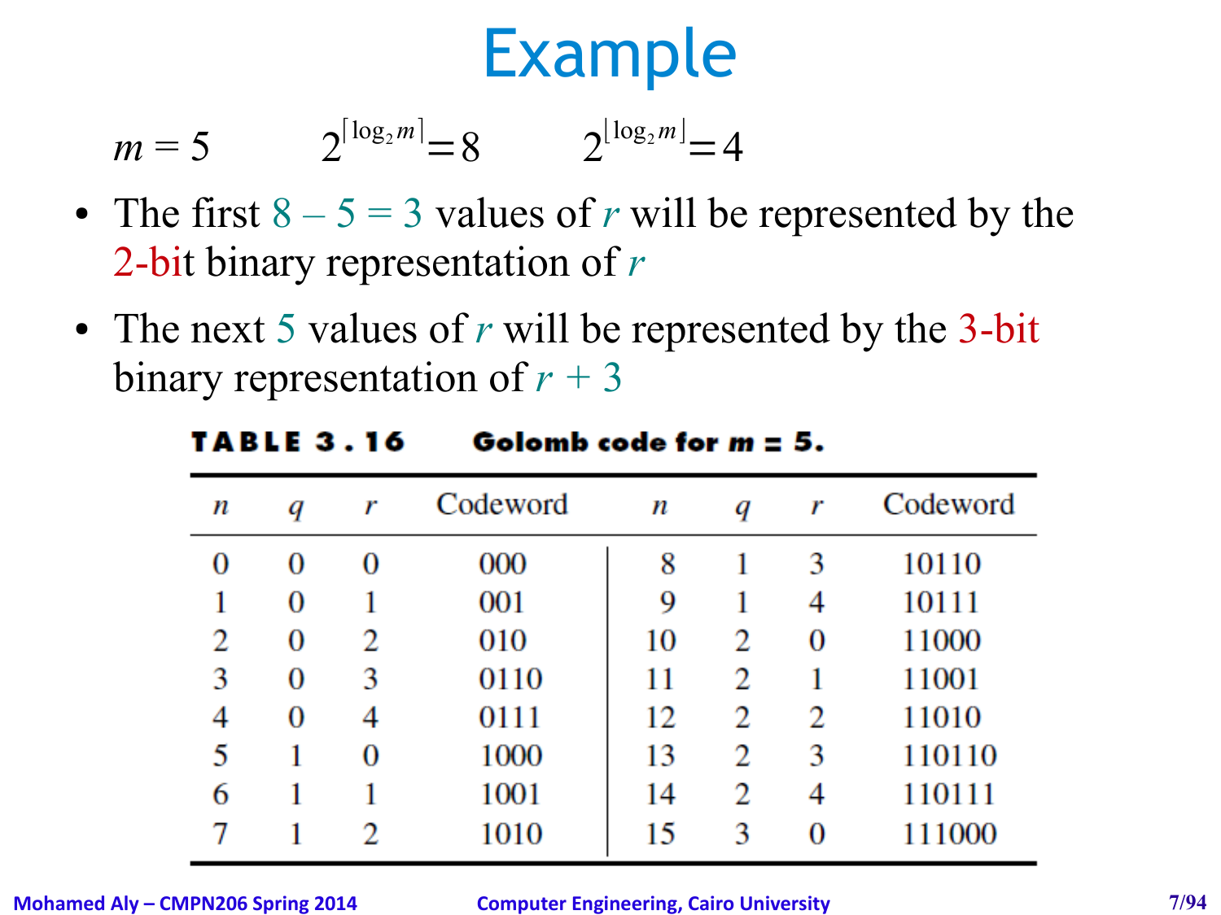# Example

$m = 5 \qquad 2^{\lceil \log_2 m \rceil} = 8 \qquad 2^{\lfloor \log_2 m \rfloor} = 4$

- The first $8 - 5 = 3$ values of $r$ will be represented by the 2-bit binary representation of $r$
- The next 5 values of $r$ will be represented by the 3-bit binary representation of $r + 3$

**TABLE 3.16 Golomb code for $m = 5$.**

| $n$ | $q$ | $r$ | Codeword | $n$ | $q$ | $r$ | Codeword |
|---|---|---|---|---|---|---|---|
| 0 | 0 | 0 | 000 | 8 | 1 | 3 | 10110 |
| 1 | 0 | 1 | 001 | 9 | 1 | 4 | 10111 |
| 2 | 0 | 2 | 010 | 10 | 2 | 0 | 11000 |
| 3 | 0 | 3 | 0110 | 11 | 2 | 1 | 11001 |
| 4 | 0 | 4 | 0111 | 12 | 2 | 2 | 11010 |
| 5 | 1 | 0 | 1000 | 13 | 2 | 3 | 110110 |
| 6 | 1 | 1 | 1001 | 14 | 2 | 4 | 110111 |
| 7 | 1 | 2 | 1010 | 15 | 3 | 0 | 111000 |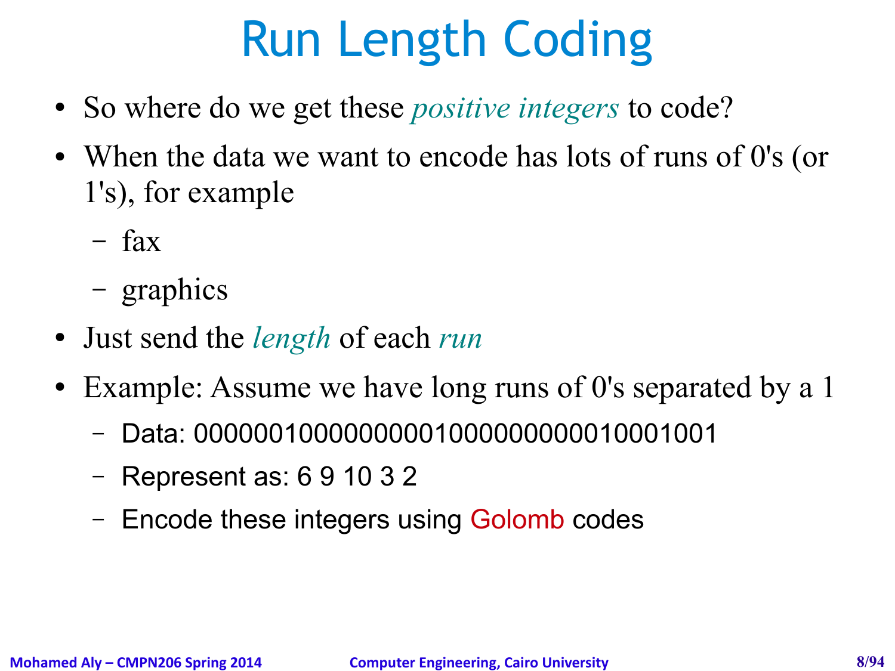# Run Length Coding

- So where do we get these *positive integers* to code?
- When the data we want to encode has lots of runs of 0's (or 1's), for example
  - fax
  - graphics
- Just send the *length* of each *run*
- Example: Assume we have long runs of 0's separated by a 1
  - Data: 00000010000000001000000000010001001
  - Represent as: 6 9 10 3 2
  - Encode these integers using Golomb codes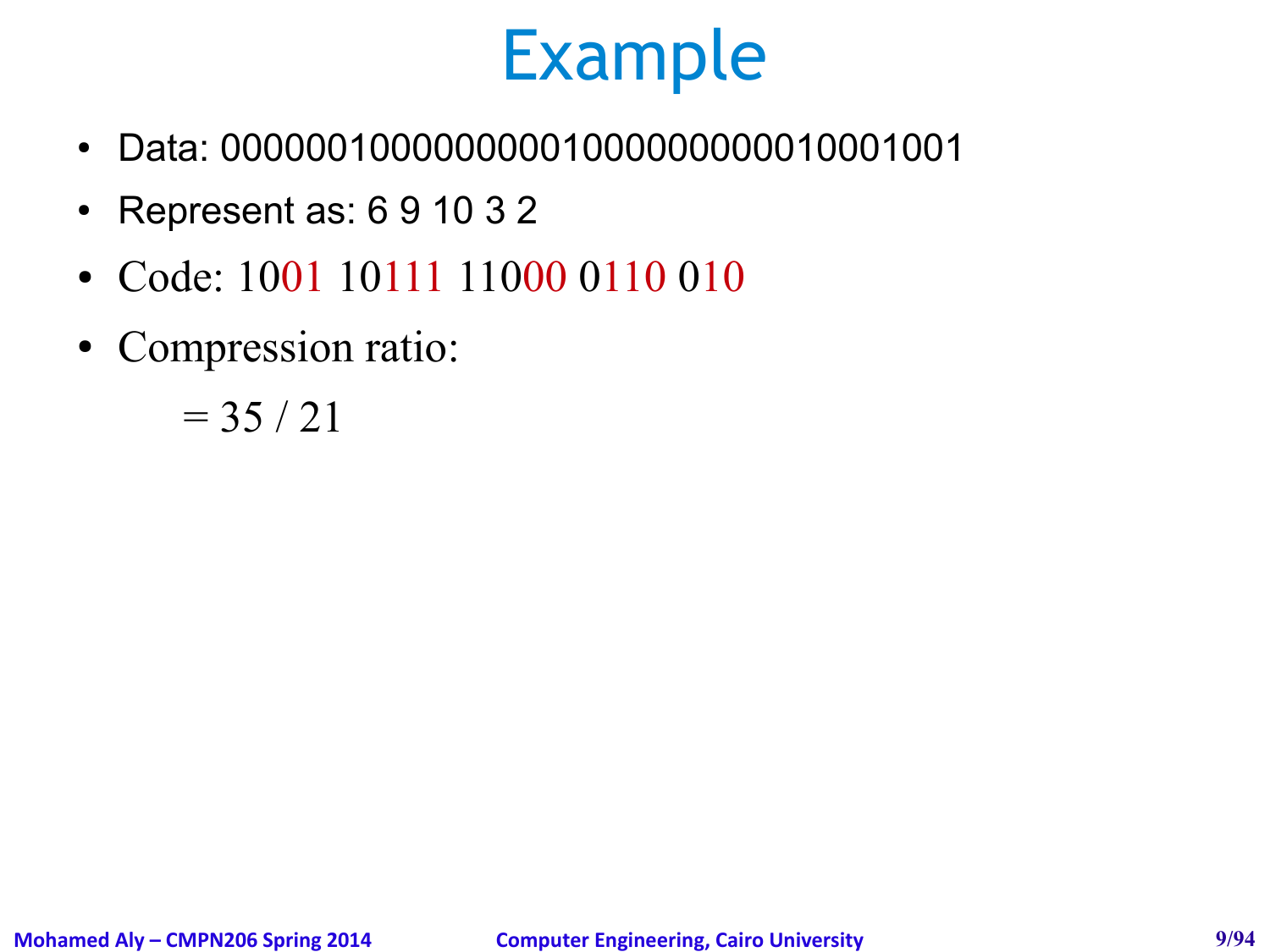# Example

- Data: 00000010000000001000000000010001001
- Represent as: 6 9 10 3 2
- Code: 1001 10111 11000 0110 010
- Compression ratio:

  = 35 / 21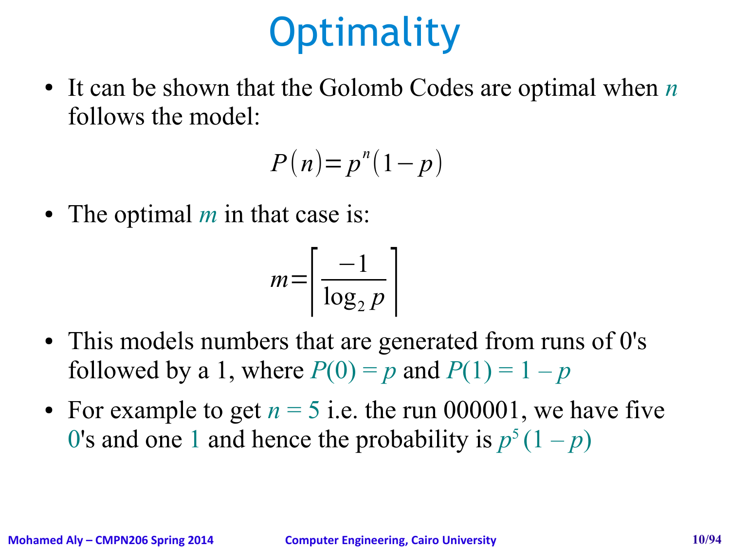# Optimality

- It can be shown that the Golomb Codes are optimal when $n$ follows the model:

$$P(n) = p^n(1-p)$$

- The optimal $m$ in that case is:

$$m = \left\lceil \frac{-1}{\log_2 p} \right\rceil$$

- This models numbers that are generated from runs of 0's followed by a 1, where $P(0) = p$ and $P(1) = 1 - p$
- For example to get $n = 5$ i.e. the run 000001, we have five 0's and one 1 and hence the probability is $p^5(1 - p)$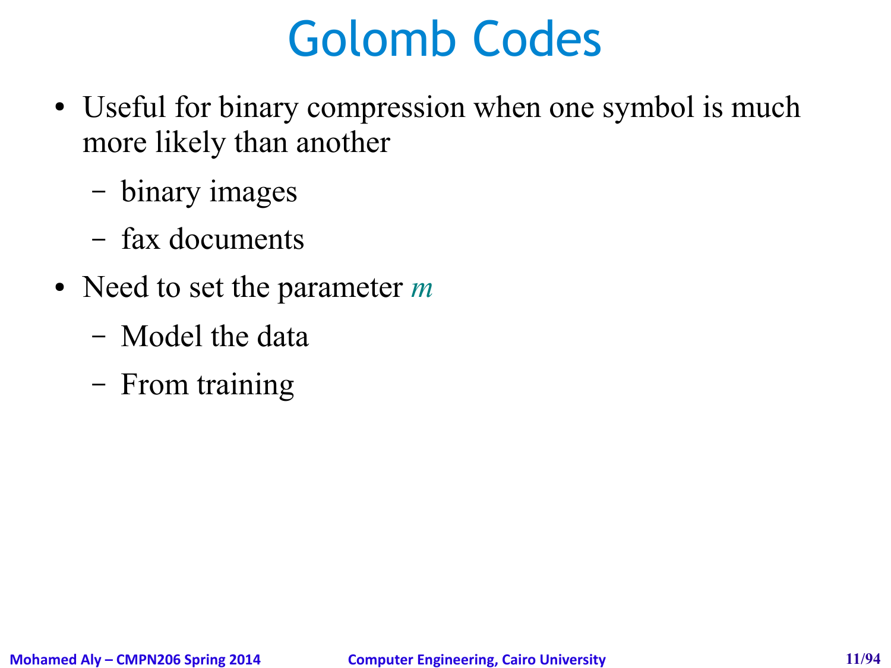# Golomb Codes

- Useful for binary compression when one symbol is much more likely than another
  - binary images
  - fax documents
- Need to set the parameter $m$
  - Model the data
  - From training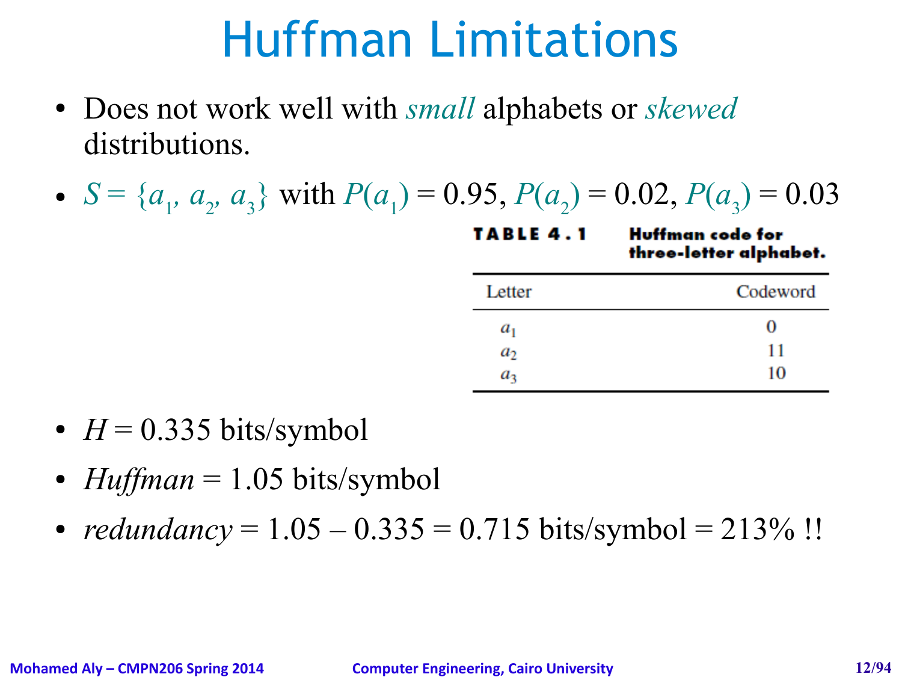# Huffman Limitations

- Does not work well with *small* alphabets or *skewed* distributions.
- $S = \{a_1, a_2, a_3\}$ with $P(a_1) = 0.95$, $P(a_2) = 0.02$, $P(a_3) = 0.03$

**TABLE 4.1 Huffman code for three-letter alphabet.**

| Letter | Codeword |
|---|---|
| $a_1$ | 0 |
| $a_2$ | 11 |
| $a_3$ | 10 |

- $H = 0.335$ bits/symbol
- *Huffman* = 1.05 bits/symbol
- *redundancy* = 1.05 – 0.335 = 0.715 bits/symbol = 213% !!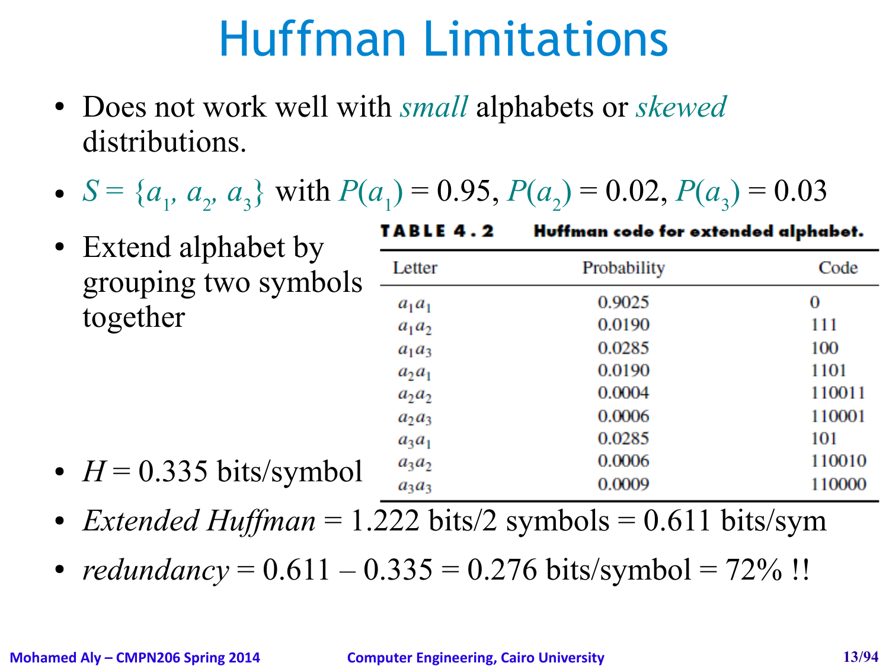# Huffman Limitations

- Does not work well with *small* alphabets or *skewed* distributions.
- $S = \{a_1, a_2, a_3\}$ with $P(a_1) = 0.95$, $P(a_2) = 0.02$, $P(a_3) = 0.03$
- Extend alphabet by grouping two symbols together

**TABLE 4.2 Huffman code for extended alphabet.**

| Letter | Probability | Code |
|---|---|---|
| $a_1a_1$ | 0.9025 | 0 |
| $a_1a_2$ | 0.0190 | 111 |
| $a_1a_3$ | 0.0285 | 100 |
| $a_2a_1$ | 0.0190 | 1101 |
| $a_2a_2$ | 0.0004 | 110011 |
| $a_2a_3$ | 0.0006 | 110001 |
| $a_3a_1$ | 0.0285 | 101 |
| $a_3a_2$ | 0.0006 | 110010 |
| $a_3a_3$ | 0.0009 | 110000 |

- $H = 0.335$ bits/symbol
- *Extended Huffman* = 1.222 bits/2 symbols = 0.611 bits/sym
- *redundancy* = 0.611 – 0.335 = 0.276 bits/symbol = 72% !!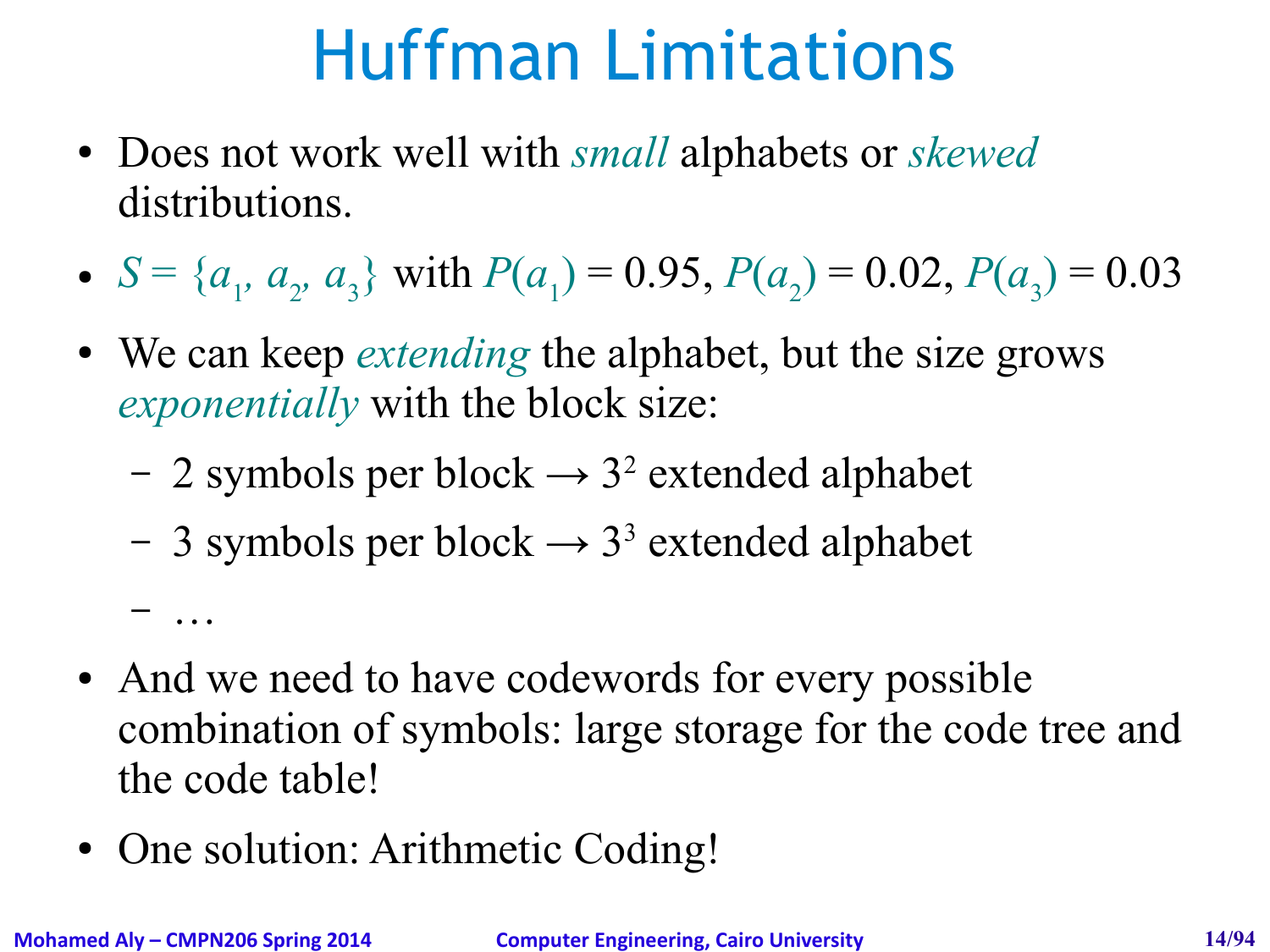# Huffman Limitations

- Does not work well with *small* alphabets or *skewed* distributions.
- $S = \{a_1, a_2, a_3\}$ with $P(a_1) = 0.95$, $P(a_2) = 0.02$, $P(a_3) = 0.03$
- We can keep *extending* the alphabet, but the size grows *exponentially* with the block size:
  - 2 symbols per block → $3^2$ extended alphabet
  - 3 symbols per block → $3^3$ extended alphabet
  - …
- And we need to have codewords for every possible combination of symbols: large storage for the code tree and the code table!
- One solution: Arithmetic Coding!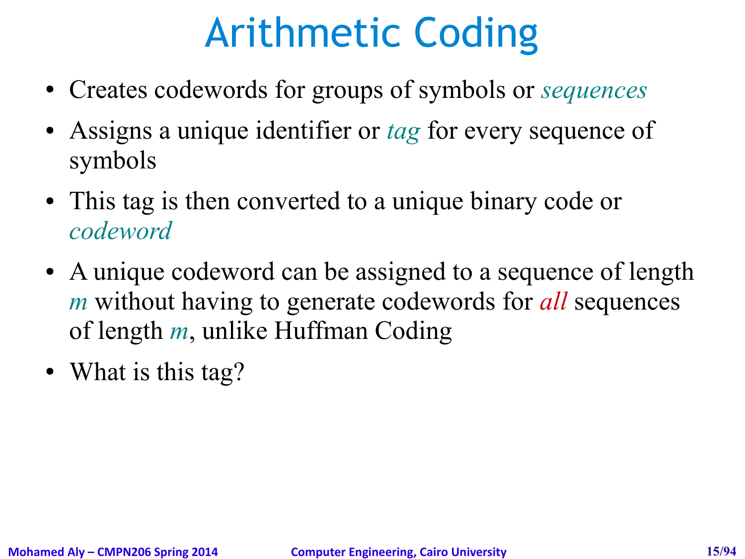# Arithmetic Coding

- Creates codewords for groups of symbols or *sequences*
- Assigns a unique identifier or *tag* for every sequence of symbols
- This tag is then converted to a unique binary code or *codeword*
- A unique codeword can be assigned to a sequence of length $m$ without having to generate codewords for *all* sequences of length $m$, unlike Huffman Coding
- What is this tag?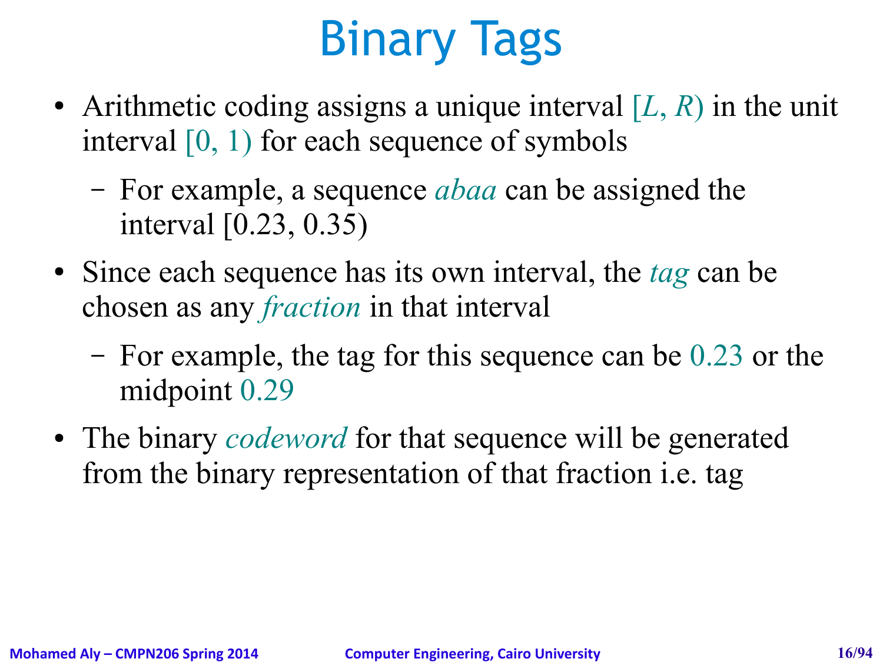# Binary Tags

- Arithmetic coding assigns a unique interval $[L, R)$ in the unit interval $[0, 1)$ for each sequence of symbols
  - For example, a sequence *abaa* can be assigned the interval [0.23, 0.35)
- Since each sequence has its own interval, the *tag* can be chosen as any *fraction* in that interval
  - For example, the tag for this sequence can be 0.23 or the midpoint 0.29
- The binary *codeword* for that sequence will be generated from the binary representation of that fraction i.e. tag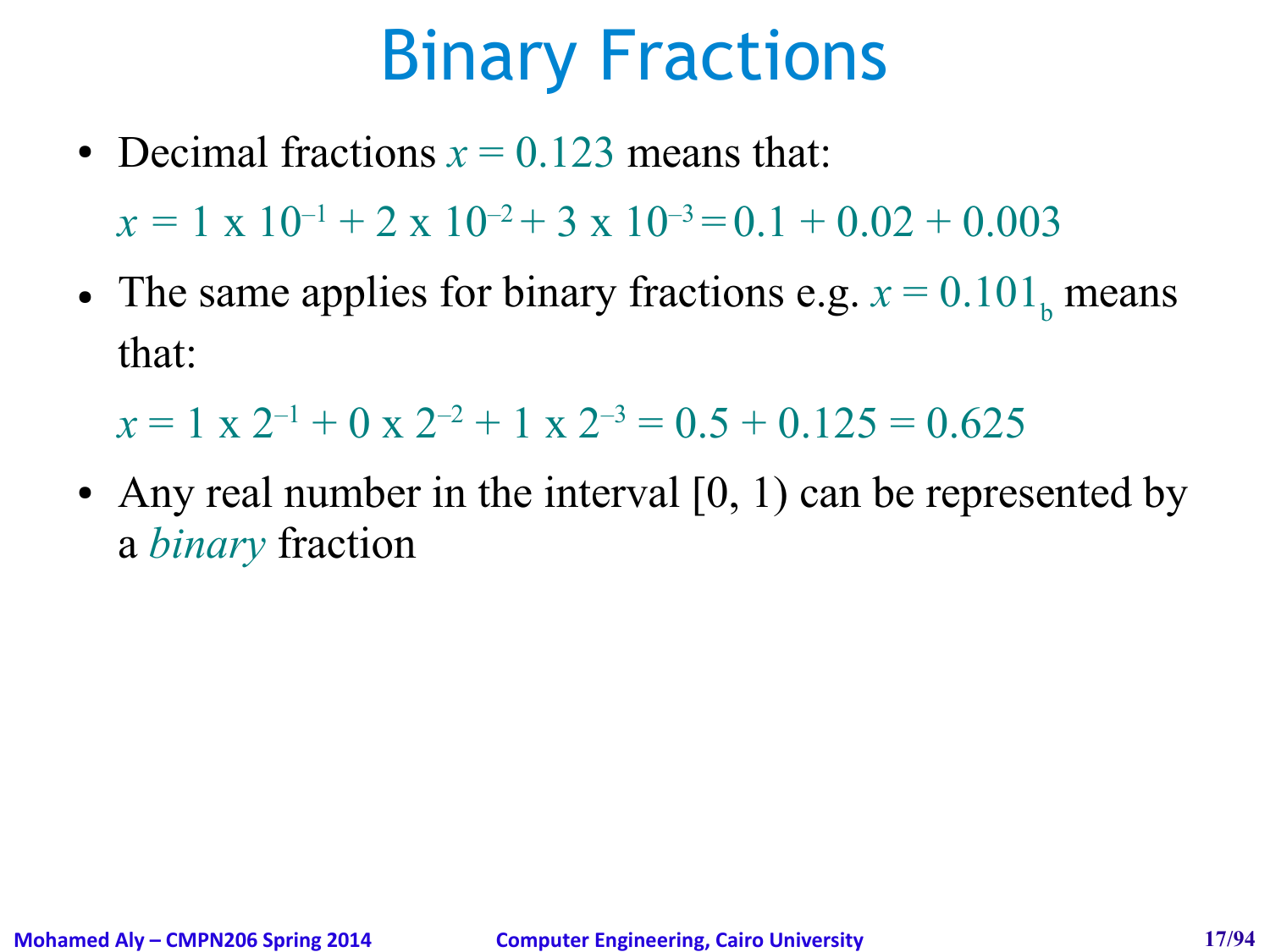# Binary Fractions

- Decimal fractions $x = 0.123$ means that:

  $x = 1 \text{ x } 10^{-1} + 2 \text{ x } 10^{-2} + 3 \text{ x } 10^{-3} = 0.1 + 0.02 + 0.003$

- The same applies for binary fractions e.g. $x = 0.101_b$ means that:

  $x = 1 \text{ x } 2^{-1} + 0 \text{ x } 2^{-2} + 1 \text{ x } 2^{-3} = 0.5 + 0.125 = 0.625$

- Any real number in the interval [0, 1) can be represented by a *binary* fraction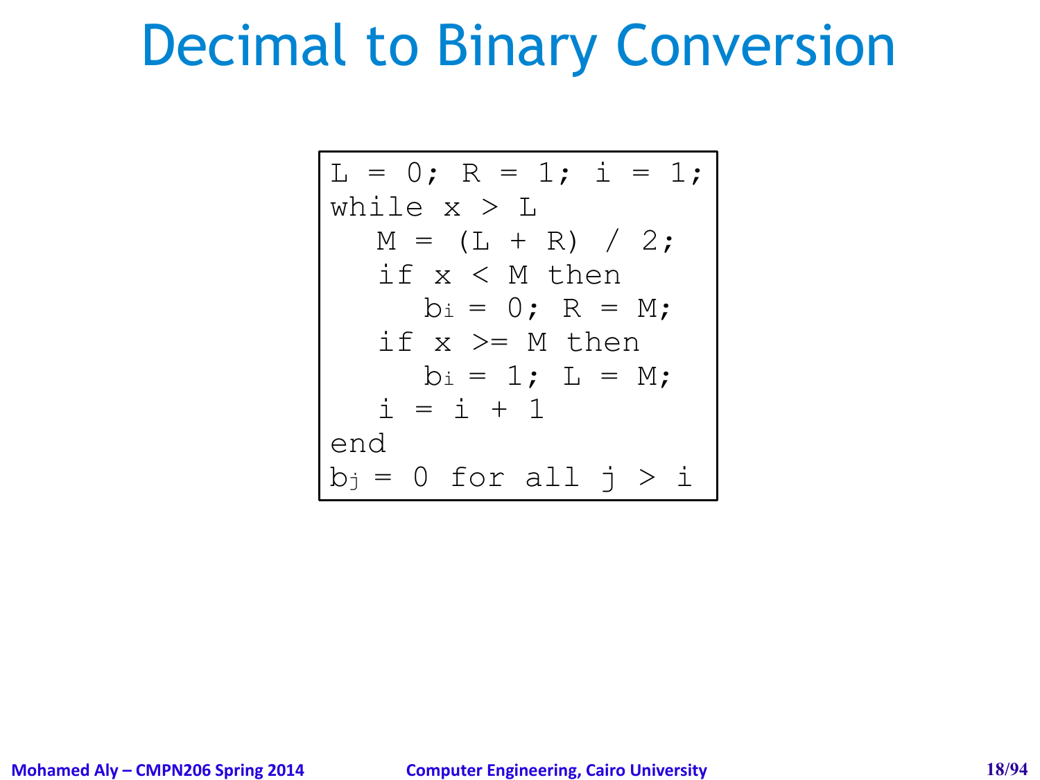# Decimal to Binary Conversion

```
L = 0; R = 1; i = 1;
while x > L
   M = (L + R) / 2;
   if x < M then
      bi = 0; R = M;
   if x >= M then
      bi = 1; L = M;
   i = i + 1
end
bj = 0 for all j > i
```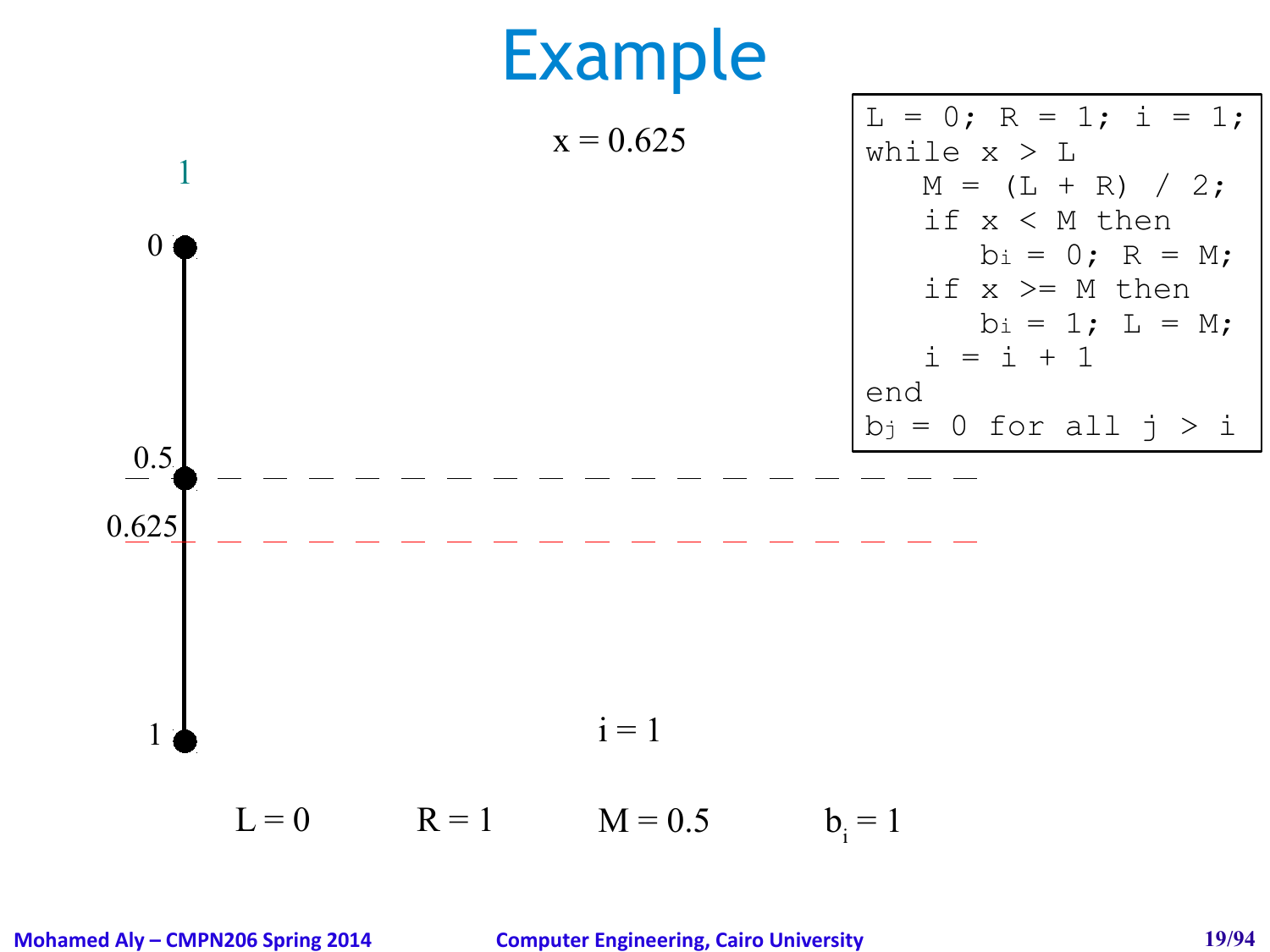# Example

x = 0.625

1

0

0.5

0.625

1

```
L = 0; R = 1; i = 1;
while x > L
   M = (L + R) / 2;
   if x < M then
      bi = 0; R = M;
   if x >= M then
      bi = 1; L = M;
   i = i + 1
end
bj = 0 for all j > i
```

$i = 1$

$L = 0$ $R = 1$ $M = 0.5$ $b_i = 1$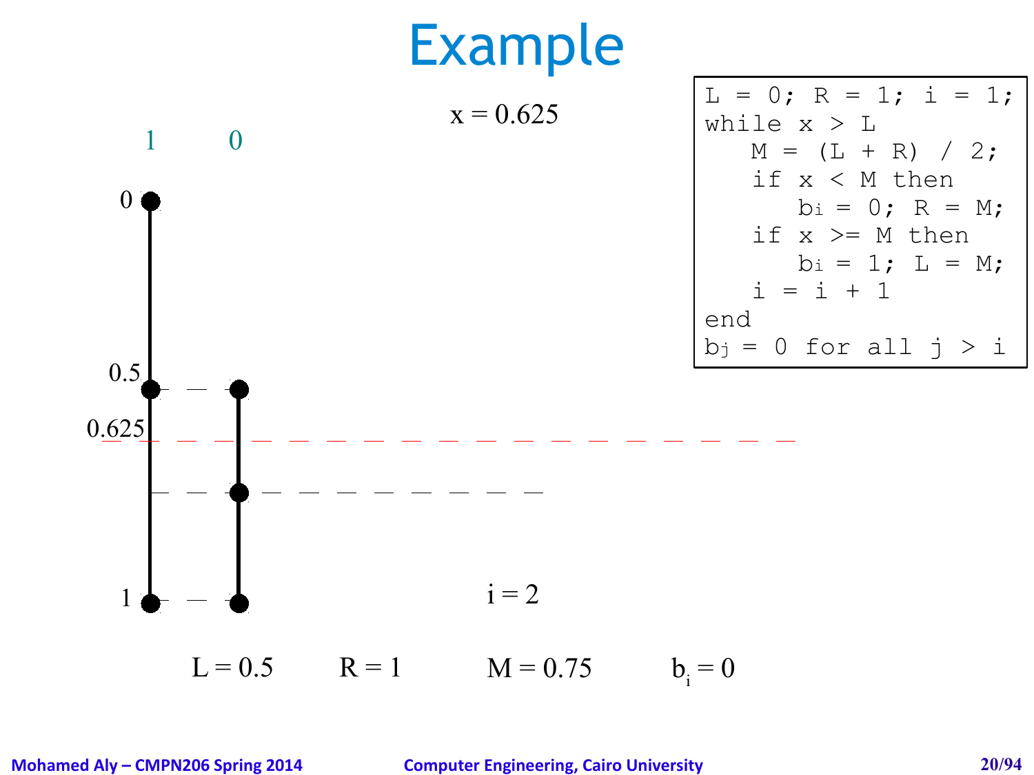# Example

$x = 0.625$

```
L = 0; R = 1; i = 1;
while x > L
   M = (L + R) / 2;
   if x < M then
      bi = 0; R = M;
   if x >= M then
      bi = 1; L = M;
   i = i + 1
end
bj = 0 for all j > i
```

1 0

0

0.5

0.625

1

$i = 2$

$L = 0.5$ $R = 1$ $M = 0.75$ $b_i = 0$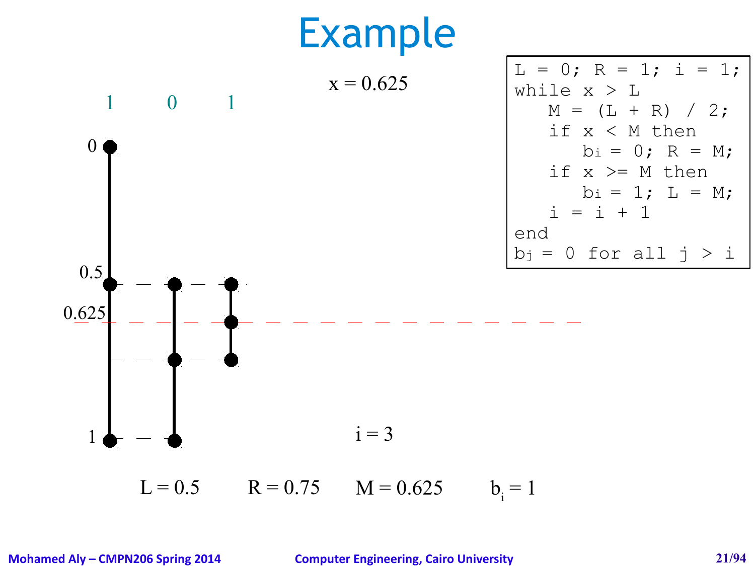# Example

x = 0.625

```
L = 0; R = 1; i = 1;
while x > L
   M = (L + R) / 2;
   if x < M then
      bi = 0; R = M;
   if x >= M then
      bi = 1; L = M;
   i = i + 1
end
bj = 0 for all j > i
```

1 0 1

0

0.5

0.625

1

i = 3

L = 0.5 R = 0.75 M = 0.625 $b_i = 1$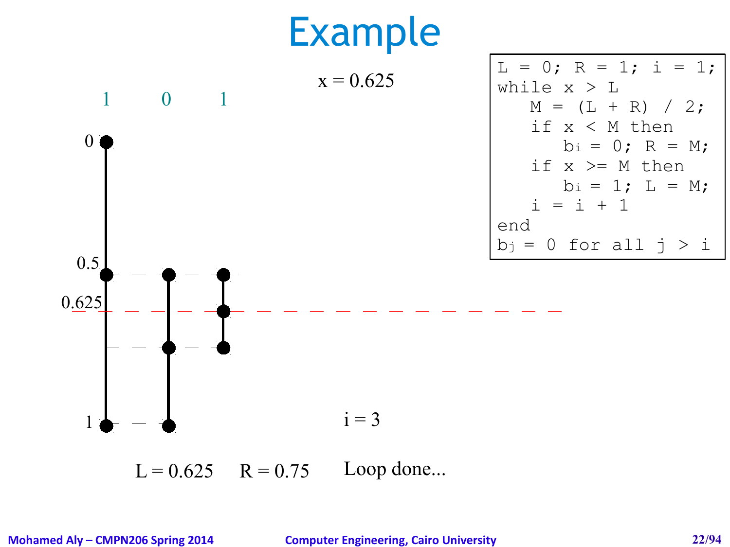# Example

x = 0.625

1 0 1

0

0.5

0.625

1

```
L = 0; R = 1; i = 1;
while x > L
   M = (L + R) / 2;
   if x < M then
      bi = 0; R = M;
   if x >= M then
      bi = 1; L = M;
   i = i + 1
end
bj = 0 for all j > i
```

i = 3

L = 0.625 R = 0.75 Loop done...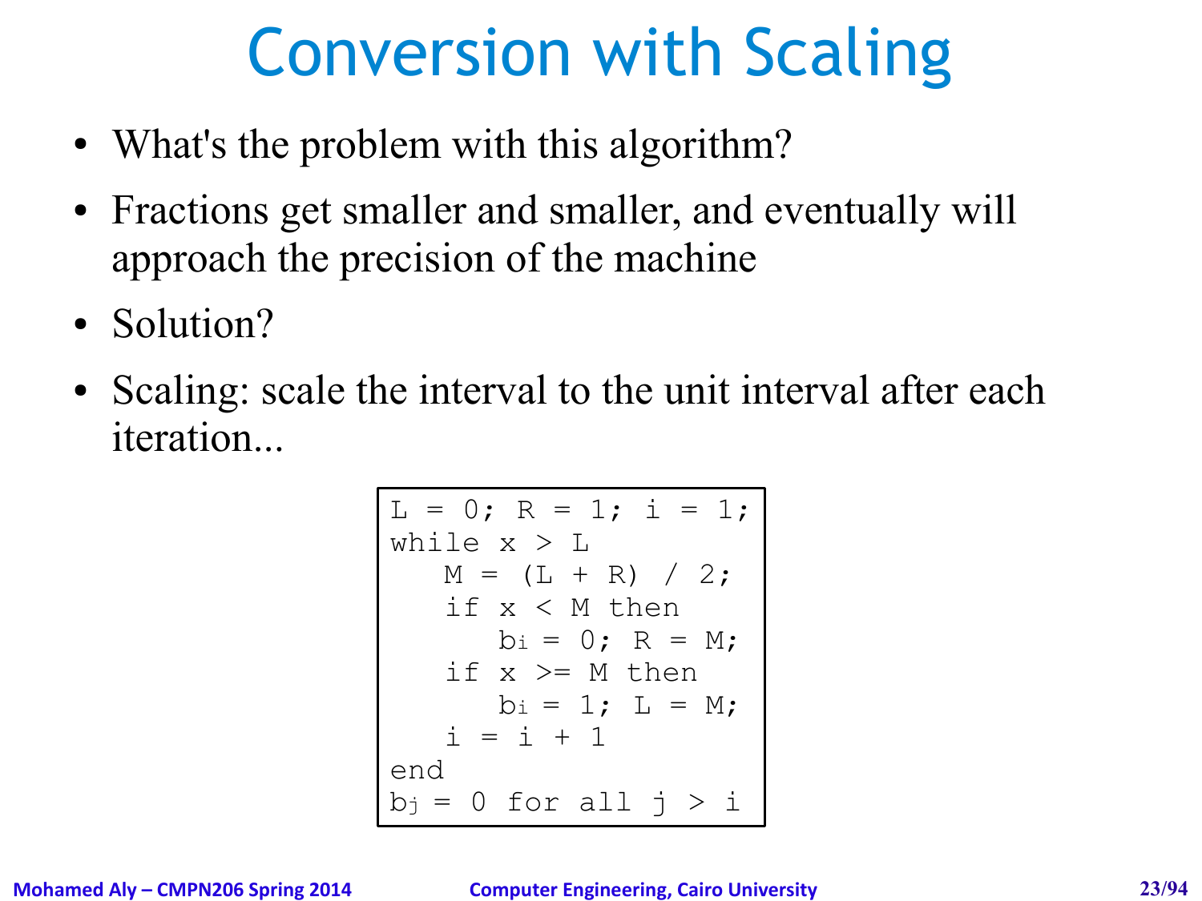# Conversion with Scaling

- What's the problem with this algorithm?
- Fractions get smaller and smaller, and eventually will approach the precision of the machine
- Solution?
- Scaling: scale the interval to the unit interval after each iteration...

```
L = 0; R = 1; i = 1;
while x > L
   M = (L + R) / 2;
   if x < M then
      bi = 0; R = M;
   if x >= M then
      bi = 1; L = M;
   i = i + 1
end
bj = 0 for all j > i
```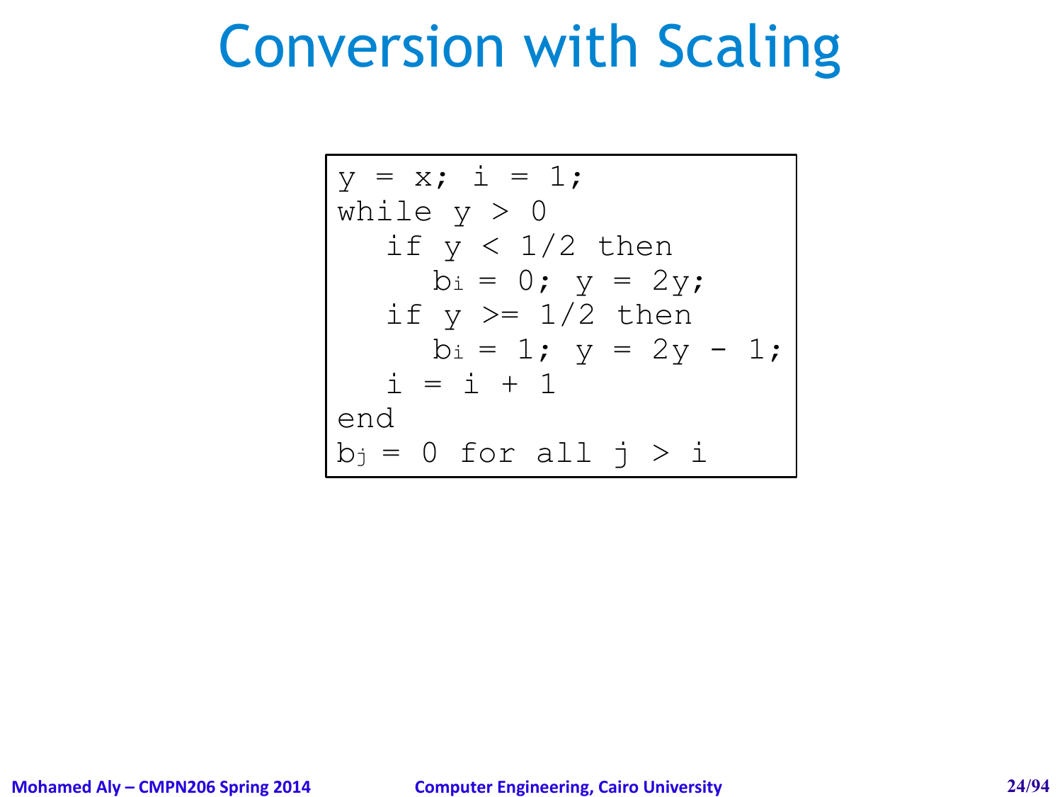# Conversion with Scaling

```
y = x; i = 1;
while y > 0
   if y < 1/2 then
      bi = 0; y = 2y;
   if y >= 1/2 then
      bi = 1; y = 2y - 1;
   i = i + 1
end
bj = 0 for all j > i
```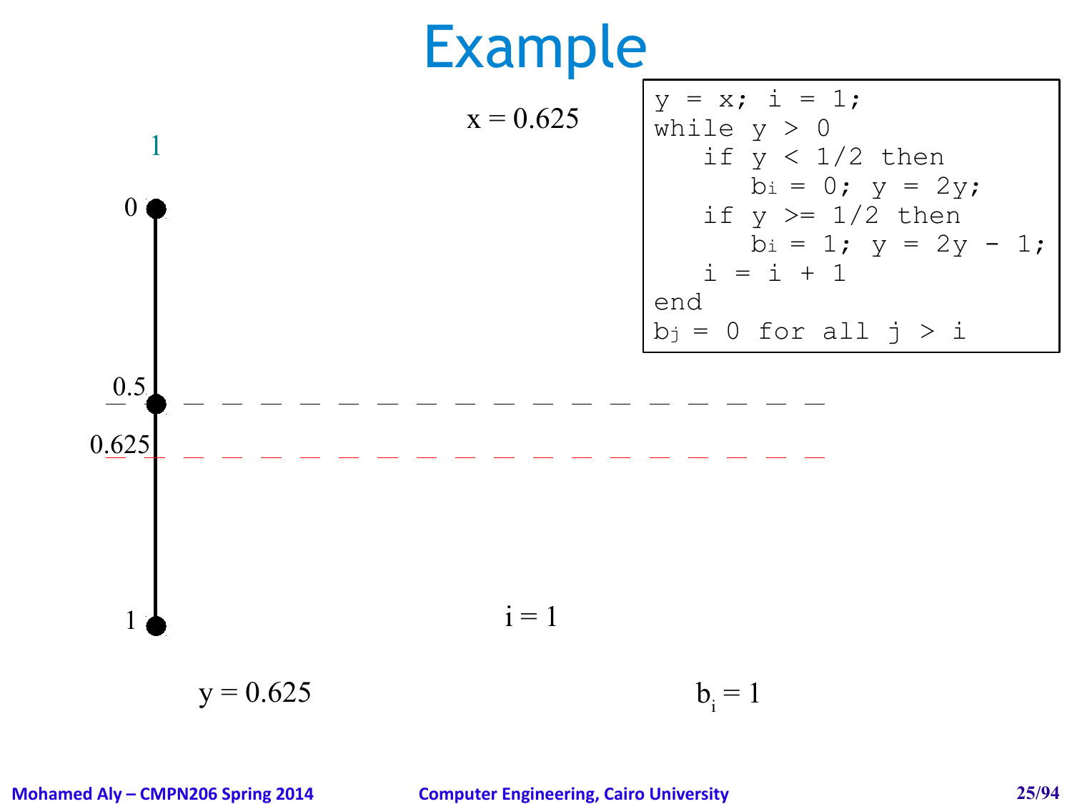# Example

x = 0.625

```
y = x; i = 1;
while y > 0
   if y < 1/2 then
      bi = 0; y = 2y;
   if y >= 1/2 then
      bi = 1; y = 2y - 1;
   i = i + 1
end
bj = 0 for all j > i
```

1

0

0.5

0.625

1

i = 1

y = 0.625

$b_i = 1$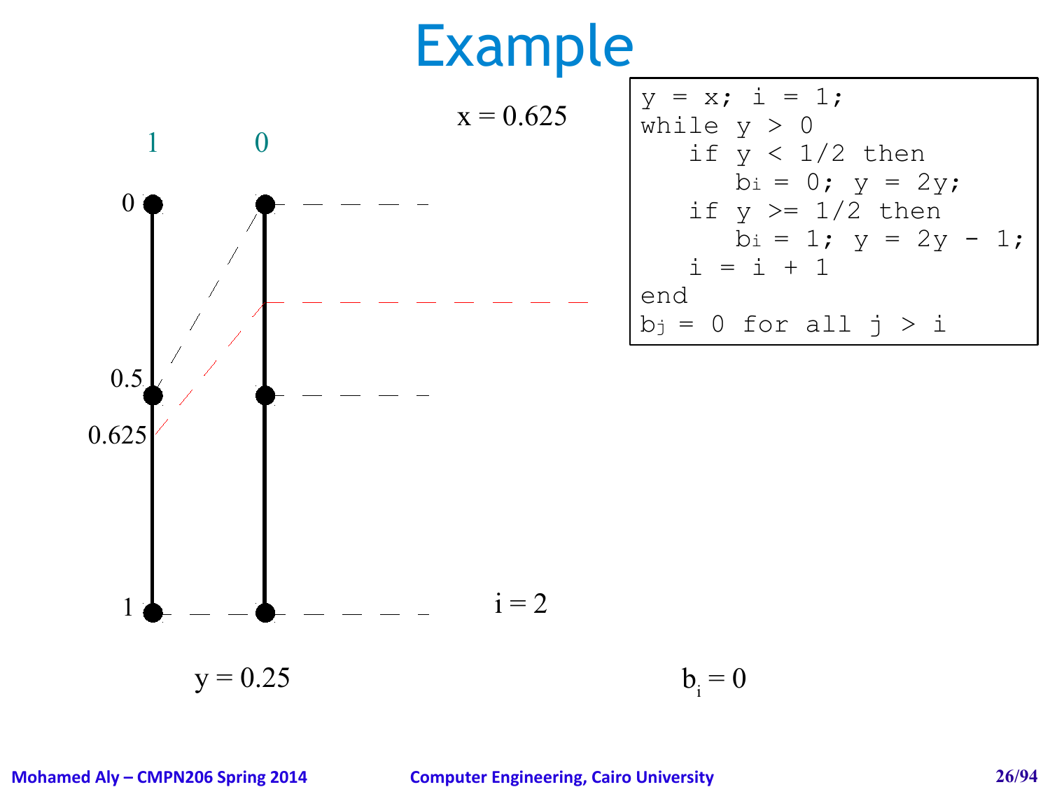# Example

$x = 0.625$

```
y = x; i = 1;
while y > 0
   if y < 1/2 then
      bi = 0; y = 2y;
   if y >= 1/2 then
      bi = 1; y = 2y - 1;
   i = i + 1
end
bj = 0 for all j > i
```

1 0

0

0.5

0.625

1

$i = 2$

$y = 0.25$

$b_i = 0$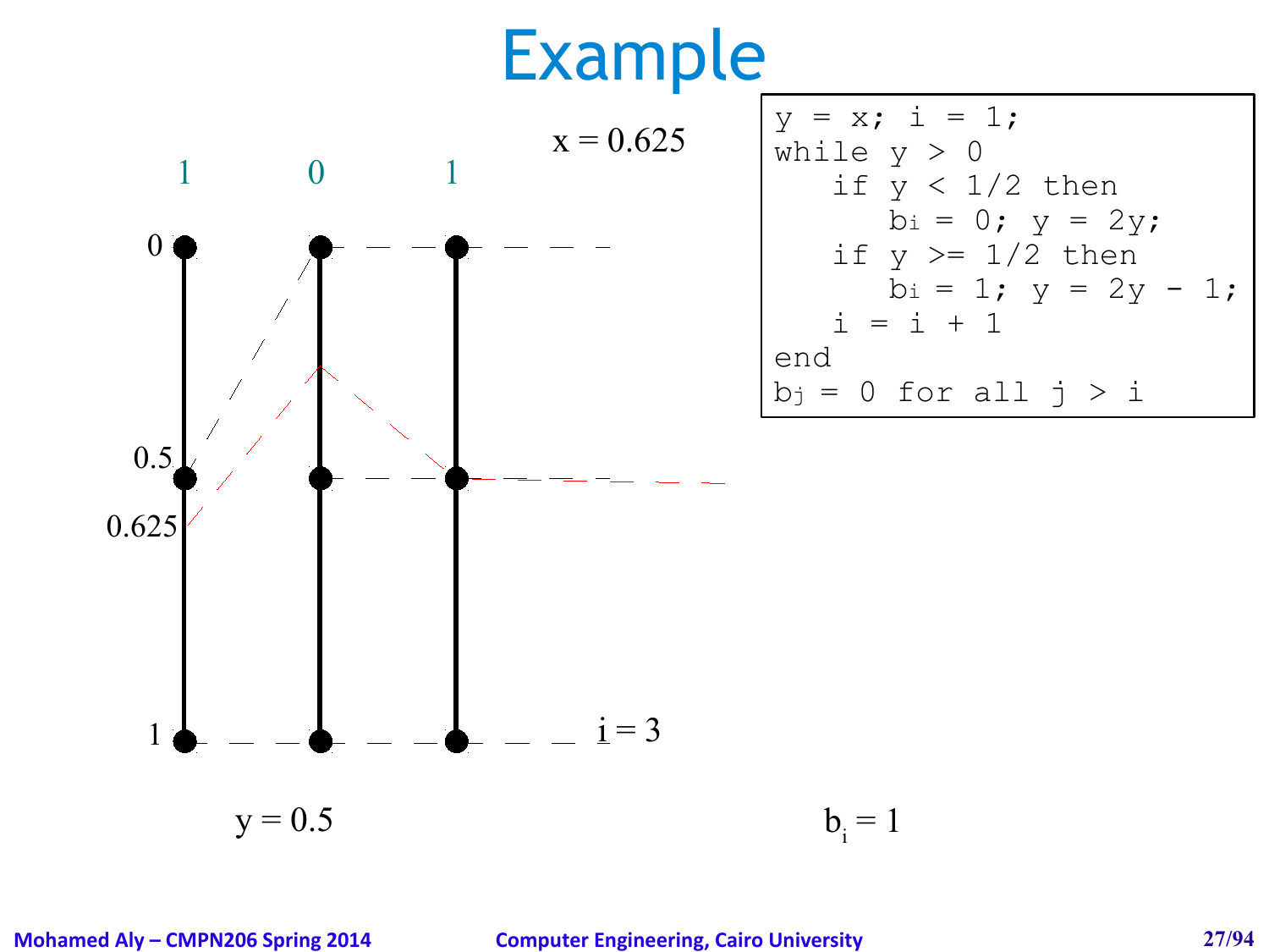# Example

x = 0.625

```
y = x; i = 1;
while y > 0
   if y < 1/2 then
      bi = 0; y = 2y;
   if y >= 1/2 then
      bi = 1; y = 2y - 1;
   i = i + 1
end
bj = 0 for all j > i
```

1 0 1

0

0.5

0.625

1

i = 3

y = 0.5

$b_i = 1$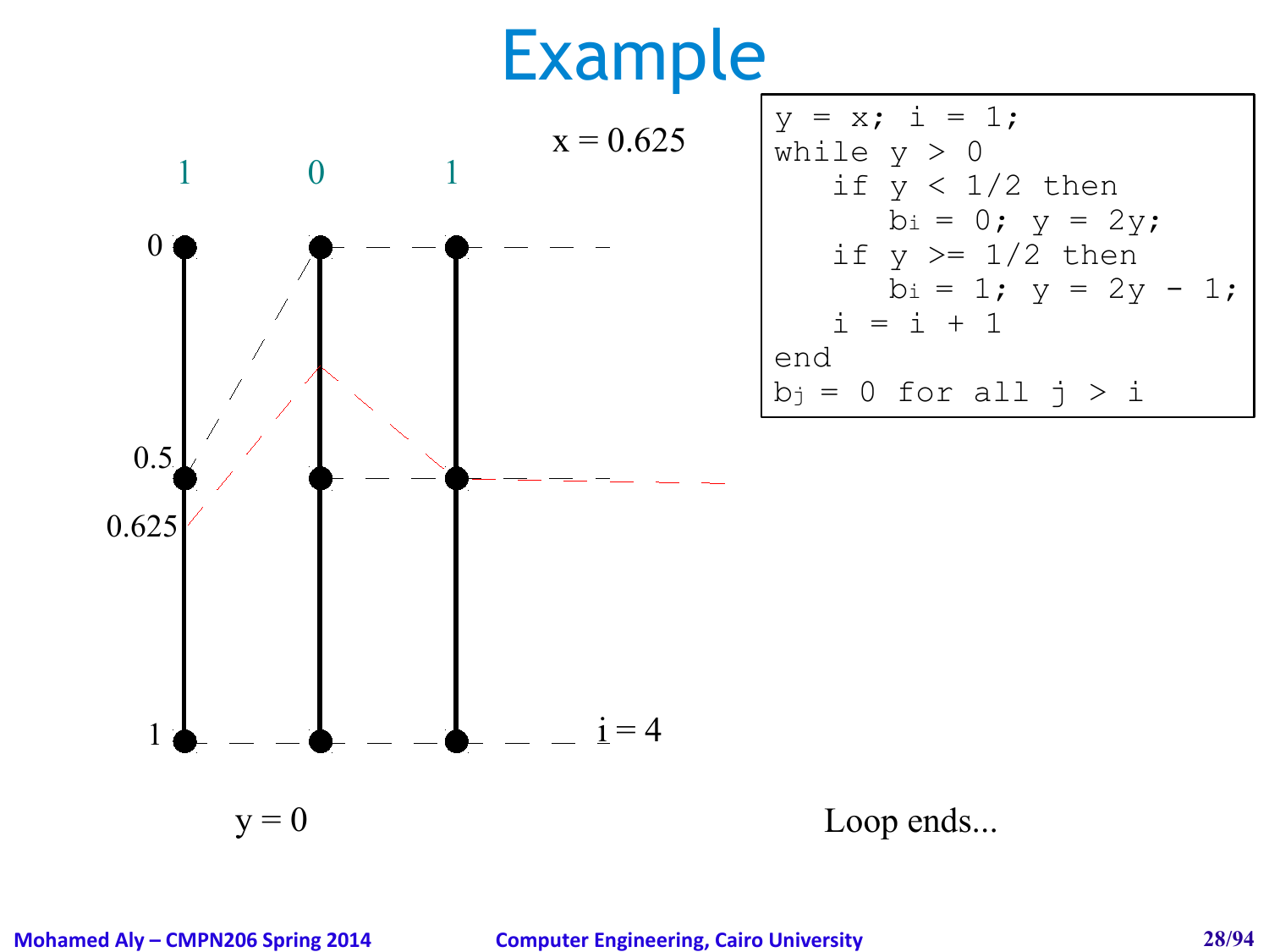# Example

x = 0.625

1 0 1

0

0.5

0.625

1

i = 4

y = 0

```
y = x; i = 1;
while y > 0
   if y < 1/2 then
      bi = 0; y = 2y;
   if y >= 1/2 then
      bi = 1; y = 2y - 1;
   i = i + 1
end
bj = 0 for all j > i
```

Loop ends...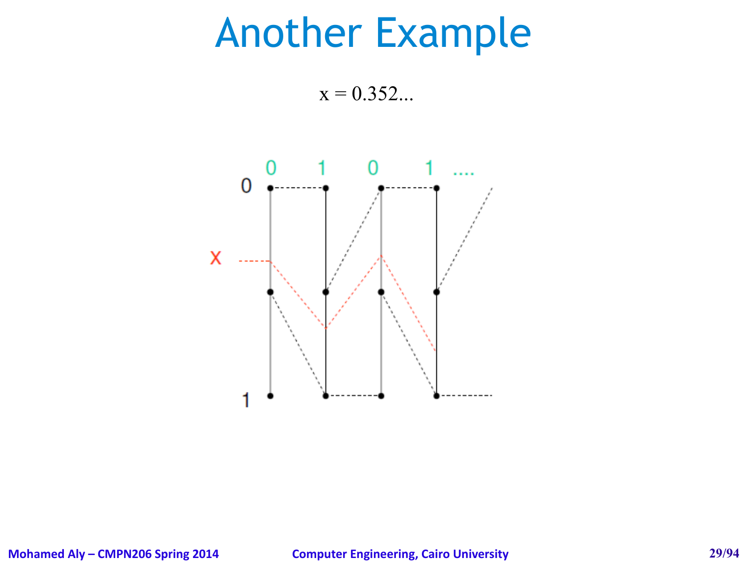# Another Example

$x = 0.352...$

0 1 0 1 ....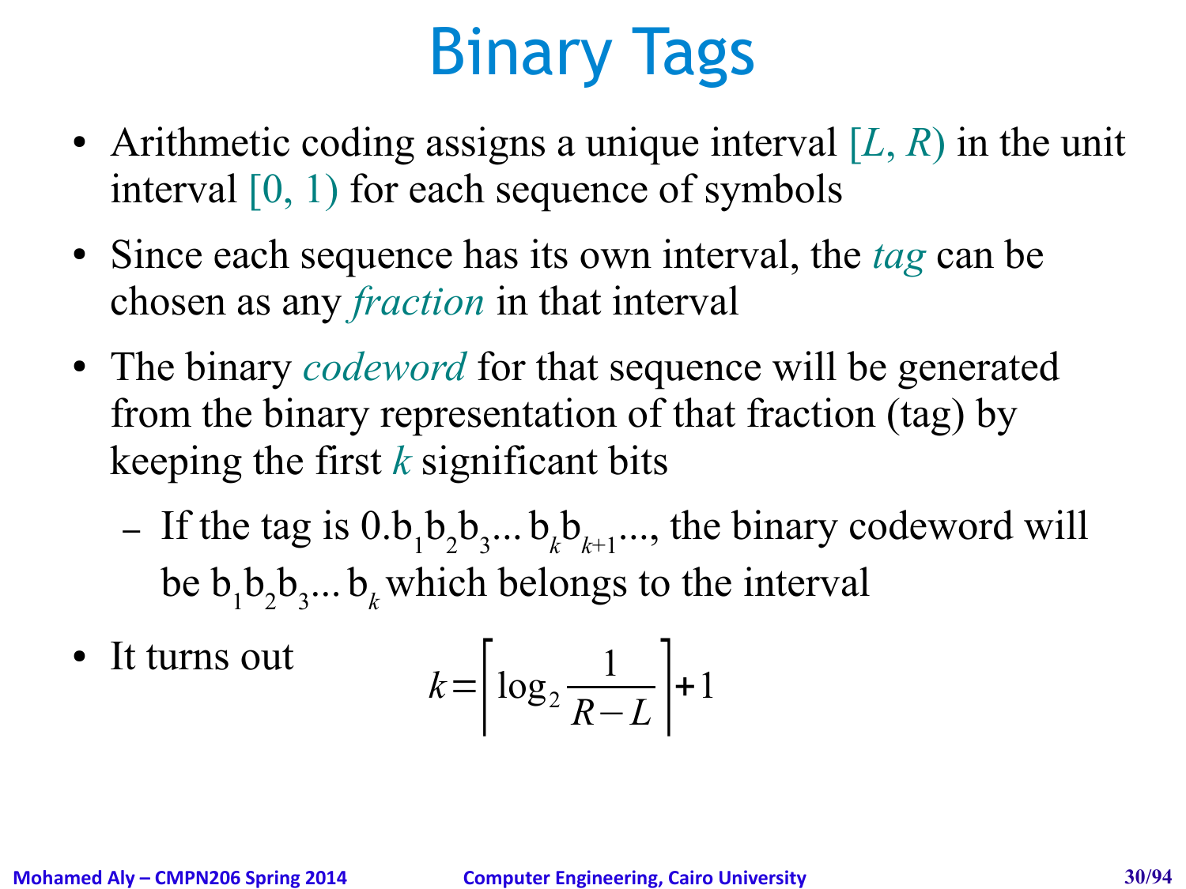# Binary Tags

- Arithmetic coding assigns a unique interval $[L, R)$ in the unit interval $[0, 1)$ for each sequence of symbols
- Since each sequence has its own interval, the *tag* can be chosen as any *fraction* in that interval
- The binary *codeword* for that sequence will be generated from the binary representation of that fraction (tag) by keeping the first $k$ significant bits
  - If the tag is $0.b_1 b_2 b_3 \ldots b_k b_{k+1} \ldots$, the binary codeword will be $b_1 b_2 b_3 \ldots b_k$ which belongs to the interval
- It turns out

$$k = \left\lceil \log_2 \frac{1}{R - L} \right\rceil + 1$$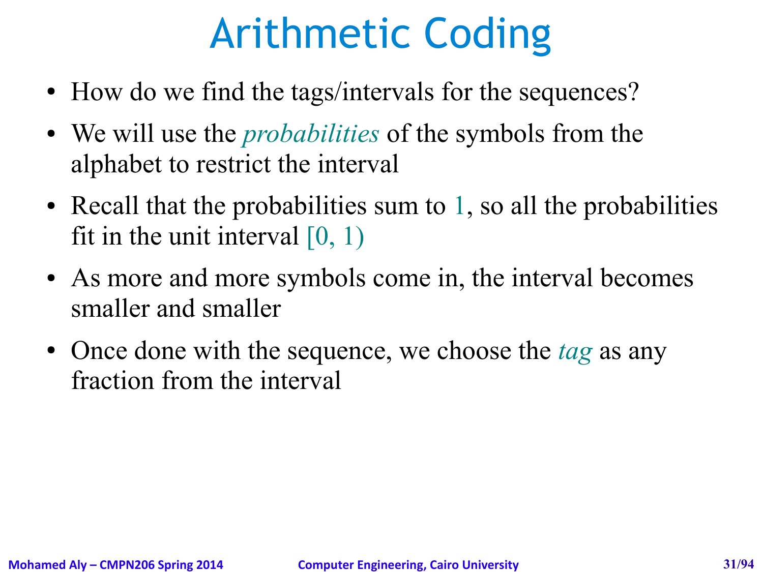# Arithmetic Coding

- How do we find the tags/intervals for the sequences?
- We will use the *probabilities* of the symbols from the alphabet to restrict the interval
- Recall that the probabilities sum to 1, so all the probabilities fit in the unit interval $[0, 1)$
- As more and more symbols come in, the interval becomes smaller and smaller
- Once done with the sequence, we choose the *tag* as any fraction from the interval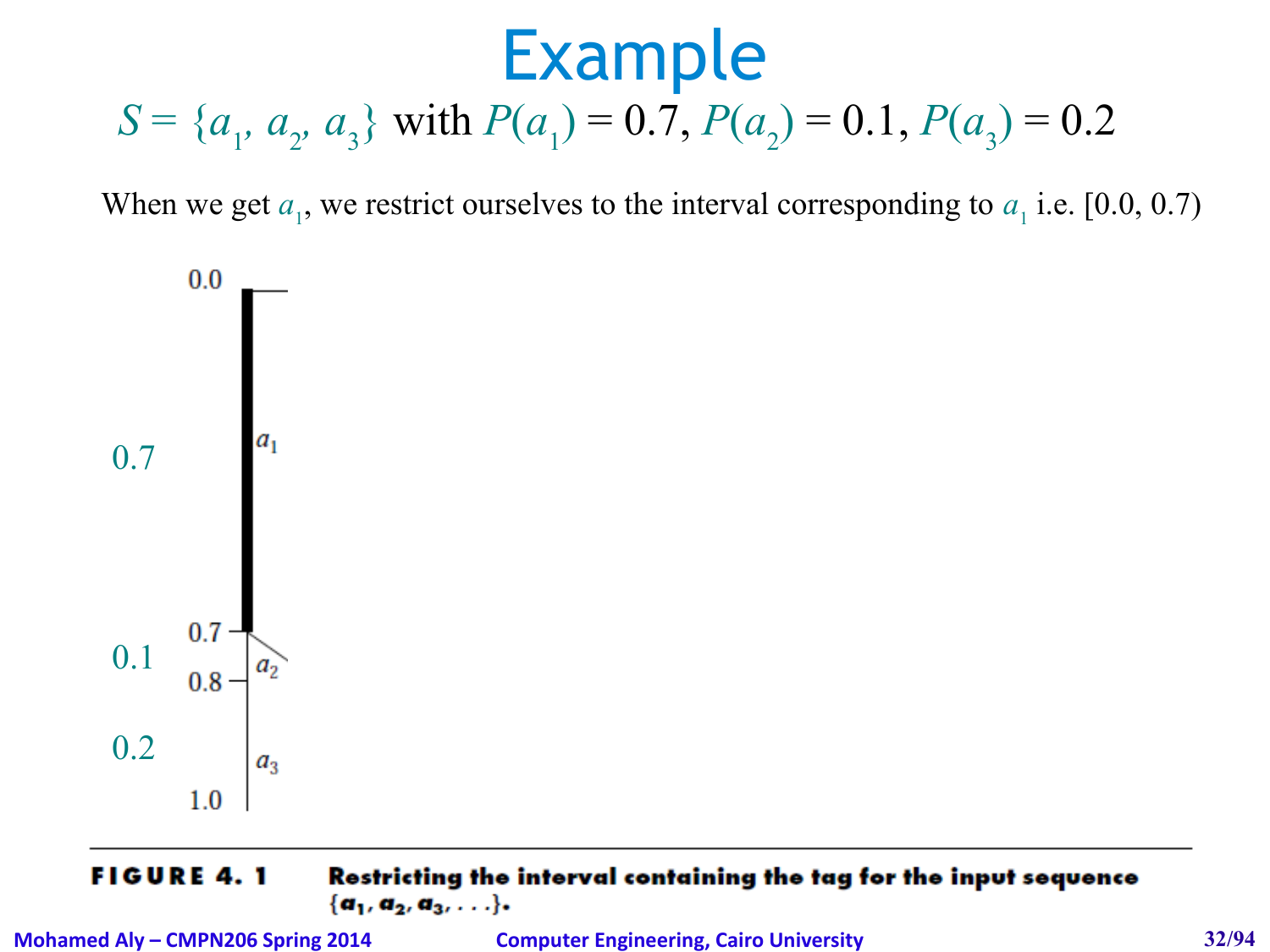# Example

$S = \{a_1, a_2, a_3\}$ with $P(a_1) = 0.7$, $P(a_2) = 0.1$, $P(a_3) = 0.2$

When we get $a_1$, we restrict ourselves to the interval corresponding to $a_1$ i.e. [0.0, 0.7)

0.0

0.7 — $a_1$

0.7

0.1 — $a_2$

0.8

0.2 — $a_3$

1.0

**FIGURE 4.1** Restricting the interval containing the tag for the input sequence $\{a_1, a_2, a_3, \ldots\}$.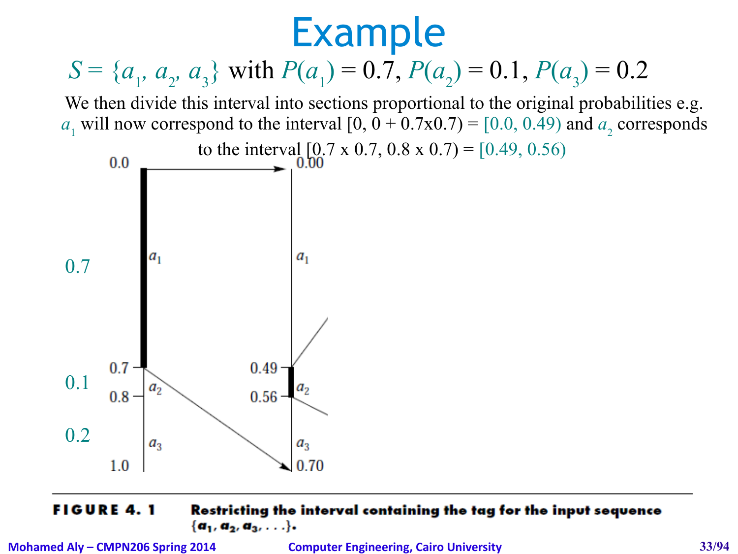# Example

$S = \{a_1, a_2, a_3\}$ with $P(a_1) = 0.7$, $P(a_2) = 0.1$, $P(a_3) = 0.2$

We then divide this interval into sections proportional to the original probabilities e.g. $a_1$ will now correspond to the interval $[0, 0 + 0.7 \times 0.7) = [0.0, 0.49)$ and $a_2$ corresponds to the interval $[0.7 \times 0.7, 0.8 \times 0.7) = [0.49, 0.56)$

0.7

0.1

0.2

0.0, 0.7, 0.8, 1.0 — $a_1$, $a_2$, $a_3$

0.00, 0.49, 0.56, 0.70 — $a_1$, $a_2$, $a_3$

**FIGURE 4.1** Restricting the interval containing the tag for the input sequence $\{a_1, a_2, a_3, \ldots\}$.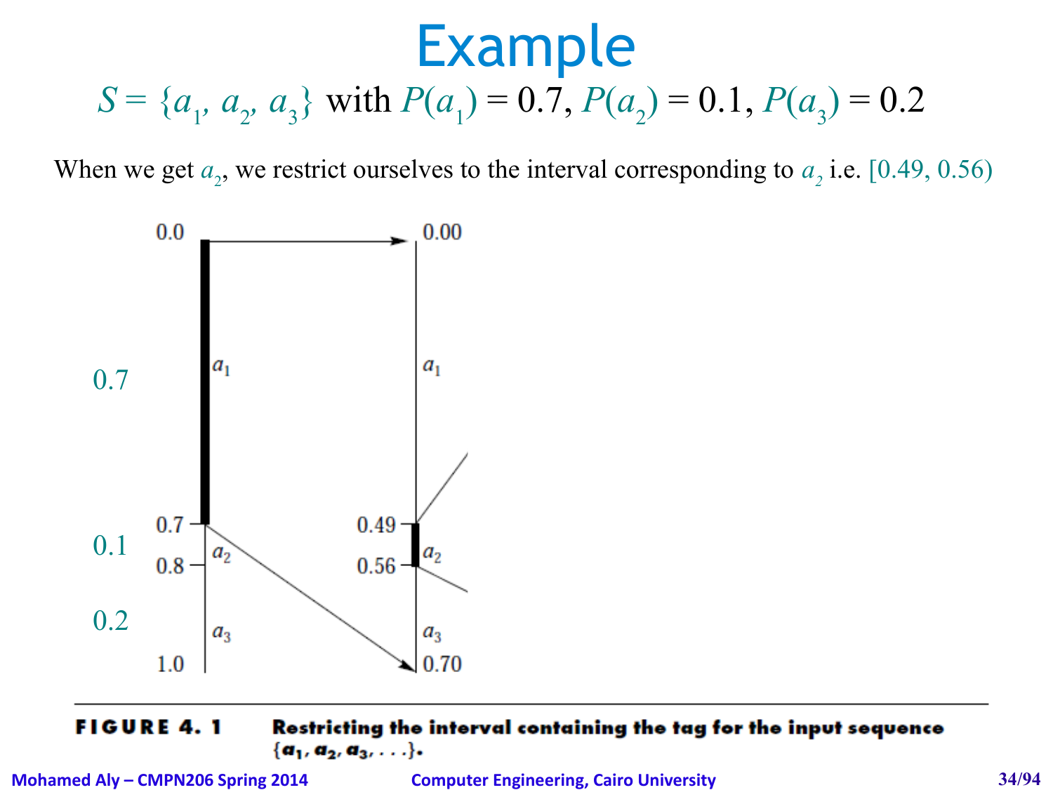# Example

$$S = \{a_1, a_2, a_3\} \text{ with } P(a_1) = 0.7, P(a_2) = 0.1, P(a_3) = 0.2$$

When we get $a_2$, we restrict ourselves to the interval corresponding to $a_2$ i.e. [0.49, 0.56)

| Probability | Interval 1 | Symbol | Interval 2 | Symbol |
|---|---|---|---|---|
| 0.7 | 0.0 – 0.7 | $a_1$ | 0.00 – 0.49 | $a_1$ |
| 0.1 | 0.7 – 0.8 | $a_2$ | 0.49 – 0.56 | $a_2$ |
| 0.2 | 0.8 – 1.0 | $a_3$ | 0.56 – 0.70 | $a_3$ |

**FIGURE 4.1** Restricting the interval containing the tag for the input sequence $\{a_1, a_2, a_3, \ldots\}$.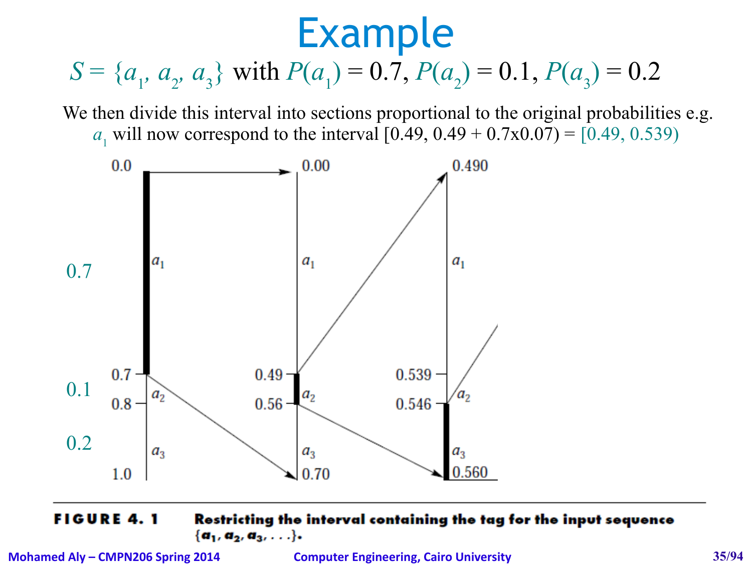# Example

$S = \{a_1, a_2, a_3\}$ with $P(a_1) = 0.7$, $P(a_2) = 0.1$, $P(a_3) = 0.2$

We then divide this interval into sections proportional to the original probabilities e.g. $a_1$ will now correspond to the interval $[0.49, 0.49 + 0.7\text{x}0.07) = [0.49, 0.539)$

**FIGURE 4.1** Restricting the interval containing the tag for the input sequence $\{a_1, a_2, a_3, \ldots\}$.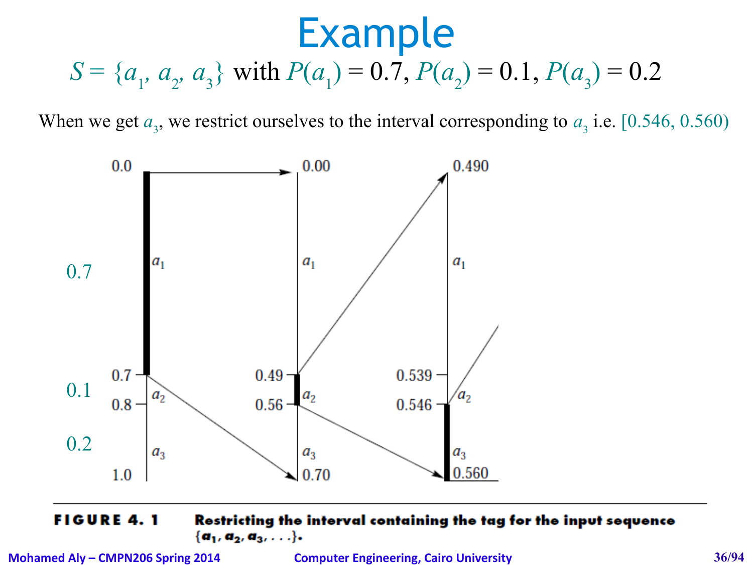# Example

$S = \{a_1, a_2, a_3\}$ with $P(a_1) = 0.7$, $P(a_2) = 0.1$, $P(a_3) = 0.2$

When we get $a_3$, we restrict ourselves to the interval corresponding to $a_3$ i.e. $[0.546, 0.560)$

0.7

0.1

0.2

0.0 | 0.00 | 0.490

$a_1$ | $a_1$ | $a_1$

0.7 | 0.49 | 0.539

$a_2$ | $a_2$ | $a_2$

0.8 | 0.56 | 0.546

$a_3$ | $a_3$ | $a_3$

1.0 | 0.70 | 0.560

**FIGURE 4.1** Restricting the interval containing the tag for the input sequence $\{a_1, a_2, a_3, \ldots\}$.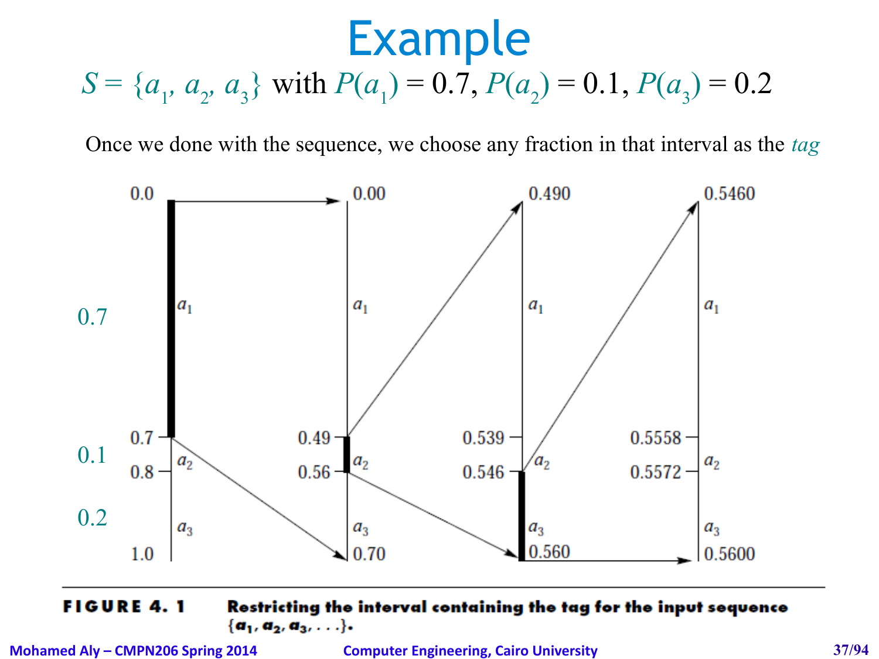# Example

$S = \{a_1, a_2, a_3\}$ with $P(a_1) = 0.7$, $P(a_2) = 0.1$, $P(a_3) = 0.2$

Once we done with the sequence, we choose any fraction in that interval as the *tag*

**FIGURE 4.1** Restricting the interval containing the tag for the input sequence $\{a_1, a_2, a_3, \ldots\}$.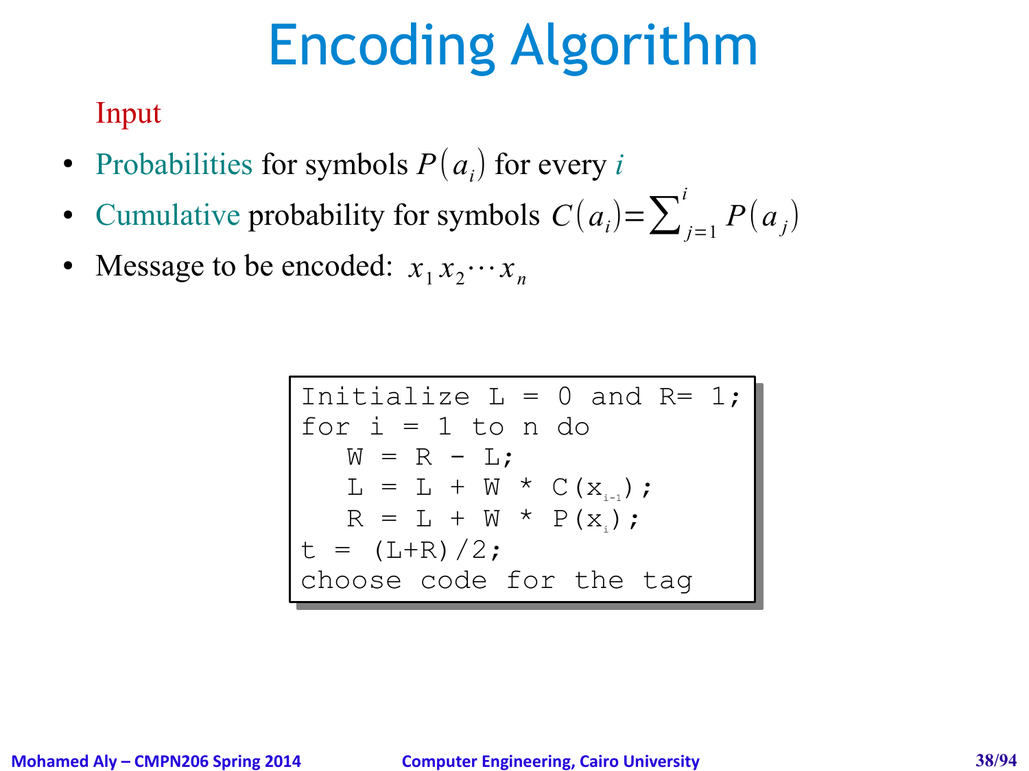# Encoding Algorithm

Input

- Probabilities for symbols $P(a_i)$ for every $i$
- Cumulative probability for symbols $C(a_i) = \sum_{j=1}^{i} P(a_j)$
- Message to be encoded: $x_1 x_2 \cdots x_n$

```
Initialize L = 0 and R= 1;
for i = 1 to n do
   W = R - L;
   L = L + W * C(x_{i-1});
   R = L + W * P(x_i);
t = (L+R)/2;
choose code for the tag
```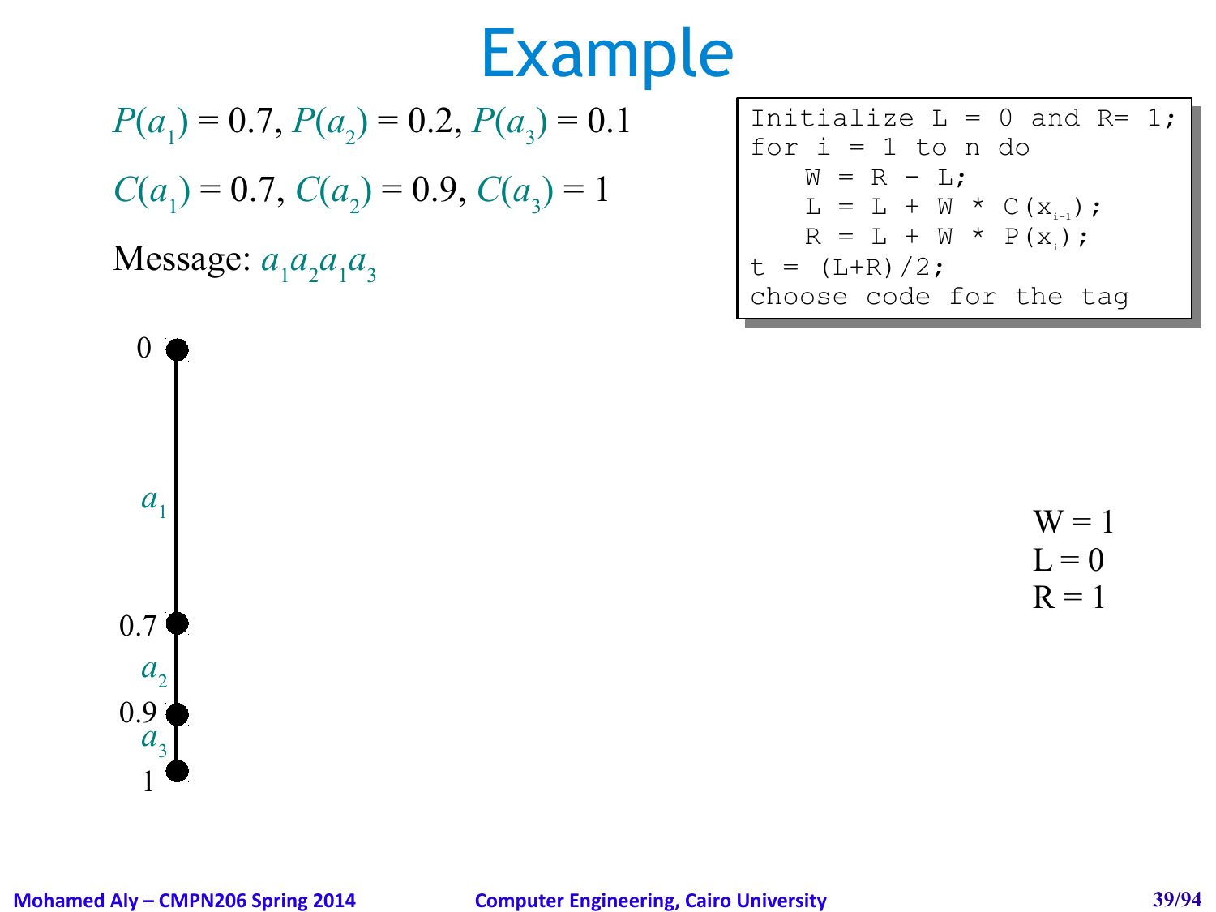# Example

$P(a_1) = 0.7, P(a_2) = 0.2, P(a_3) = 0.1$

$C(a_1) = 0.7, C(a_2) = 0.9, C(a_3) = 1$

Message: $a_1 a_2 a_1 a_3$

```
Initialize L = 0 and R= 1;
for i = 1 to n do
   W = R - L;
   L = L + W * C(x_{i-1});
   R = L + W * P(x_i);
t = (L+R)/2;
choose code for the tag
```

0

$a_1$

0.7

$a_2$

0.9

$a_3$

1

W = 1
L = 0
R = 1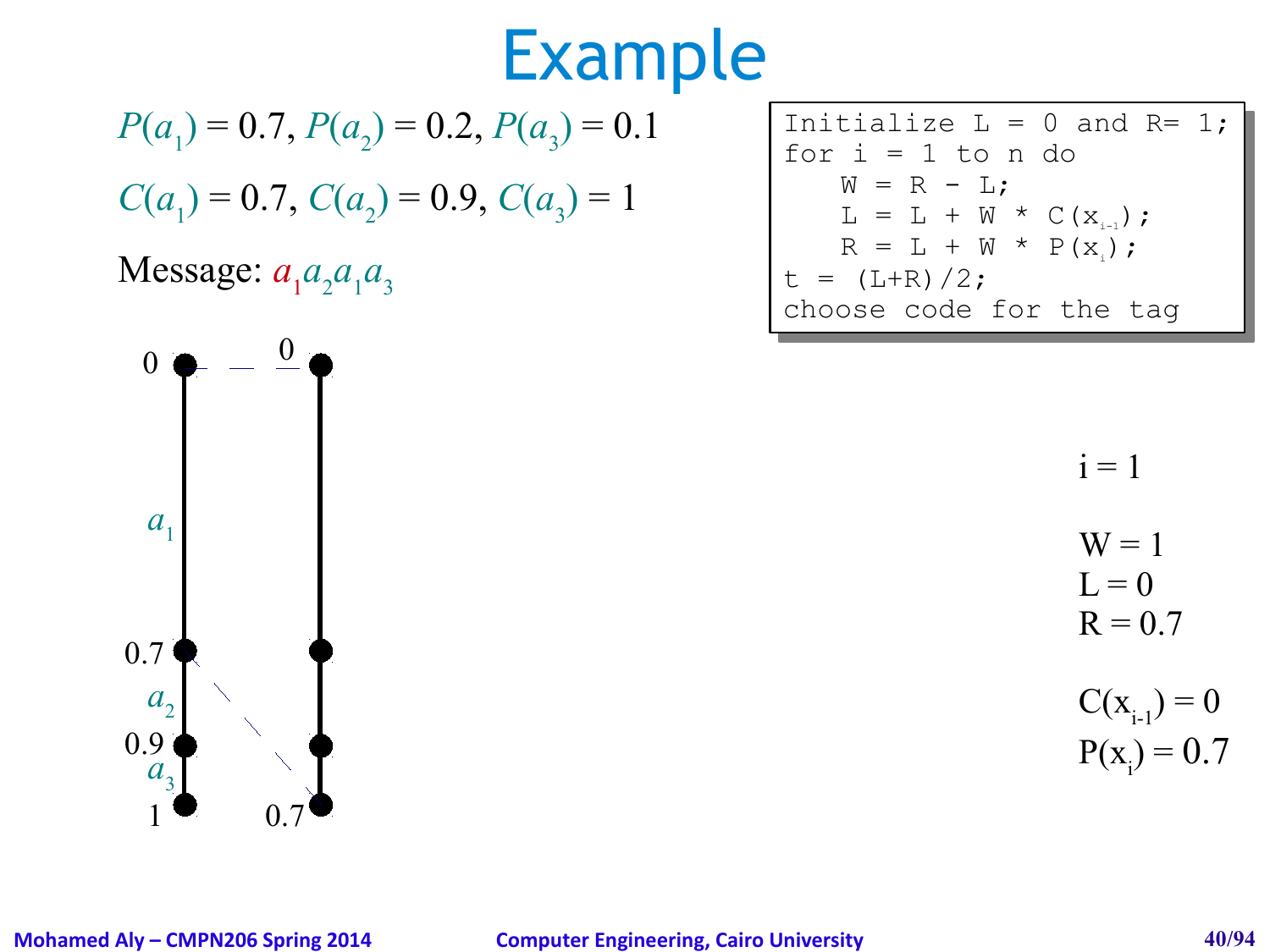# Example

$P(a_1) = 0.7$, $P(a_2) = 0.2$, $P(a_3) = 0.1$

$C(a_1) = 0.7$, $C(a_2) = 0.9$, $C(a_3) = 1$

Message: $a_1 a_2 a_1 a_3$

```
Initialize L = 0 and R= 1;
for i = 1 to n do
   W = R - L;
   L = L + W * C(x_{i-1});
   R = L + W * P(x_i);
t = (L+R)/2;
choose code for the tag
```

0, $a_1$, 0.7, $a_2$, 0.9, $a_3$, 1

0, 0.7

i = 1

W = 1
L = 0
R = 0.7

$C(x_{i-1}) = 0$
$P(x_i) = 0.7$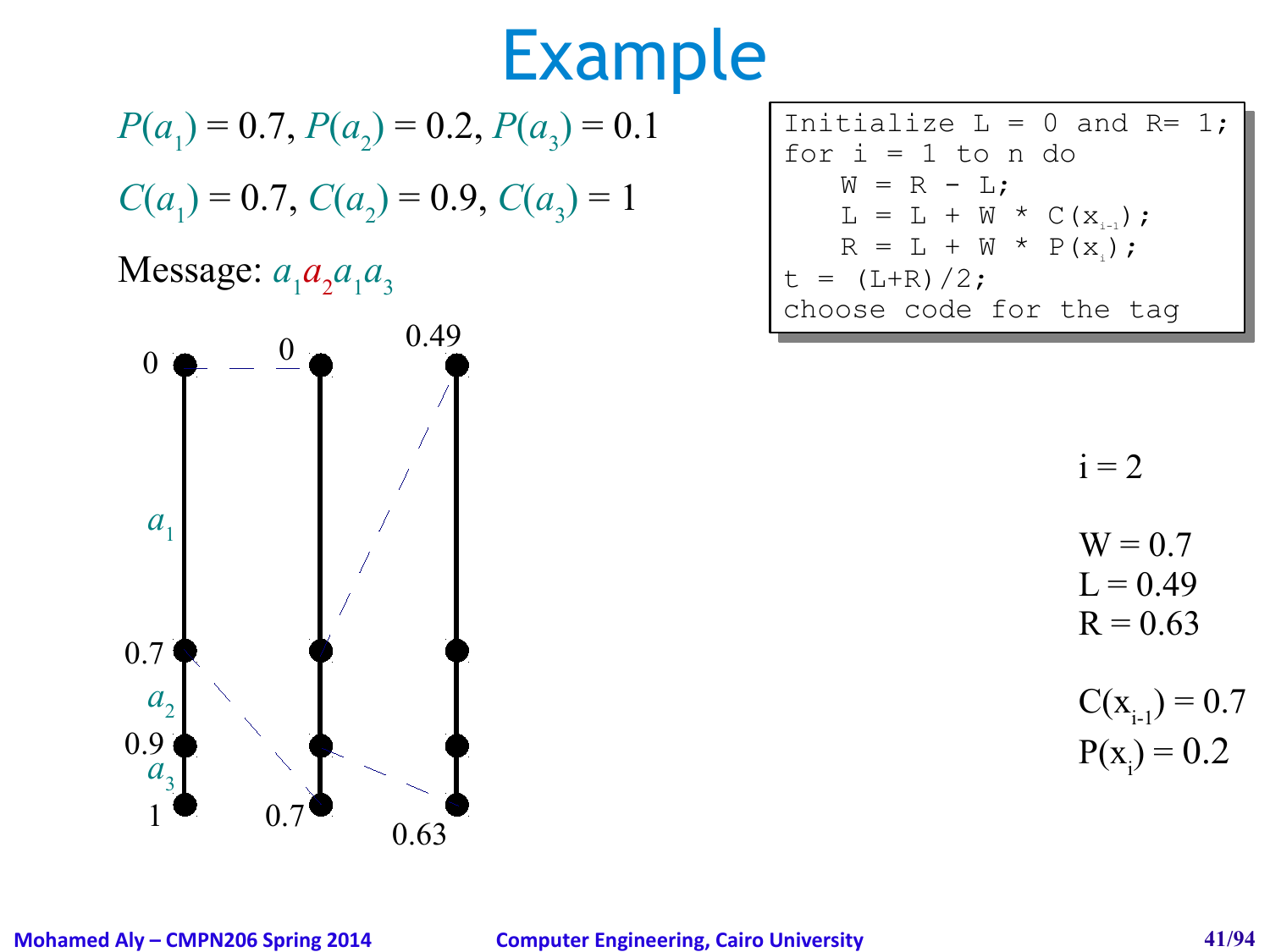# Example

$P(a_1) = 0.7, P(a_2) = 0.2, P(a_3) = 0.1$

$C(a_1) = 0.7, C(a_2) = 0.9, C(a_3) = 1$

Message: $a_1 a_2 a_1 a_3$

```
Initialize L = 0 and R= 1;
for i = 1 to n do
    W = R - L;
    L = L + W * C(x_{i-1});
    R = L + W * P(x_i);
t = (L+R)/2;
choose code for the tag
```

0, $a_1$, 0.7, $a_2$, 0.9, $a_3$, 1

0, 0.7

0.49, 0.63

i = 2

W = 0.7
L = 0.49
R = 0.63

$C(x_{i-1}) = 0.7$
$P(x_i) = 0.2$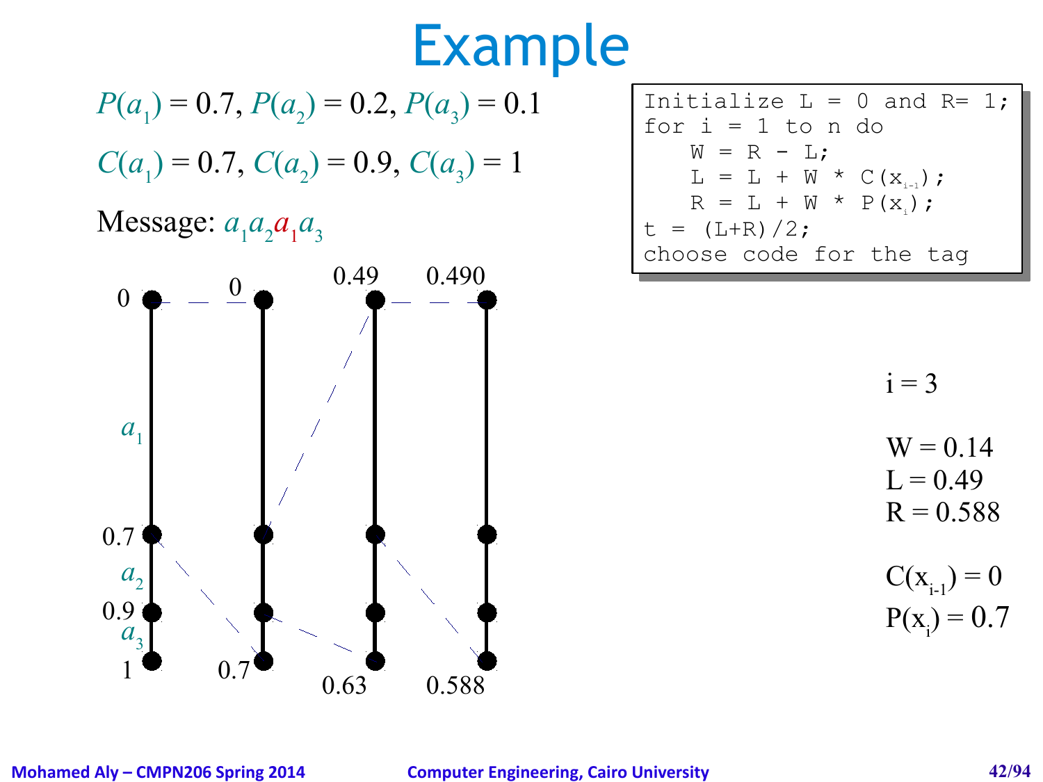# Example

$P(a_1) = 0.7, P(a_2) = 0.2, P(a_3) = 0.1$

$C(a_1) = 0.7, C(a_2) = 0.9, C(a_3) = 1$

Message: $a_1 a_2 a_1 a_3$

```
Initialize L = 0 and R= 1;
for i = 1 to n do
    W = R - L;
    L = L + W * C(x_{i-1});
    R = L + W * P(x_i);
t = (L+R)/2;
choose code for the tag
```

0, 0.7, 0.9, 1 ($a_1$, $a_2$, $a_3$) → 0, 0.7 → 0.49, 0.63 → 0.490, 0.588

i = 3

W = 0.14
L = 0.49
R = 0.588

$C(x_{i-1}) = 0$
$P(x_i) = 0.7$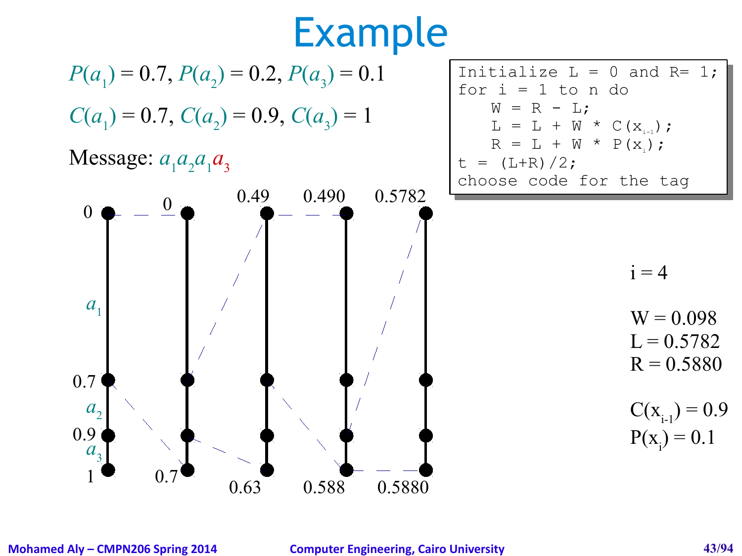# Example

$P(a_1) = 0.7, P(a_2) = 0.2, P(a_3) = 0.1$

$C(a_1) = 0.7, C(a_2) = 0.9, C(a_3) = 1$

Message: $a_1 a_2 a_1 a_3$

```
Initialize L = 0 and R= 1;
for i = 1 to n do
   W = R - L;
   L = L + W * C(x_{i-1});
   R = L + W * P(x_i);
t = (L+R)/2;
choose code for the tag
```

0, 0.7, 0.9, 1 ($a_1$, $a_2$, $a_3$)

0, 0.7

0.49, 0.63

0.490, 0.588

0.5782, 0.5880

i = 4

W = 0.098
L = 0.5782
R = 0.5880

$C(x_{i-1}) = 0.9$
$P(x_i) = 0.1$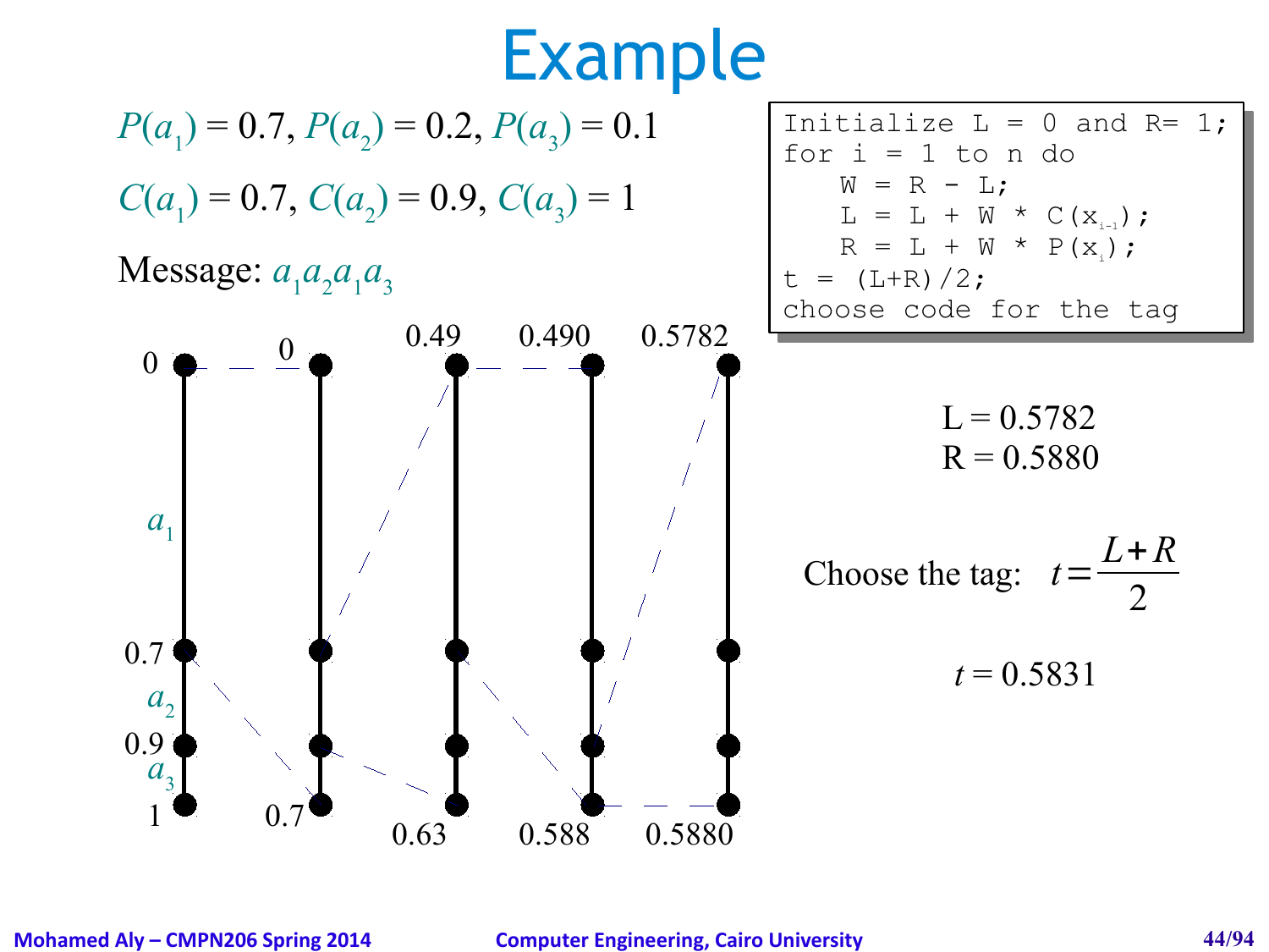# Example

$P(a_1) = 0.7, P(a_2) = 0.2, P(a_3) = 0.1$

$C(a_1) = 0.7, C(a_2) = 0.9, C(a_3) = 1$

Message: $a_1 a_2 a_1 a_3$

```
Initialize L = 0 and R= 1;
for i = 1 to n do
    W = R - L;
    L = L + W * C(x_{i-1});
    R = L + W * P(x_i);
t = (L+R)/2;
choose code for the tag
```

| Step | Lower | Upper |
|---|---|---|
| Initial | 0 | 1 |
| $a_1$ | 0 | 0.7 |
| $a_2$ | 0.49 | 0.63 |
| $a_1$ | 0.490 | 0.588 |
| $a_3$ | 0.5782 | 0.5880 |

Interval boundaries on the initial line: $a_1$: 0 to 0.7, $a_2$: 0.7 to 0.9, $a_3$: 0.9 to 1.

$L = 0.5782$
$R = 0.5880$

Choose the tag: $t = \frac{L+R}{2}$

$t = 0.5831$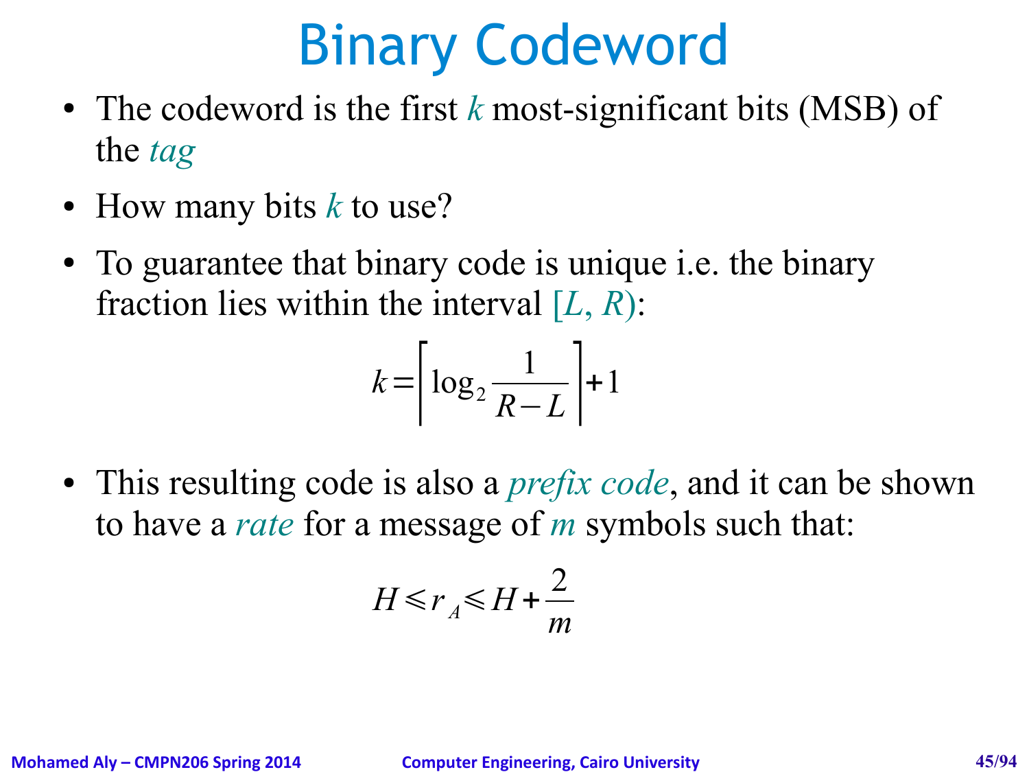# Binary Codeword

- The codeword is the first $k$ most-significant bits (MSB) of the *tag*
- How many bits $k$ to use?
- To guarantee that binary code is unique i.e. the binary fraction lies within the interval $[L, R)$:

$$k = \left\lceil \log_2 \frac{1}{R-L} \right\rceil + 1$$

- This resulting code is also a *prefix code*, and it can be shown to have a *rate* for a message of $m$ symbols such that:

$$H \leqslant r_A \leqslant H + \frac{2}{m}$$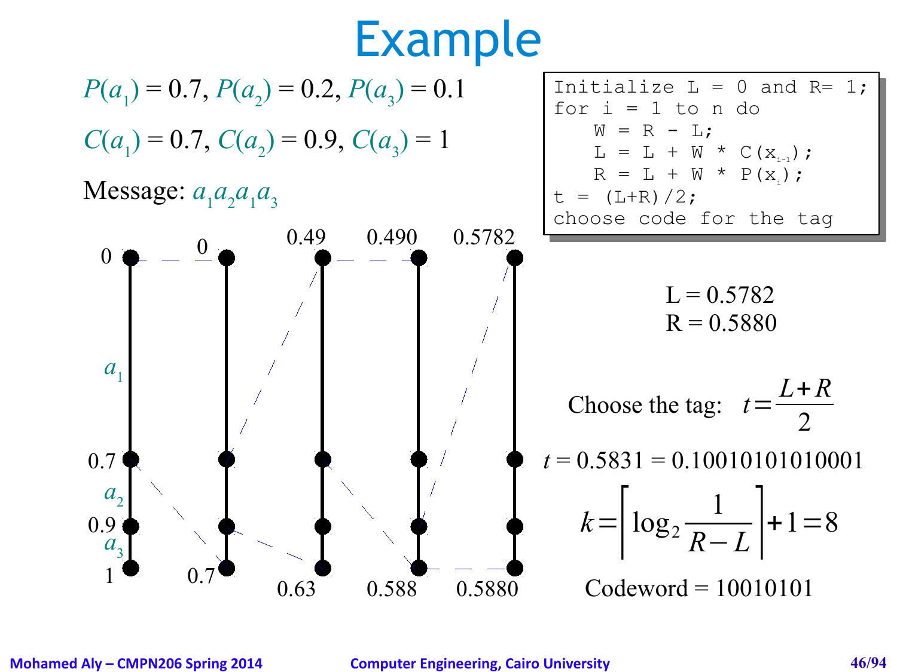# Example

$P(a_1) = 0.7, P(a_2) = 0.2, P(a_3) = 0.1$

$C(a_1) = 0.7, C(a_2) = 0.9, C(a_3) = 1$

Message: $a_1 a_2 a_1 a_3$

```
Initialize L = 0 and R= 1;
for i = 1 to n do
    W = R - L;
    L = L + W * C(x_{i-1});
    R = L + W * P(x_i);
t = (L+R)/2;
choose code for the tag
```

0, 0.7, 0.9, 1 ($a_1$, $a_2$, $a_3$) | 0, 0.7 | 0.49, 0.63 | 0.490, 0.588 | 0.5782, 0.5880

L = 0.5782
R = 0.5880

Choose the tag: $t = \dfrac{L+R}{2}$

$t = 0.5831 = 0.10010101010001$

$$k = \left\lceil \log_2 \frac{1}{R-L} \right\rceil + 1 = 8$$

Codeword = 10010101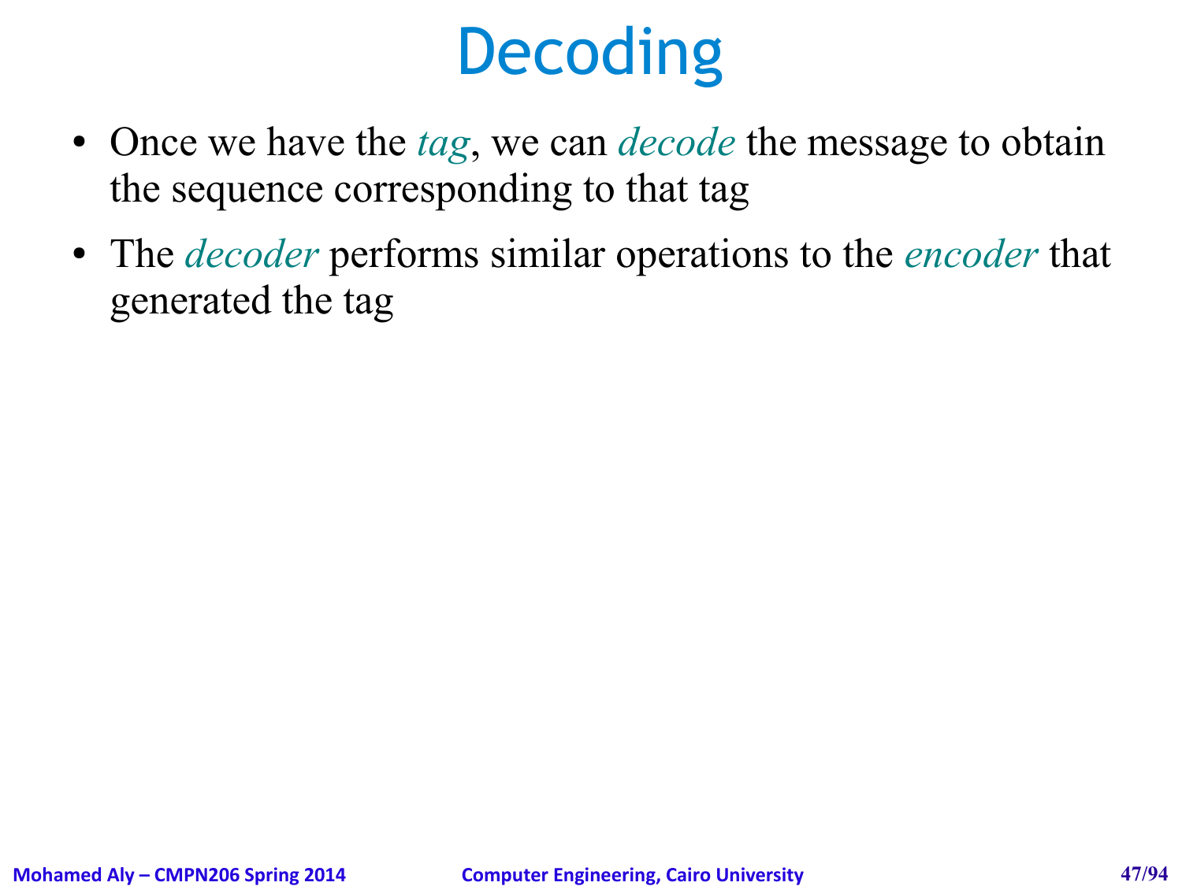# Decoding

- Once we have the *tag*, we can *decode* the message to obtain the sequence corresponding to that tag
- The *decoder* performs similar operations to the *encoder* that generated the tag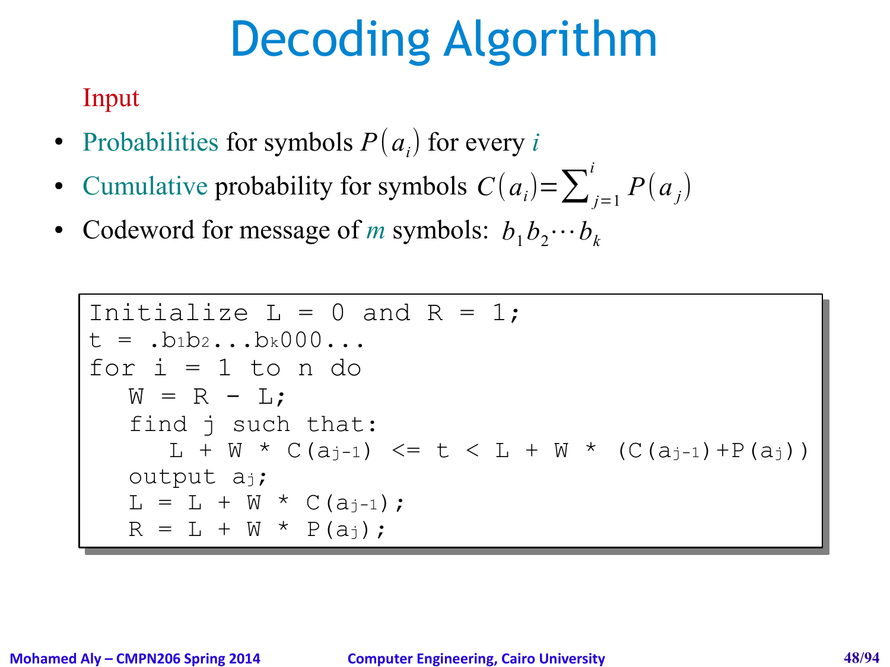# Decoding Algorithm

Input

- Probabilities for symbols $P(a_i)$ for every $i$
- Cumulative probability for symbols $C(a_i) = \sum_{j=1}^{i} P(a_j)$
- Codeword for message of $m$ symbols: $b_1 b_2 \cdots b_k$

```
Initialize L = 0 and R = 1;
t = .b1b2...bk000...
for i = 1 to n do
   W = R - L;
   find j such that:
      L + W * C(aj-1) <= t < L + W * (C(aj-1)+P(aj))
   output aj;
   L = L + W * C(aj-1);
   R = L + W * P(aj);
```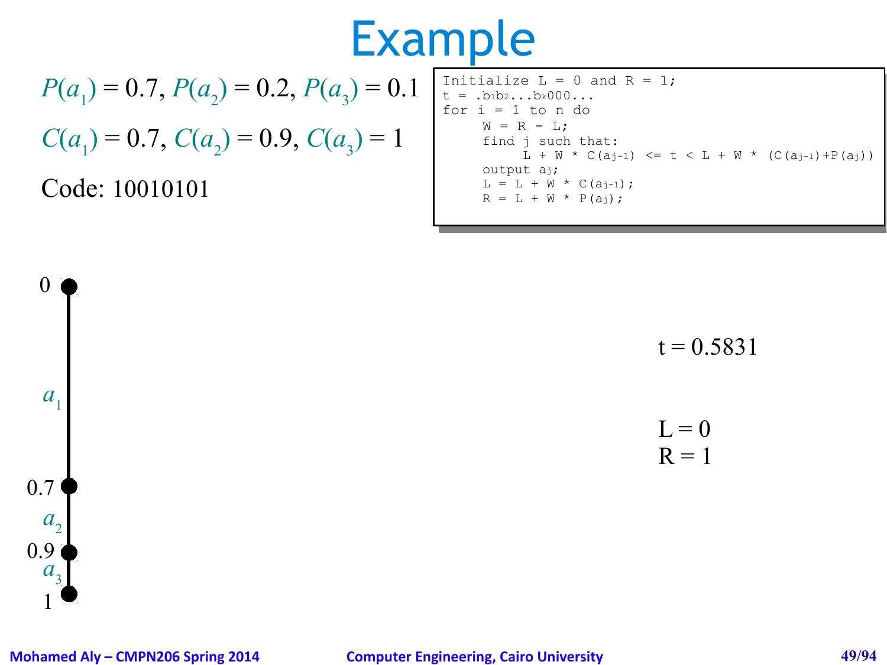# Example

$P(a_1) = 0.7$, $P(a_2) = 0.2$, $P(a_3) = 0.1$

$C(a_1) = 0.7$, $C(a_2) = 0.9$, $C(a_3) = 1$

Code: 10010101

```
Initialize L = 0 and R = 1;
t = .b1b2...bk000...
for i = 1 to n do
     W = R - L;
     find j such that:
          L + W * C(aj-1) <= t < L + W * (C(aj-1)+P(aj))
     output aj;
     L = L + W * C(aj-1);
     R = L + W * P(aj);
```

0

$a_1$

0.7

$a_2$

0.9

$a_3$

1

t = 0.5831

L = 0
R = 1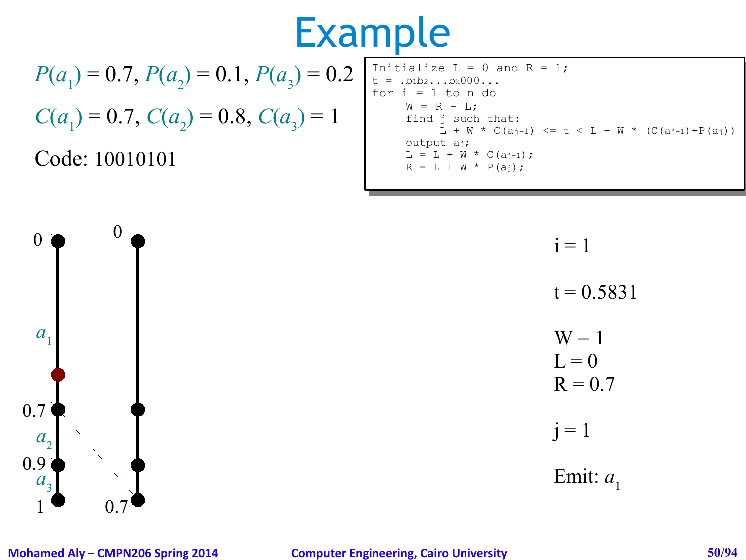# Example

$P(a_1) = 0.7$, $P(a_2) = 0.1$, $P(a_3) = 0.2$

$C(a_1) = 0.7$, $C(a_2) = 0.8$, $C(a_3) = 1$

Code: 10010101

```
Initialize L = 0 and R = 1;
t = .b1b2...bk000...
for i = 1 to n do
     W = R - L;
     find j such that:
          L + W * C(aj-1) <= t < L + W * (C(aj-1)+P(aj))
     output aj;
     L = L + W * C(aj-1);
     R = L + W * P(aj);
```

0 — 0

$a_1$

0.7

$a_2$

0.9

$a_3$

1 — 0.7

i = 1

t = 0.5831

W = 1
L = 0
R = 0.7

j = 1

Emit: $a_1$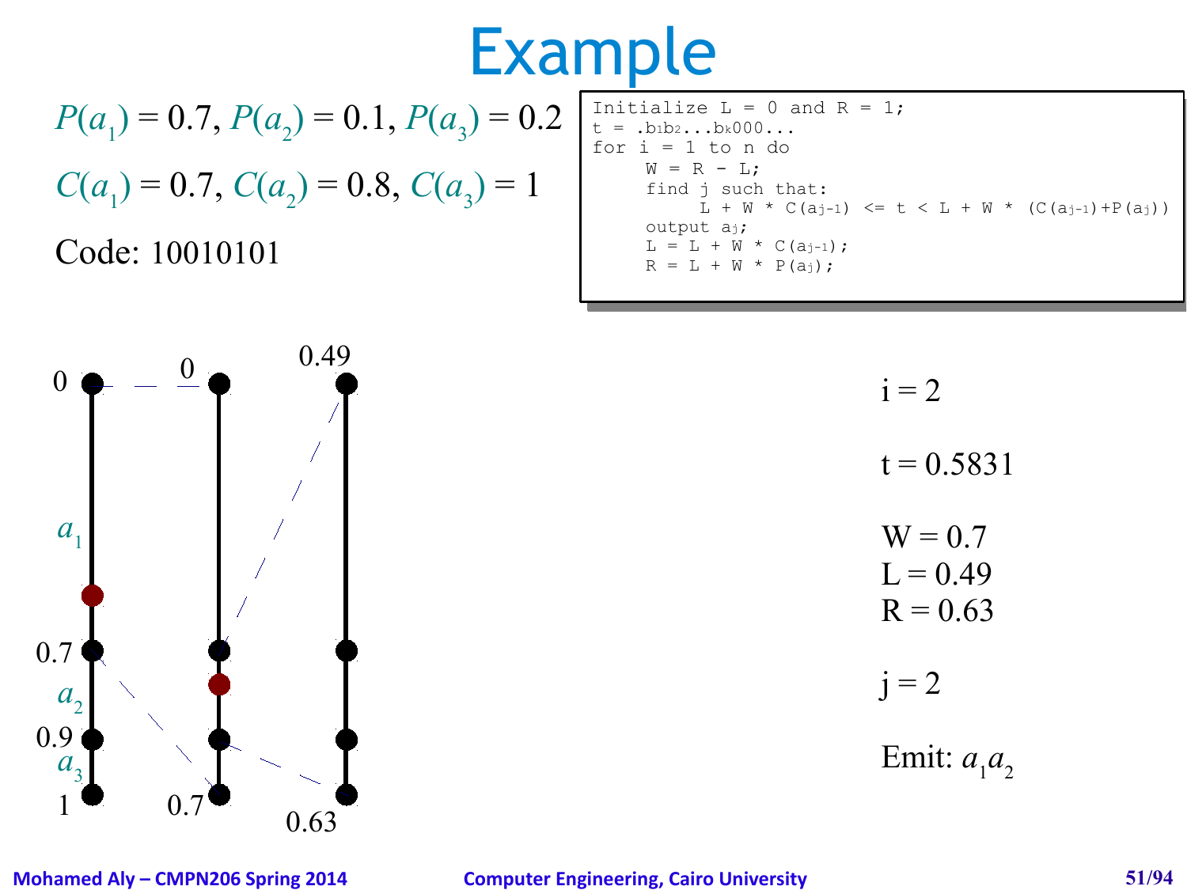# Example

$P(a_1) = 0.7$, $P(a_2) = 0.1$, $P(a_3) = 0.2$

$C(a_1) = 0.7$, $C(a_2) = 0.8$, $C(a_3) = 1$

Code: 10010101

```
Initialize L = 0 and R = 1;
t = .b1b2...bk000...
for i = 1 to n do
     W = R - L;
     find j such that:
          L + W * C(aj-1) <= t < L + W * (C(aj-1)+P(aj))
     output aj;
     L = L + W * C(aj-1);
     R = L + W * P(aj);
```

0, $a_1$, 0.7, $a_2$, 0.9, $a_3$, 1

0, 0.7

0.49, 0.63

i = 2

t = 0.5831

W = 0.7
L = 0.49
R = 0.63

j = 2

Emit: $a_1 a_2$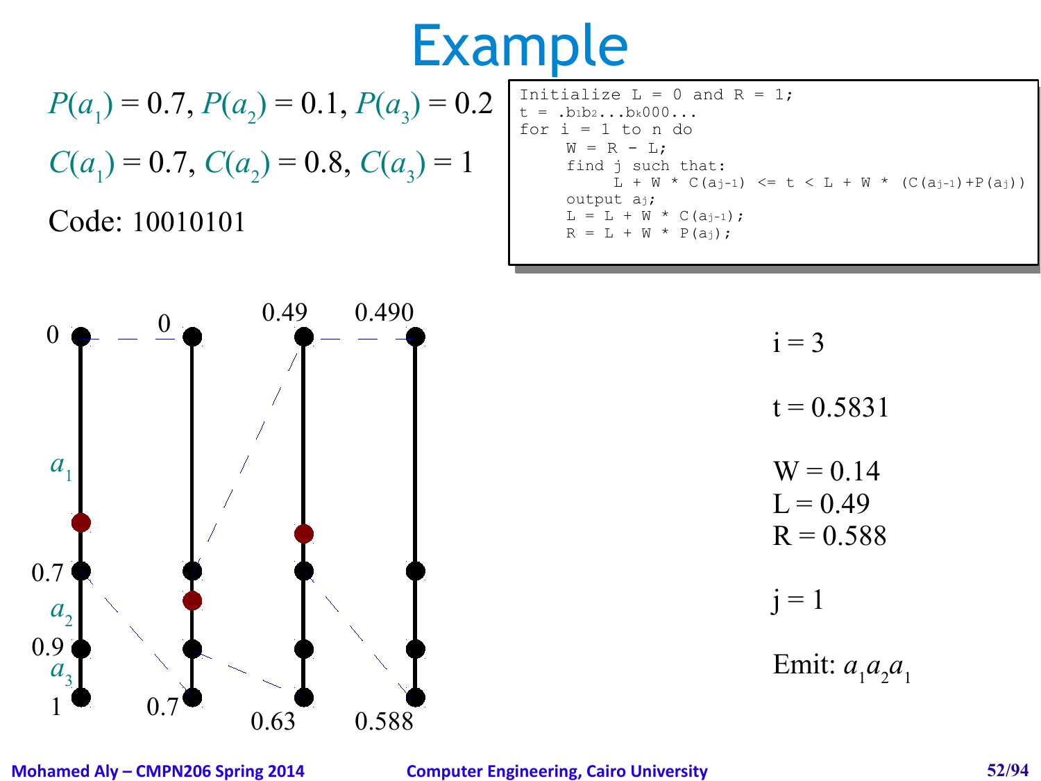# Example

$P(a_1) = 0.7$, $P(a_2) = 0.1$, $P(a_3) = 0.2$

$C(a_1) = 0.7$, $C(a_2) = 0.8$, $C(a_3) = 1$

Code: 10010101

```
Initialize L = 0 and R = 1;
t = .b1b2...bk000...
for i = 1 to n do
     W = R - L;
     find j such that:
          L + W * C(aj-1) <= t < L + W * (C(aj-1)+P(aj))
     output aj;
     L = L + W * C(aj-1);
     R = L + W * P(aj);
```

0, 0, 0.49, 0.490

$a_1$

0.7

$a_2$

0.9

$a_3$

1, 0.7, 0.63, 0.588

i = 3

t = 0.5831

W = 0.14
L = 0.49
R = 0.588

j = 1

Emit: $a_1a_2a_1$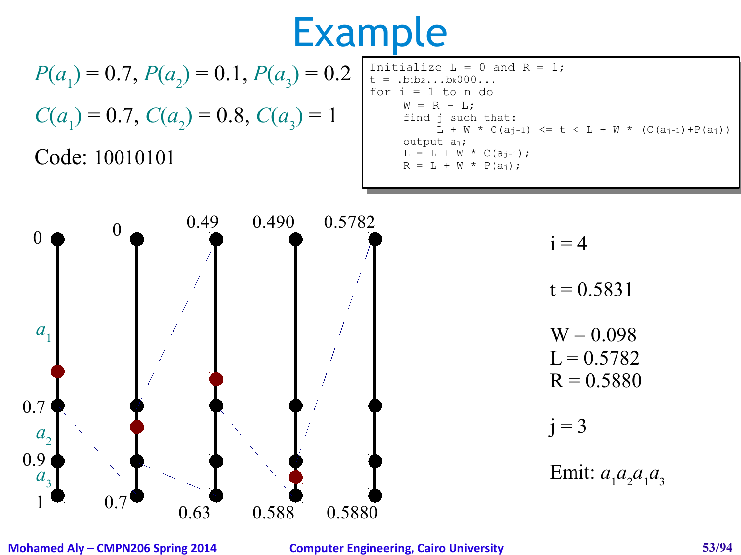# Example

$P(a_1) = 0.7$, $P(a_2) = 0.1$, $P(a_3) = 0.2$

$C(a_1) = 0.7$, $C(a_2) = 0.8$, $C(a_3) = 1$

Code: 10010101

```
Initialize L = 0 and R = 1;
t = .b1b2...bk000...
for i = 1 to n do
     W = R - L;
     find j such that:
          L + W * C(aj-1) <= t < L + W * (C(aj-1)+P(aj))
     output aj;
     L = L + W * C(aj-1);
     R = L + W * P(aj);
```

Interval diagram labels:

- Column 1: 0, $a_1$, 0.7, $a_2$, 0.9, $a_3$, 1
- Column 2: 0, 0.7
- Column 3: 0.49, 0.63
- Column 4: 0.490, 0.588
- Column 5: 0.5782, 0.5880

i = 4

t = 0.5831

W = 0.098
L = 0.5782
R = 0.5880

j = 3

Emit: $a_1 a_2 a_1 a_3$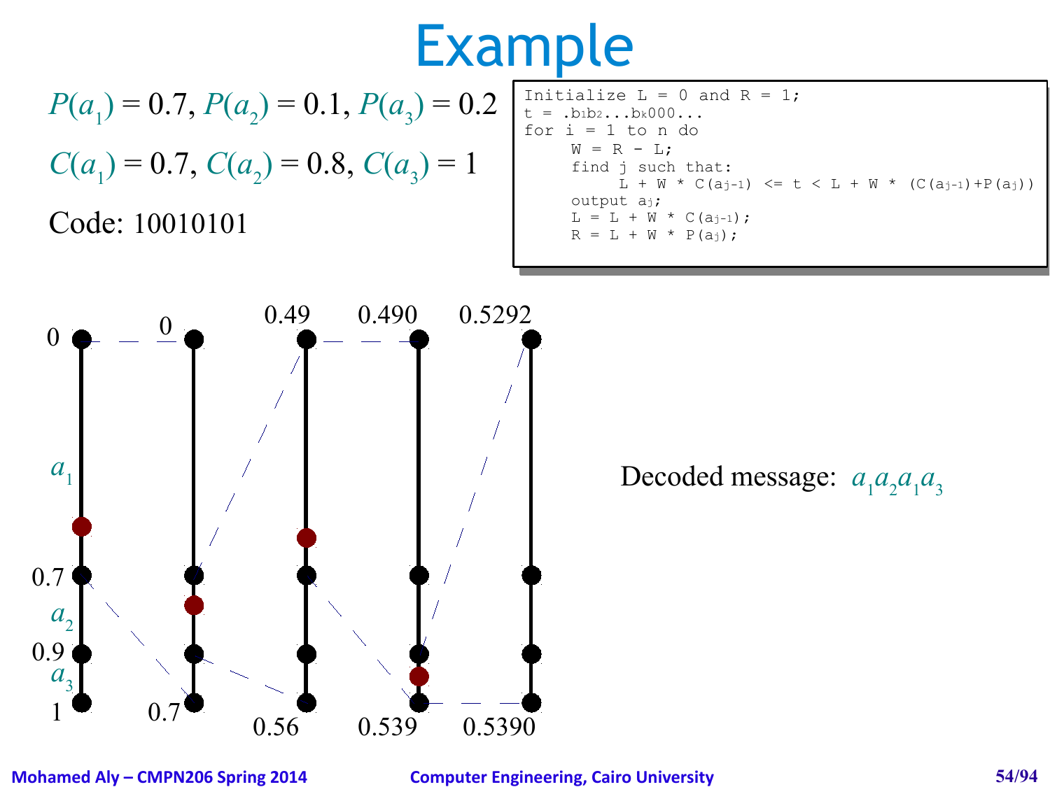# Example

$P(a_1) = 0.7$, $P(a_2) = 0.1$, $P(a_3) = 0.2$

$C(a_1) = 0.7$, $C(a_2) = 0.8$, $C(a_3) = 1$

Code: 10010101

```
Initialize L = 0 and R = 1;
t = .b1b2...bk000...
for i = 1 to n do
     W = R - L;
     find j such that:
          L + W * C(aj-1) <= t < L + W * (C(aj-1)+P(aj))
     output aj;
     L = L + W * C(aj-1);
     R = L + W * P(aj);
```

0, $a_1$, 0.7, $a_2$, 0.9, $a_3$, 1

0, 0.7

0.49, 0.56

0.490, 0.539

0.5292, 0.5390

Decoded message: $a_1 a_2 a_1 a_3$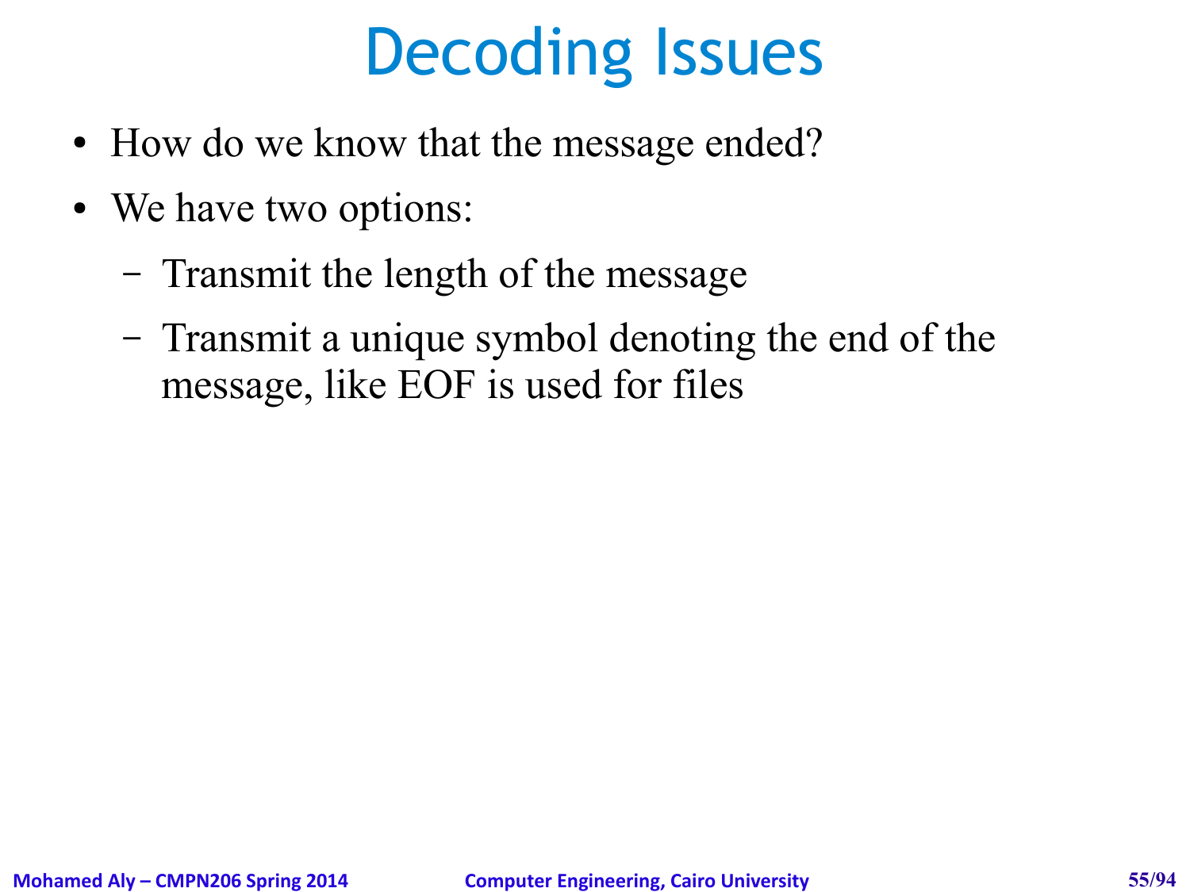# Decoding Issues

- How do we know that the message ended?
- We have two options:
  - Transmit the length of the message
  - Transmit a unique symbol denoting the end of the message, like EOF is used for files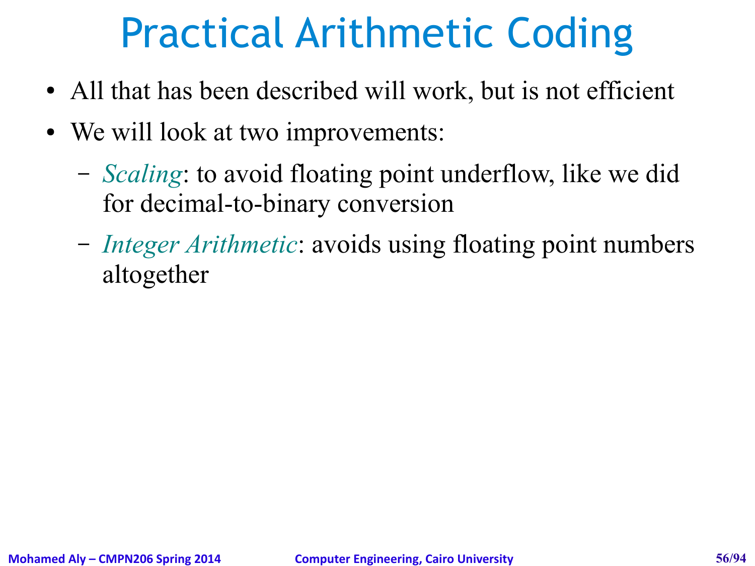# Practical Arithmetic Coding

- All that has been described will work, but is not efficient
- We will look at two improvements:
  - *Scaling*: to avoid floating point underflow, like we did for decimal-to-binary conversion
  - *Integer Arithmetic*: avoids using floating point numbers altogether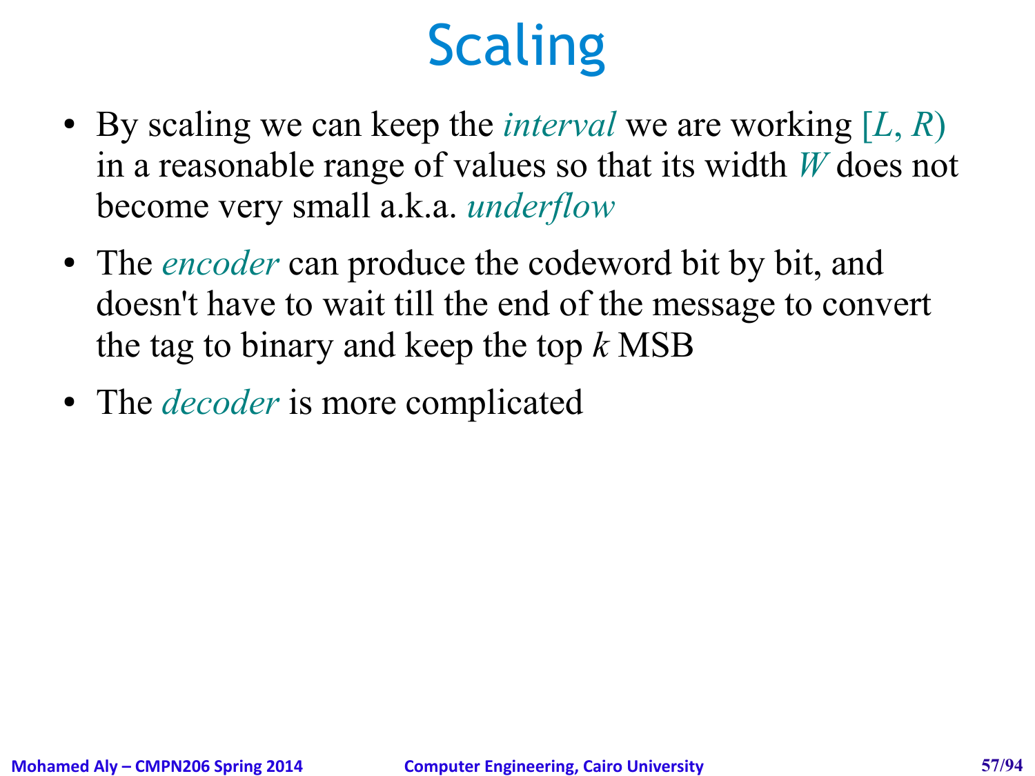# Scaling

- By scaling we can keep the *interval* we are working $[L, R)$ in a reasonable range of values so that its width $W$ does not become very small a.k.a. *underflow*
- The *encoder* can produce the codeword bit by bit, and doesn't have to wait till the end of the message to convert the tag to binary and keep the top $k$ MSB
- The *decoder* is more complicated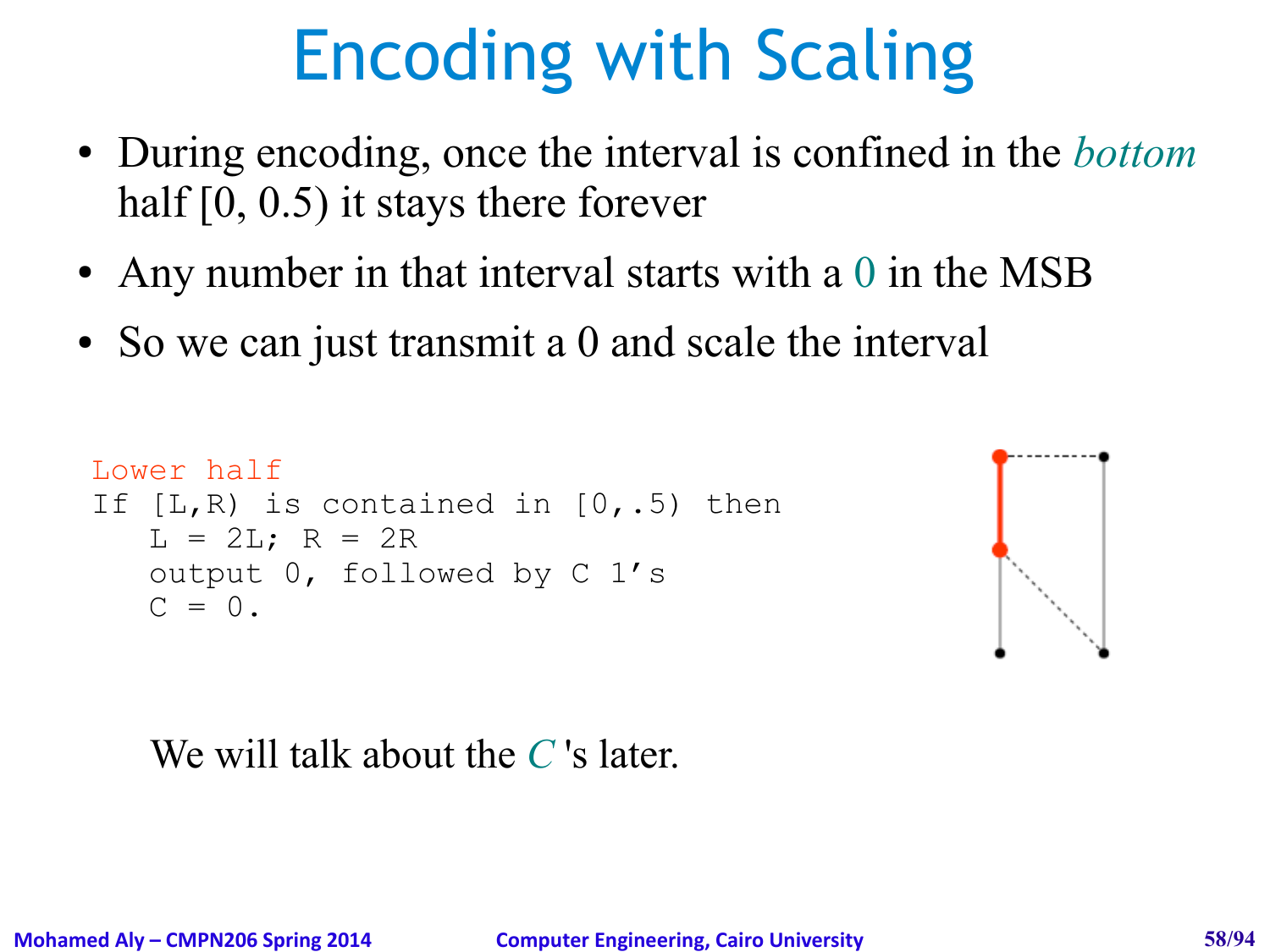# Encoding with Scaling

- During encoding, once the interval is confined in the *bottom* half [0, 0.5) it stays there forever
- Any number in that interval starts with a 0 in the MSB
- So we can just transmit a 0 and scale the interval

```
Lower half
If [L,R) is contained in [0,.5) then
   L = 2L; R = 2R
   output 0, followed by C 1's
   C = 0.
```

We will talk about the $C$ 's later.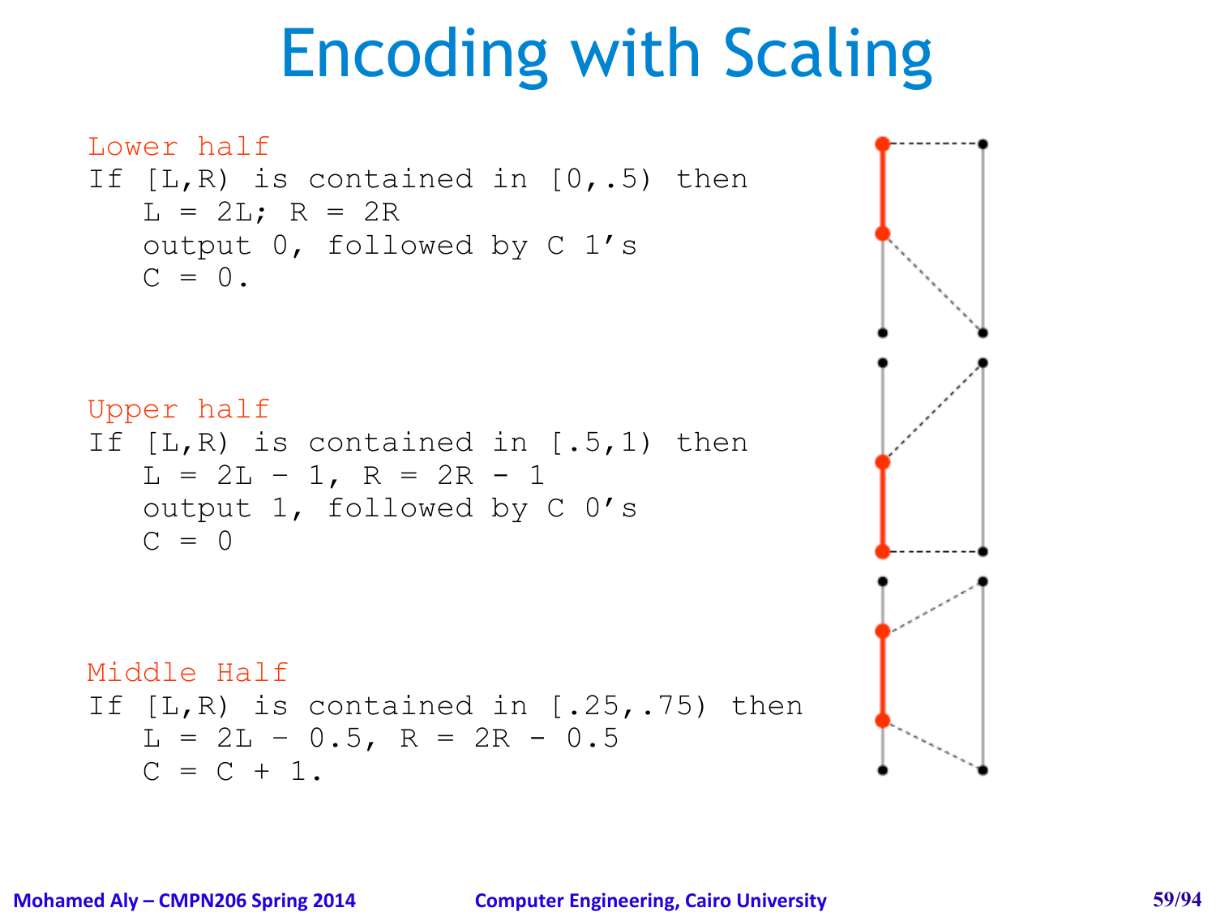# Encoding with Scaling

```
Lower half
If [L,R) is contained in [0,.5) then
   L = 2L; R = 2R
   output 0, followed by C 1's
   C = 0.
```

```
Upper half
If [L,R) is contained in [.5,1) then
   L = 2L - 1, R = 2R - 1
   output 1, followed by C 0's
   C = 0
```

```
Middle Half
If [L,R) is contained in [.25,.75) then
   L = 2L - 0.5, R = 2R - 0.5
   C = C + 1.
```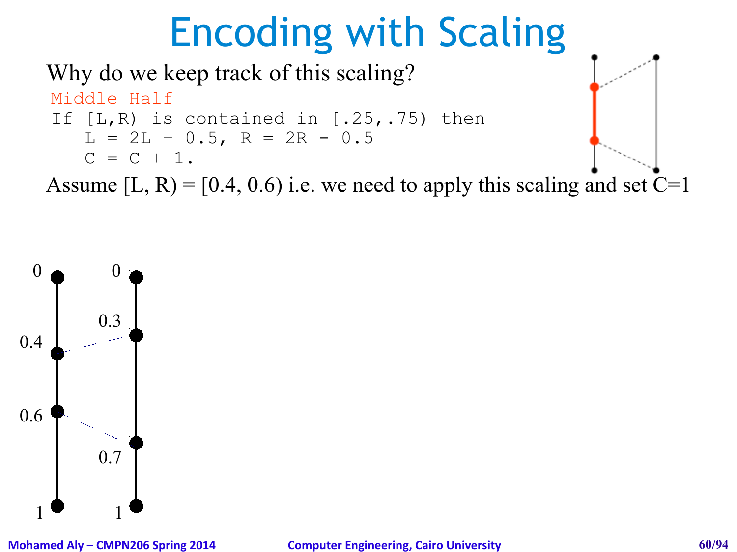# Encoding with Scaling

Why do we keep track of this scaling?

```
Middle Half
If [L,R) is contained in [.25,.75) then
   L = 2L – 0.5, R = 2R - 0.5
   C = C + 1.
```

Assume [L, R) = [0.4, 0.6) i.e. we need to apply this scaling and set C=1

0 0

0.3

0.4

0.6

0.7

1 1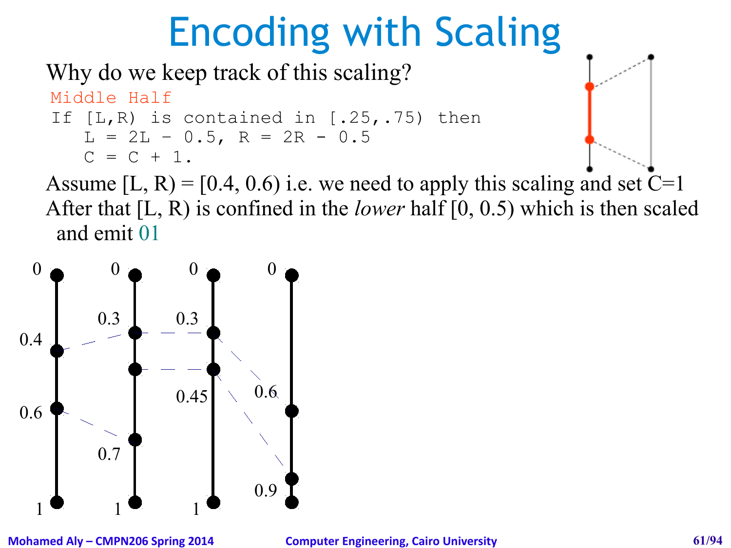# Encoding with Scaling

Why do we keep track of this scaling?

```
Middle Half
If [L,R) is contained in [.25,.75) then
   L = 2L - 0.5, R = 2R - 0.5
   C = C + 1.
```

Assume [L, R) = [0.4, 0.6) i.e. we need to apply this scaling and set C=1

After that [L, R) is confined in the *lower* half [0, 0.5) which is then scaled and emit 01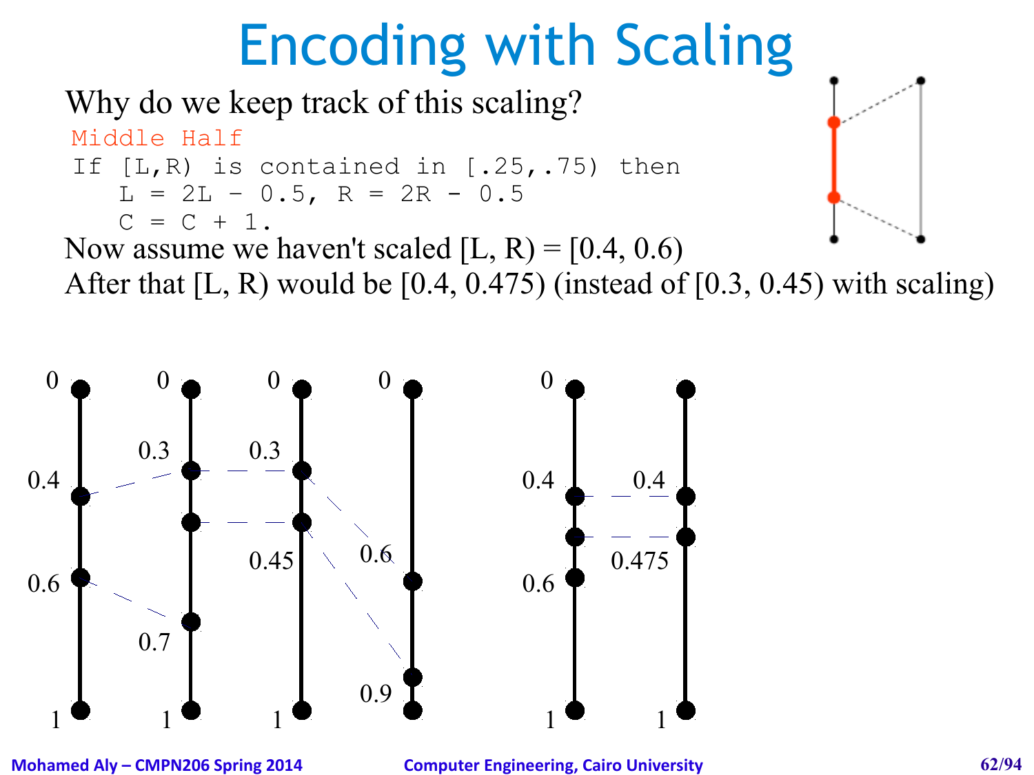# Encoding with Scaling

Why do we keep track of this scaling?

Middle Half

```
If [L,R) is contained in [.25,.75) then
   L = 2L - 0.5, R = 2R - 0.5
   C = C + 1.
```

Now assume we haven't scaled [L, R) = [0.4, 0.6)

After that [L, R) would be [0.4, 0.475) (instead of [0.3, 0.45) with scaling)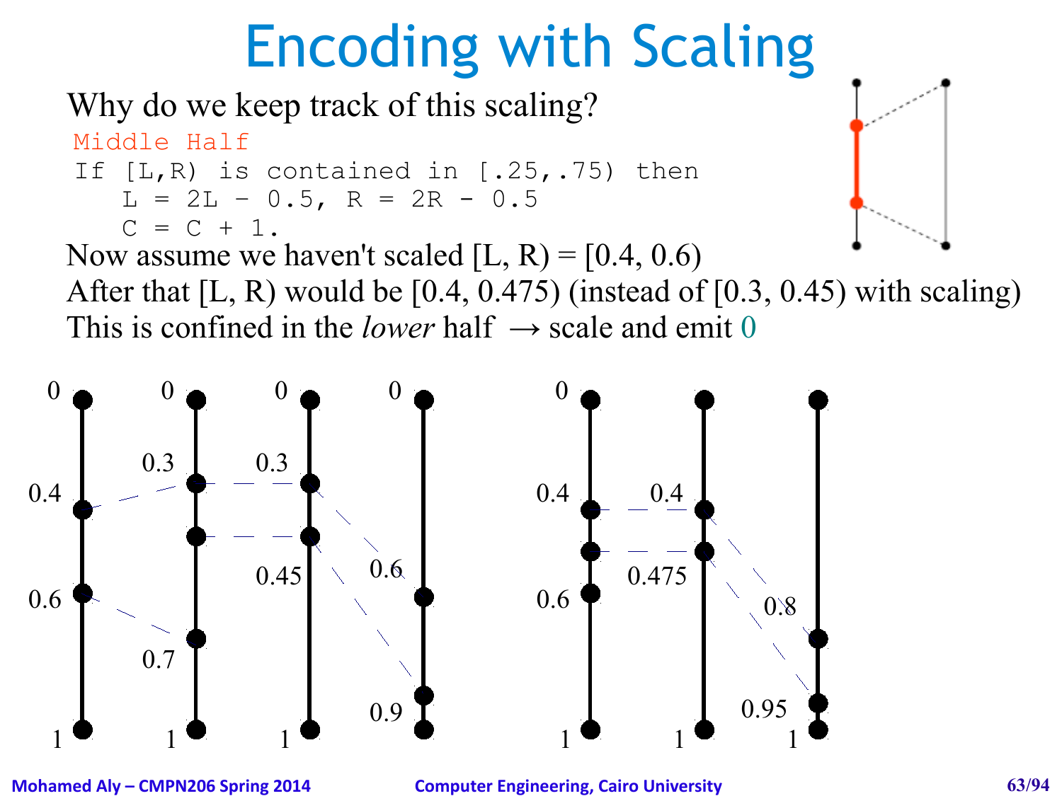# Encoding with Scaling

Why do we keep track of this scaling?

```
Middle Half
If [L,R) is contained in [.25,.75) then
   L = 2L – 0.5, R = 2R – 0.5
   C = C + 1.
```

Now assume we haven't scaled [L, R) = [0.4, 0.6)

After that [L, R) would be [0.4, 0.475) (instead of [0.3, 0.45) with scaling)

This is confined in the *lower* half → scale and emit 0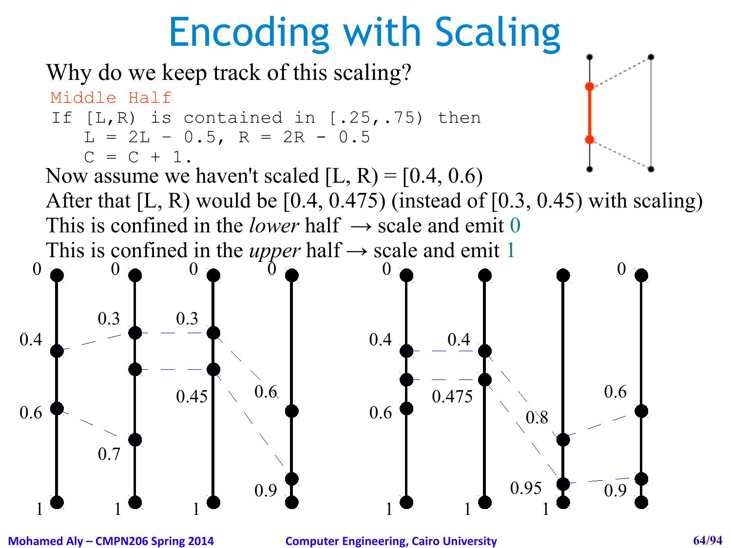# Encoding with Scaling

Why do we keep track of this scaling?

```
Middle Half
If [L,R) is contained in [.25,.75) then
   L = 2L – 0.5, R = 2R - 0.5
   C = C + 1.
```

Now assume we haven't scaled [L, R) = [0.4, 0.6)

After that [L, R) would be [0.4, 0.475) (instead of [0.3, 0.45) with scaling)

This is confined in the *lower* half → scale and emit 0

This is confined in the *upper* half → scale and emit 1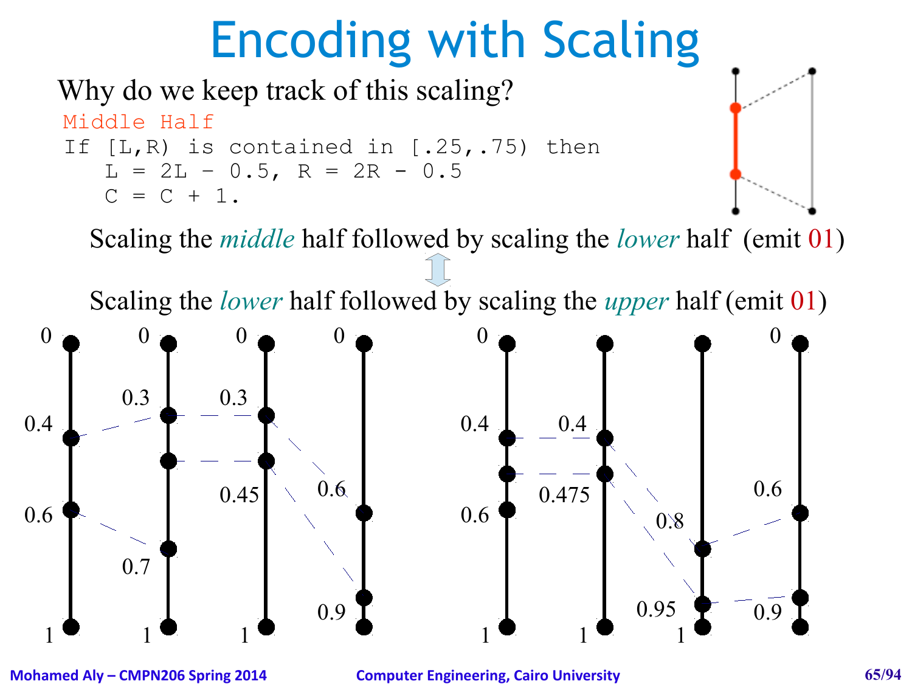# Encoding with Scaling

Why do we keep track of this scaling?

```
Middle Half
If [L,R) is contained in [.25,.75) then
    L = 2L – 0.5, R = 2R – 0.5
    C = C + 1.
```

Scaling the *middle* half followed by scaling the *lower* half (emit 01)

⇕

Scaling the *lower* half followed by scaling the *upper* half (emit 01)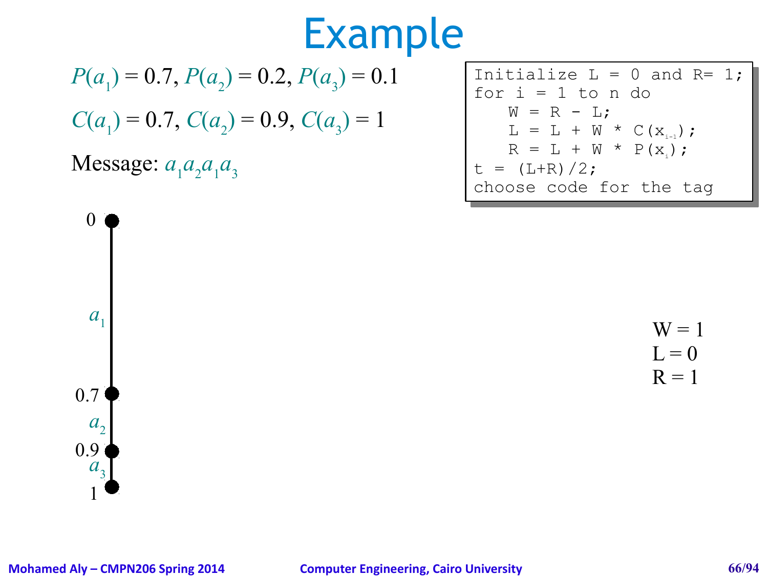# Example

$P(a_1) = 0.7$, $P(a_2) = 0.2$, $P(a_3) = 0.1$

$C(a_1) = 0.7$, $C(a_2) = 0.9$, $C(a_3) = 1$

Message: $a_1 a_2 a_1 a_3$

```
Initialize L = 0 and R= 1;
for i = 1 to n do
   W = R - L;
   L = L + W * C(x_{i-1});
   R = L + W * P(x_i);
t = (L+R)/2;
choose code for the tag
```

0

$a_1$

0.7

$a_2$

0.9

$a_3$

1

W = 1
L = 0
R = 1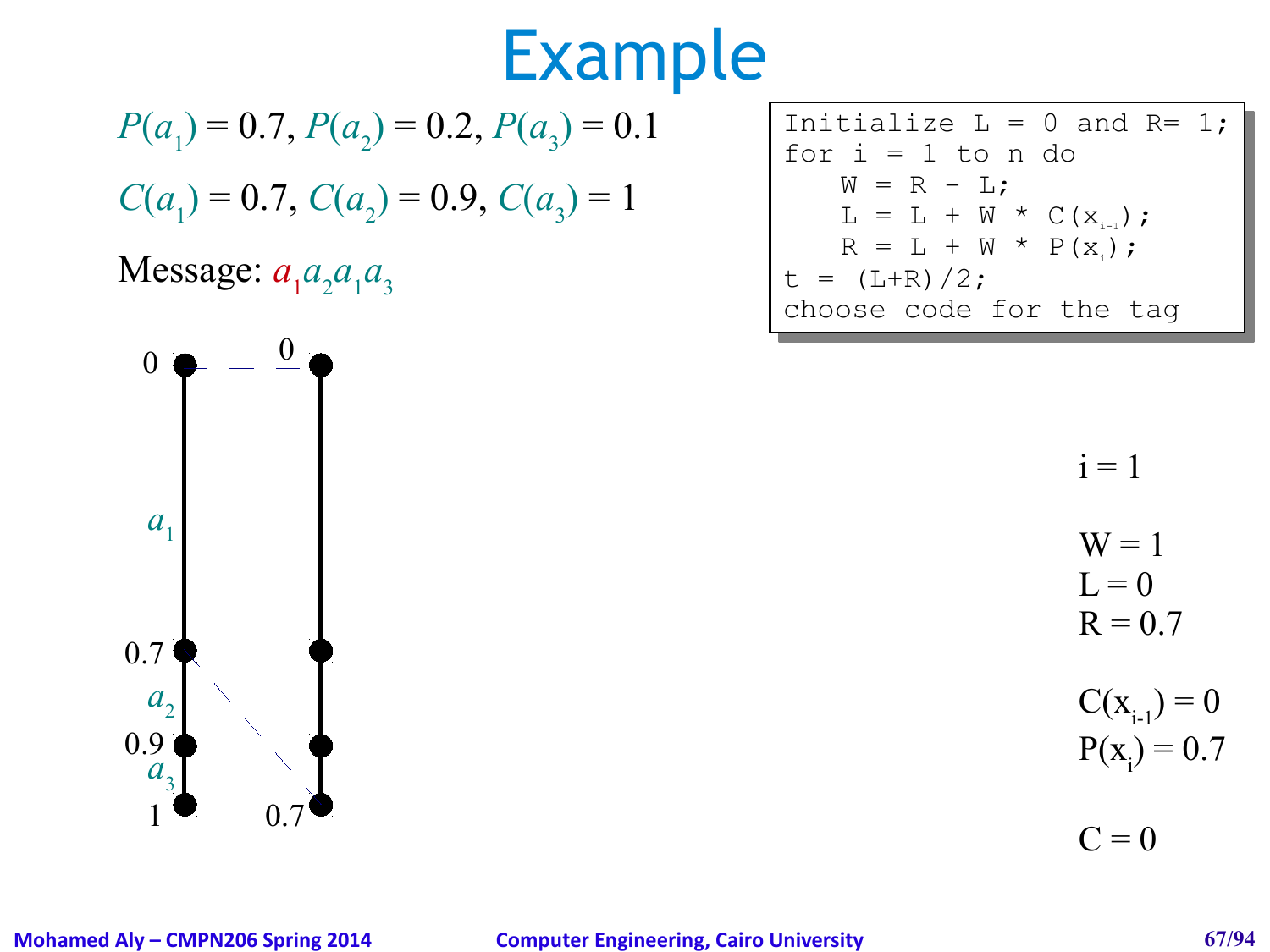# Example

$P(a_1) = 0.7, P(a_2) = 0.2, P(a_3) = 0.1$

$C(a_1) = 0.7, C(a_2) = 0.9, C(a_3) = 1$

Message: $a_1 a_2 a_1 a_3$

```
Initialize L = 0 and R= 1;
for i = 1 to n do
   W = R - L;
   L = L + W * C(x_{i-1});
   R = L + W * P(x_i);
t = (L+R)/2;
choose code for the tag
```

0, $a_1$, 0.7, $a_2$, 0.9, $a_3$, 1

0, 0.7

i = 1

W = 1
L = 0
R = 0.7

$C(x_{i-1}) = 0$
$P(x_i) = 0.7$

C = 0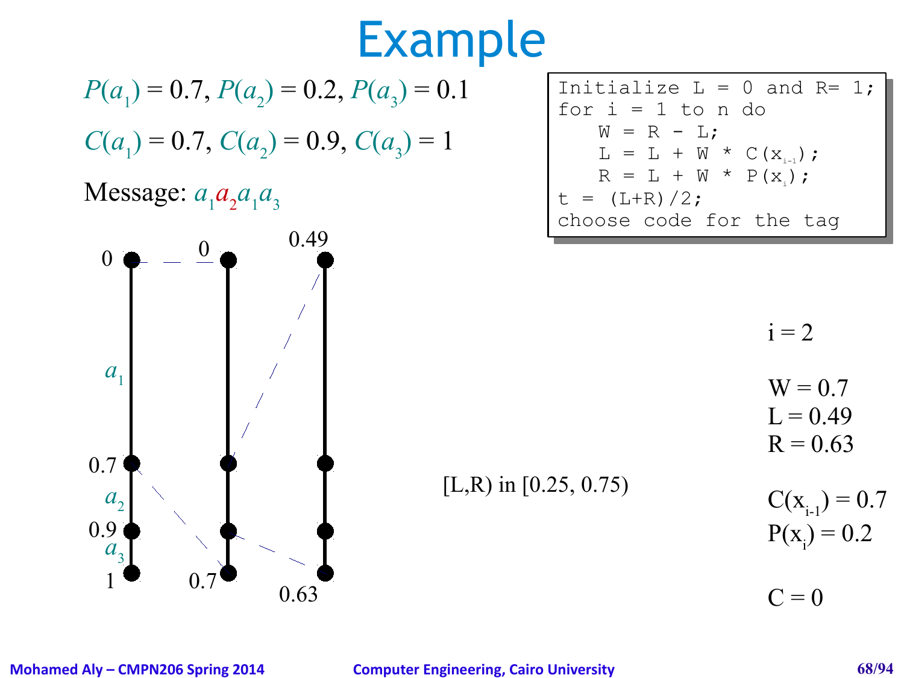# Example

$P(a_1) = 0.7,\ P(a_2) = 0.2,\ P(a_3) = 0.1$

$C(a_1) = 0.7,\ C(a_2) = 0.9,\ C(a_3) = 1$

Message: $a_1 a_2 a_1 a_3$

```
Initialize L = 0 and R= 1;
for i = 1 to n do
    W = R - L;
    L = L + W * C(x_{i-1});
    R = L + W * P(x_i);
t = (L+R)/2;
choose code for the tag
```

0, $a_1$, 0.7, $a_2$, 0.9, $a_3$, 1

0, 0.7

0.49, 0.63

[L,R) in [0.25, 0.75)

i = 2

W = 0.7
L = 0.49
R = 0.63

$C(x_{i-1}) = 0.7$
$P(x_i) = 0.2$

C = 0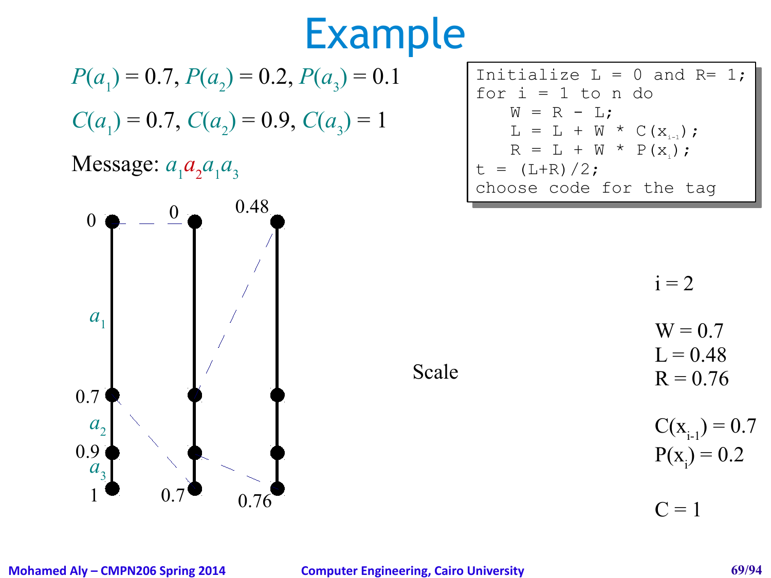# Example

$P(a_1) = 0.7, P(a_2) = 0.2, P(a_3) = 0.1$

$C(a_1) = 0.7, C(a_2) = 0.9, C(a_3) = 1$

Message: $a_1 a_2 a_1 a_3$

```
Initialize L = 0 and R= 1;
for i = 1 to n do
   W = R - L;
   L = L + W * C(x_{i-1});
   R = L + W * P(x_i);
t = (L+R)/2;
choose code for the tag
```

0, 0.7, 0.9, 1 ($a_1$, $a_2$, $a_3$) — 0, 0.7 — 0.48, 0.76

Scale

i = 2

W = 0.7
L = 0.48
R = 0.76

$C(x_{i-1}) = 0.7$
$P(x_i) = 0.2$

C = 1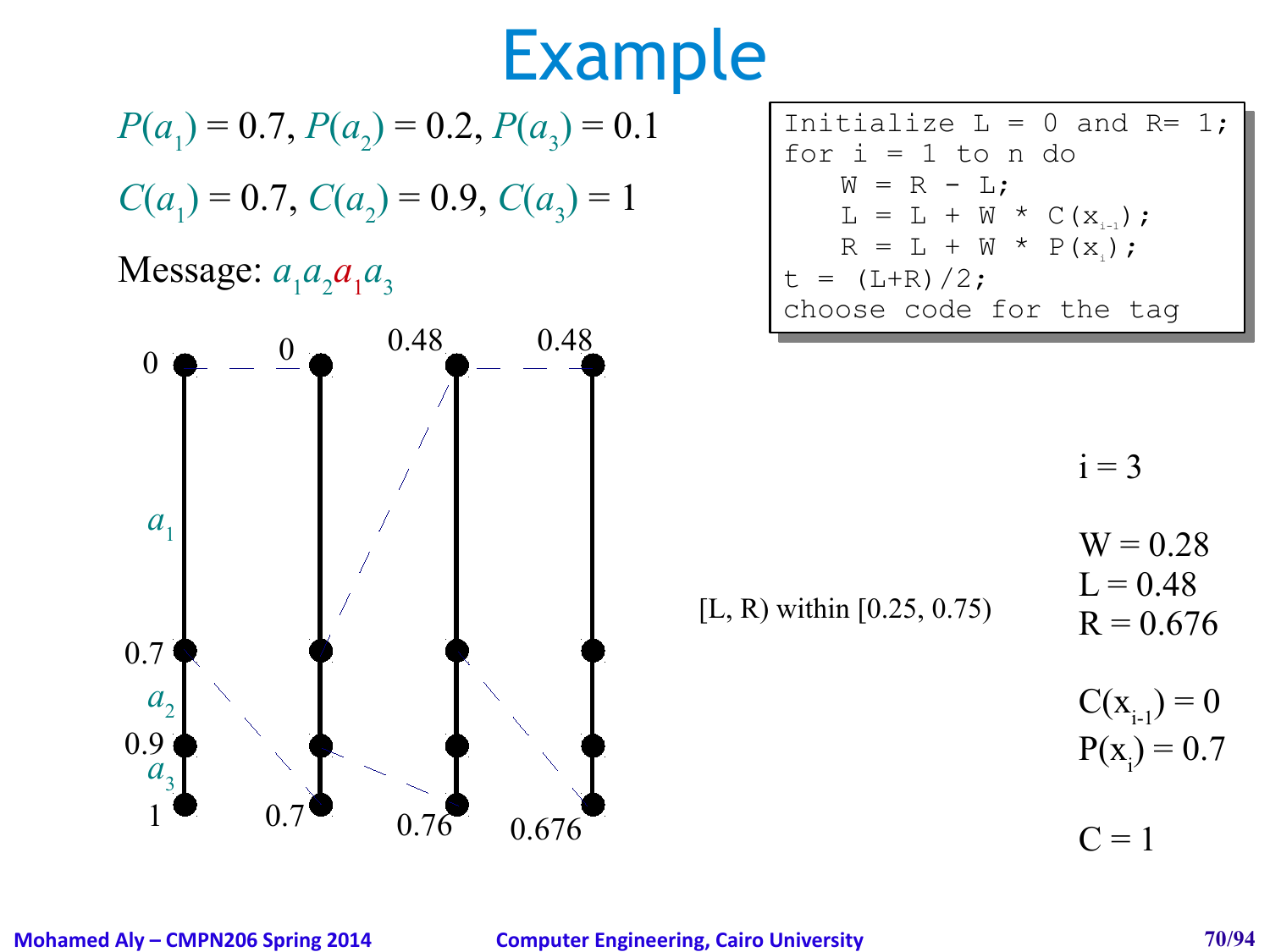# Example

$P(a_1) = 0.7$, $P(a_2) = 0.2$, $P(a_3) = 0.1$

$C(a_1) = 0.7$, $C(a_2) = 0.9$, $C(a_3) = 1$

Message: $a_1 a_2 a_1 a_3$

```
Initialize L = 0 and R= 1;
for i = 1 to n do
    W = R - L;
    L = L + W * C(x_{i-1});
    R = L + W * P(x_i);
t = (L+R)/2;
choose code for the tag
```

0, 0.7, 0.9, 1 ($a_1$, $a_2$, $a_3$) — 0, 0.7 — 0.48, 0.76 — 0.48, 0.676

[L, R) within [0.25, 0.75)

i = 3

W = 0.28
L = 0.48
R = 0.676

$C(x_{i-1}) = 0$
$P(x_i) = 0.7$

C = 1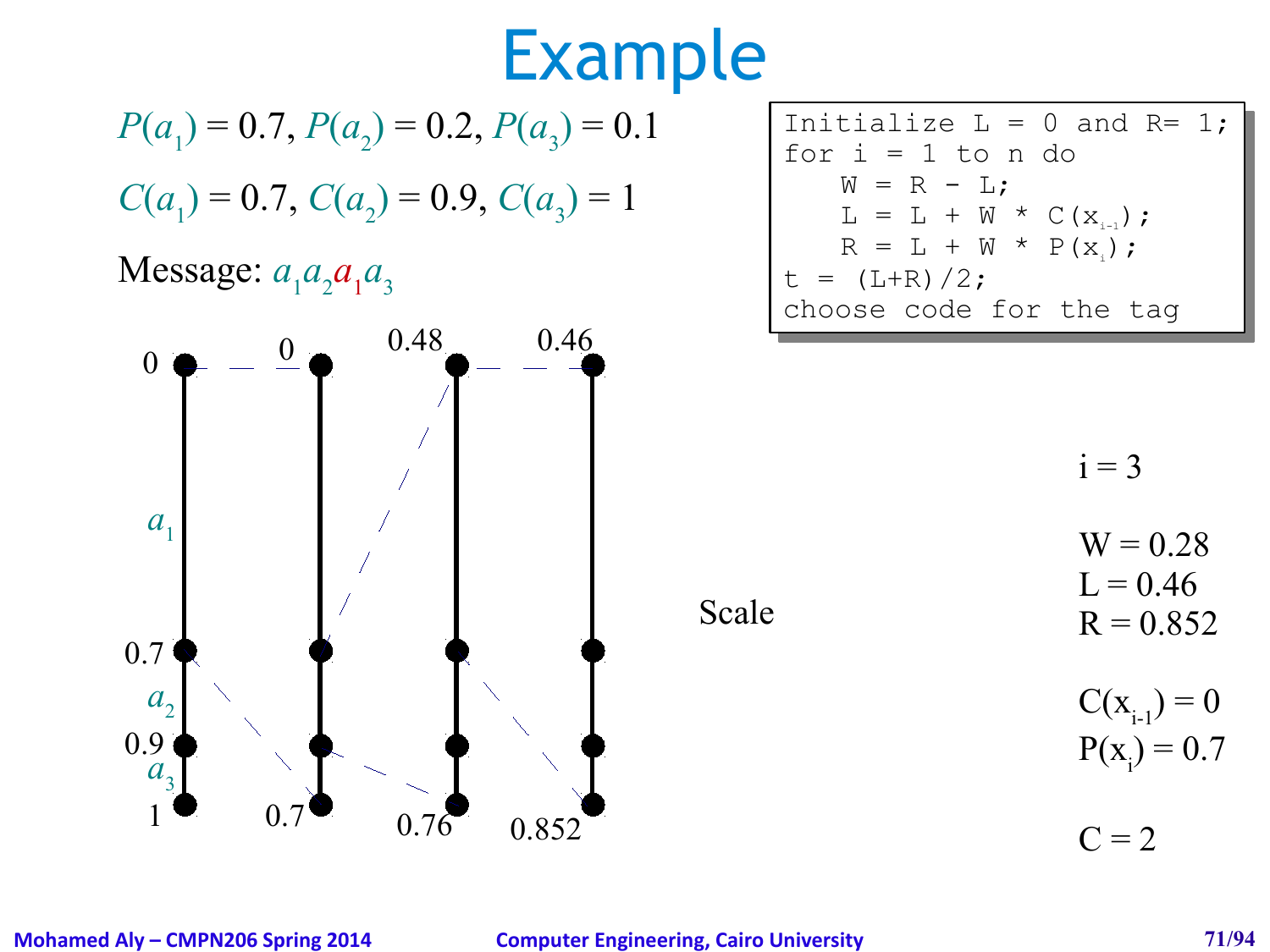# Example

$P(a_1) = 0.7$, $P(a_2) = 0.2$, $P(a_3) = 0.1$

$C(a_1) = 0.7$, $C(a_2) = 0.9$, $C(a_3) = 1$

Message: $a_1 a_2 a_1 a_3$

```
Initialize L = 0 and R= 1;
for i = 1 to n do
    W = R - L;
    L = L + W * C(x_{i-1});
    R = L + W * P(x_i);
t = (L+R)/2;
choose code for the tag
```

Scale

i = 3

W = 0.28
L = 0.46
R = 0.852

$C(x_{i-1}) = 0$
$P(x_i) = 0.7$

C = 2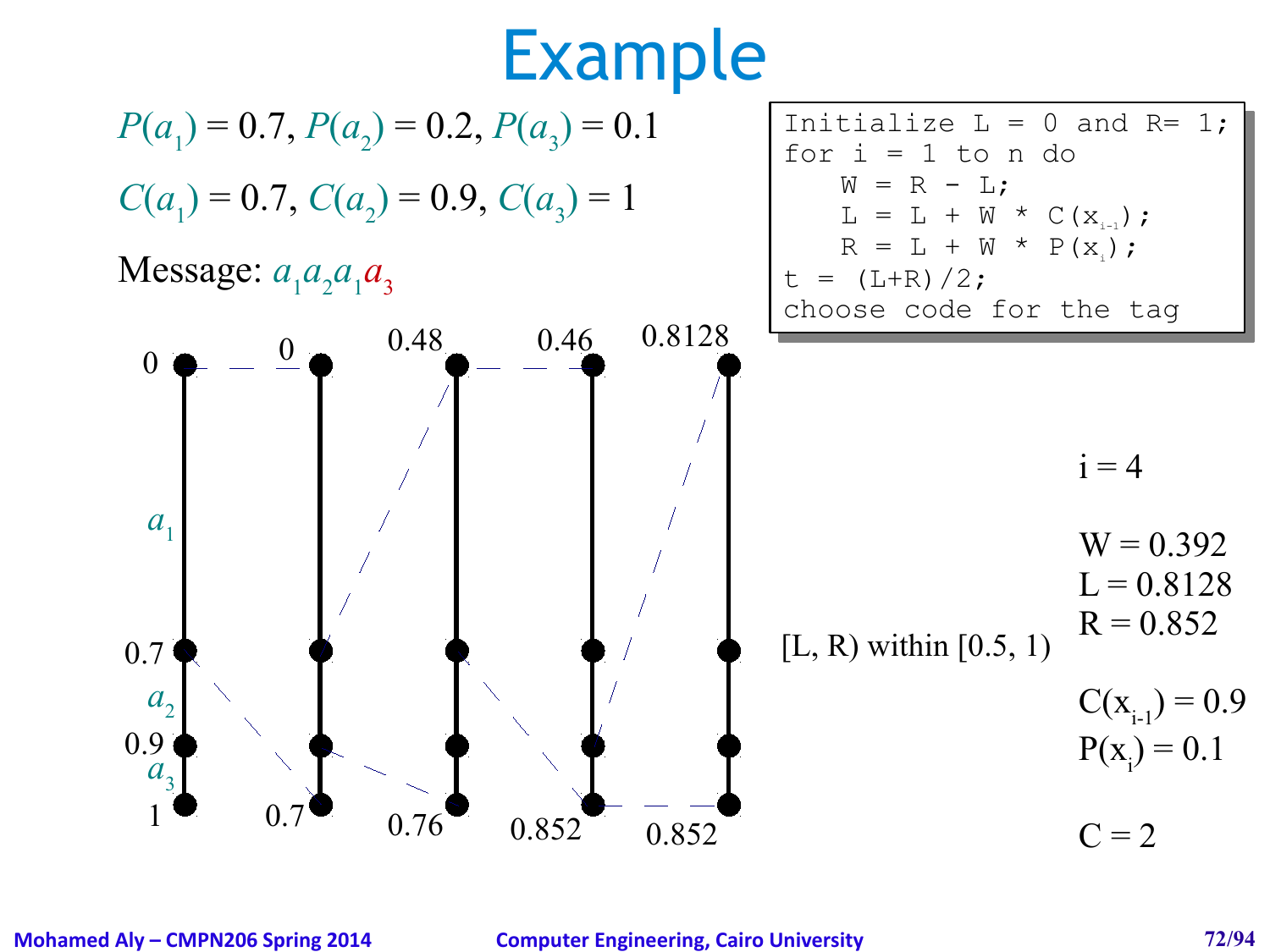# Example

$P(a_1) = 0.7$, $P(a_2) = 0.2$, $P(a_3) = 0.1$

$C(a_1) = 0.7$, $C(a_2) = 0.9$, $C(a_3) = 1$

Message: $a_1 a_2 a_1 a_3$

```
Initialize L = 0 and R= 1;
for i = 1 to n do
    W = R - L;
    L = L + W * C(x_{i-1});
    R = L + W * P(x_i);
t = (L+R)/2;
choose code for the tag
```

0, $a_1$, 0.7, $a_2$, 0.9, $a_3$, 1

0, 0.7

0.48, 0.76

0.46, 0.852

0.8128, 0.852

[L, R) within [0.5, 1)

i = 4

W = 0.392
L = 0.8128
R = 0.852

$C(x_{i-1}) = 0.9$
$P(x_i) = 0.1$

C = 2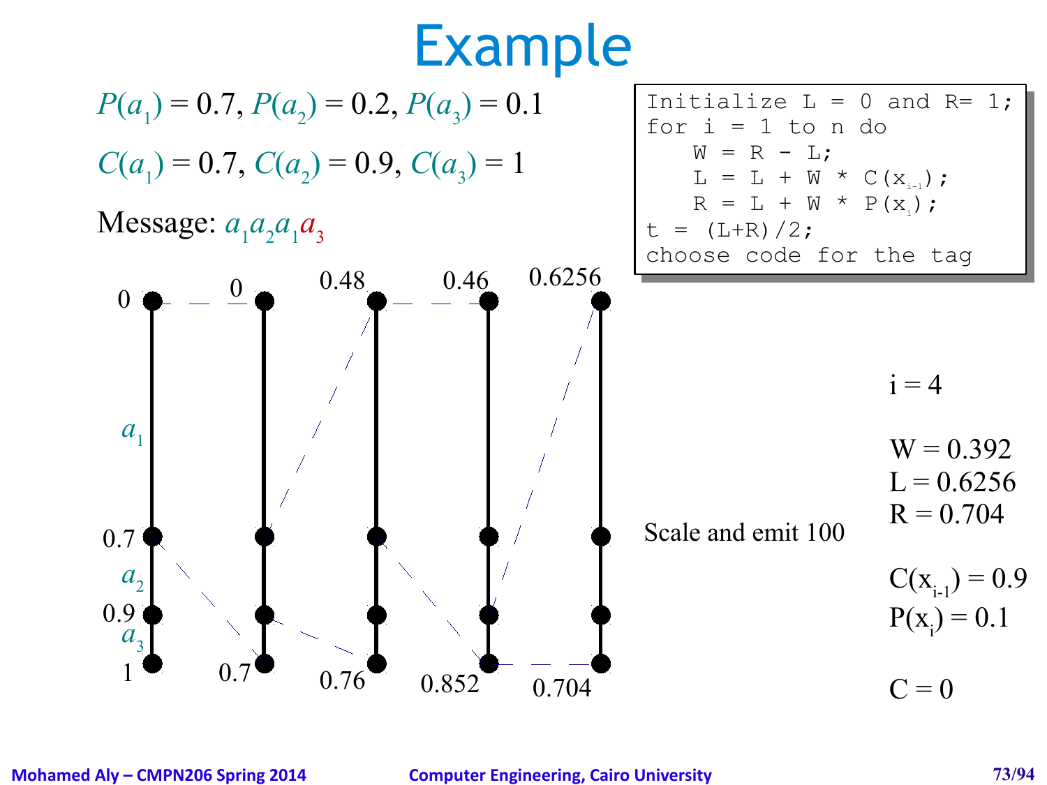# Example

$P(a_1) = 0.7$, $P(a_2) = 0.2$, $P(a_3) = 0.1$

$C(a_1) = 0.7$, $C(a_2) = 0.9$, $C(a_3) = 1$

Message: $a_1 a_2 a_1 a_3$

```
Initialize L = 0 and R= 1;
for i = 1 to n do
    W = R - L;
    L = L + W * C(x_{i-1});
    R = L + W * P(x_i);
t = (L+R)/2;
choose code for the tag
```

| Step | 0 | 1 | 2 | 3 | 4 |
|---|---|---|---|---|---|
| Lower | 0 | 0 | 0.48 | 0.46 | 0.6256 |
| Upper | 1 | 0.7 | 0.76 | 0.852 | 0.704 |

Interval boundaries: 0, 0.7 ($a_1$), 0.9 ($a_2$), 1 ($a_3$)

Scale and emit 100

i = 4

W = 0.392
L = 0.6256
R = 0.704

$C(x_{i-1}) = 0.9$
$P(x_i) = 0.1$

C = 0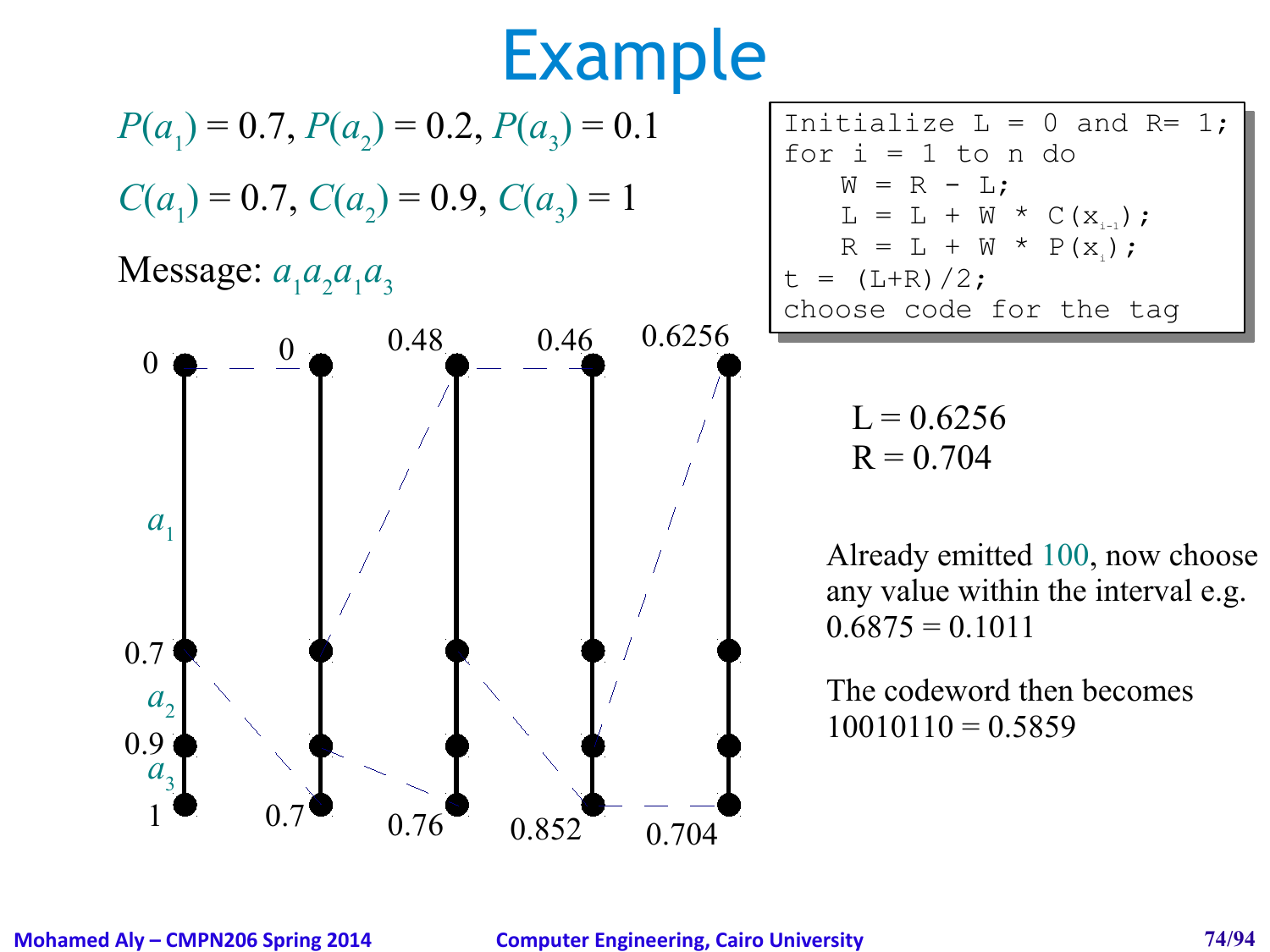# Example

$P(a_1) = 0.7$, $P(a_2) = 0.2$, $P(a_3) = 0.1$

$C(a_1) = 0.7$, $C(a_2) = 0.9$, $C(a_3) = 1$

Message: $a_1 a_2 a_1 a_3$

```
Initialize L = 0 and R= 1;
for i = 1 to n do
    W = R - L;
    L = L + W * C(x_{i-1});
    R = L + W * P(x_i);
t = (L+R)/2;
choose code for the tag
```

$a_1$, $a_2$, $a_3$

0, 0.7, 0.9, 1

0, 0.7

0.48, 0.76

0.46, 0.852

0.6256, 0.704

L = 0.6256
R = 0.704

Already emitted 100, now choose any value within the interval e.g. 0.6875 = 0.1011

The codeword then becomes 10010110 = 0.5859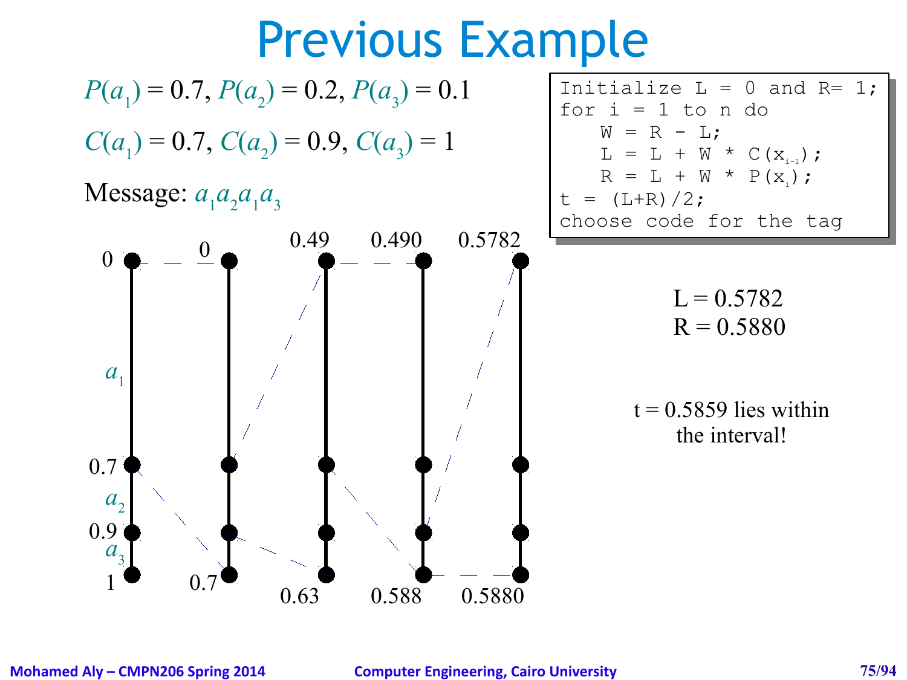# Previous Example

$P(a_1) = 0.7, P(a_2) = 0.2, P(a_3) = 0.1$

$C(a_1) = 0.7, C(a_2) = 0.9, C(a_3) = 1$

Message: $a_1 a_2 a_1 a_3$

```
Initialize L = 0 and R= 1;
for i = 1 to n do
    W = R - L;
    L = L + W * C(x_{i-1});
    R = L + W * P(x_i);
t = (L+R)/2;
choose code for the tag
```

0, $a_1$, 0.7, $a_2$, 0.9, $a_3$, 1

0 — 0.7

0.49 — 0.63

0.490 — 0.588

0.5782 — 0.5880

L = 0.5782
R = 0.5880

t = 0.5859 lies within the interval!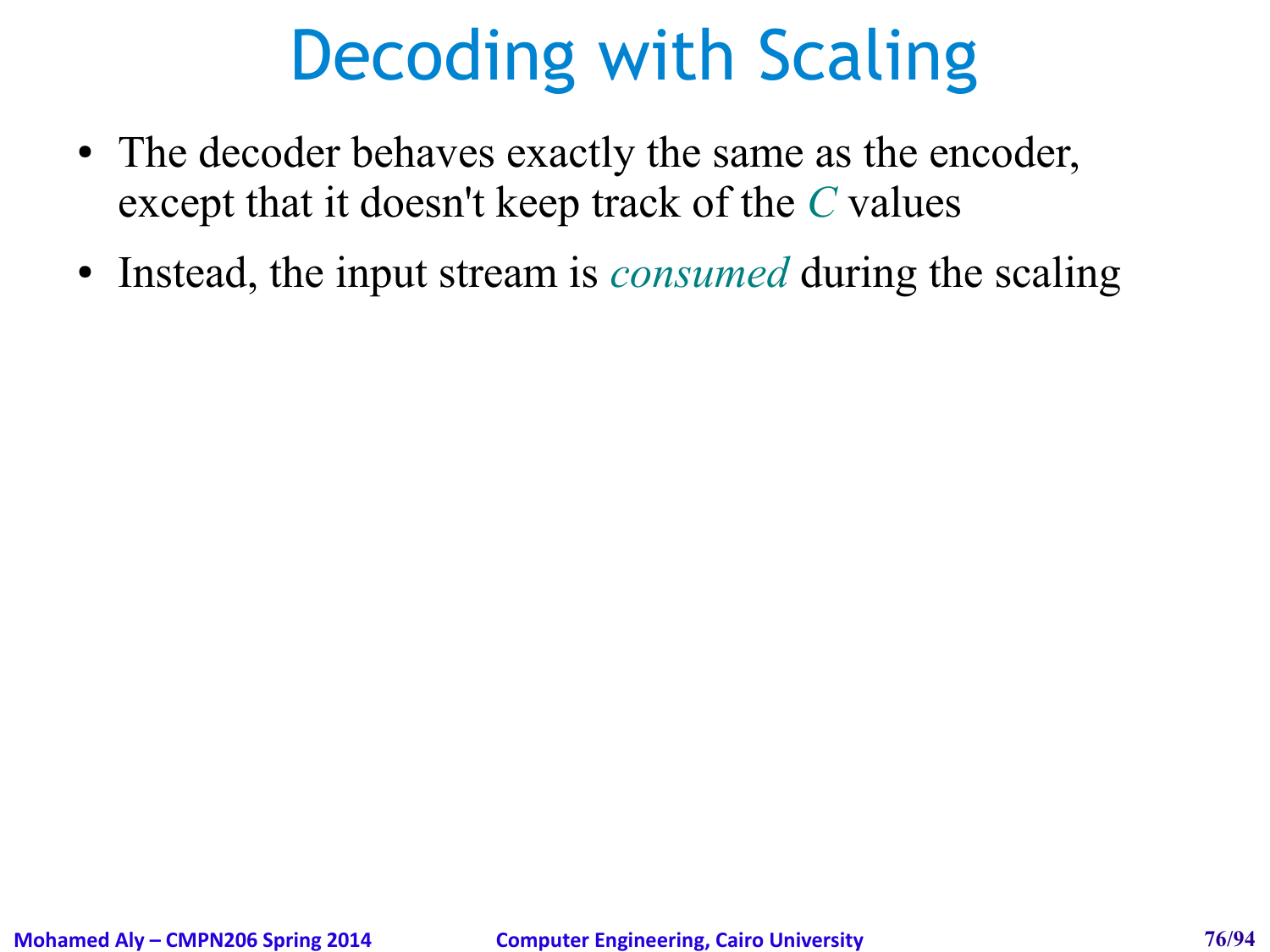# Decoding with Scaling

- The decoder behaves exactly the same as the encoder, except that it doesn't keep track of the $C$ values
- Instead, the input stream is *consumed* during the scaling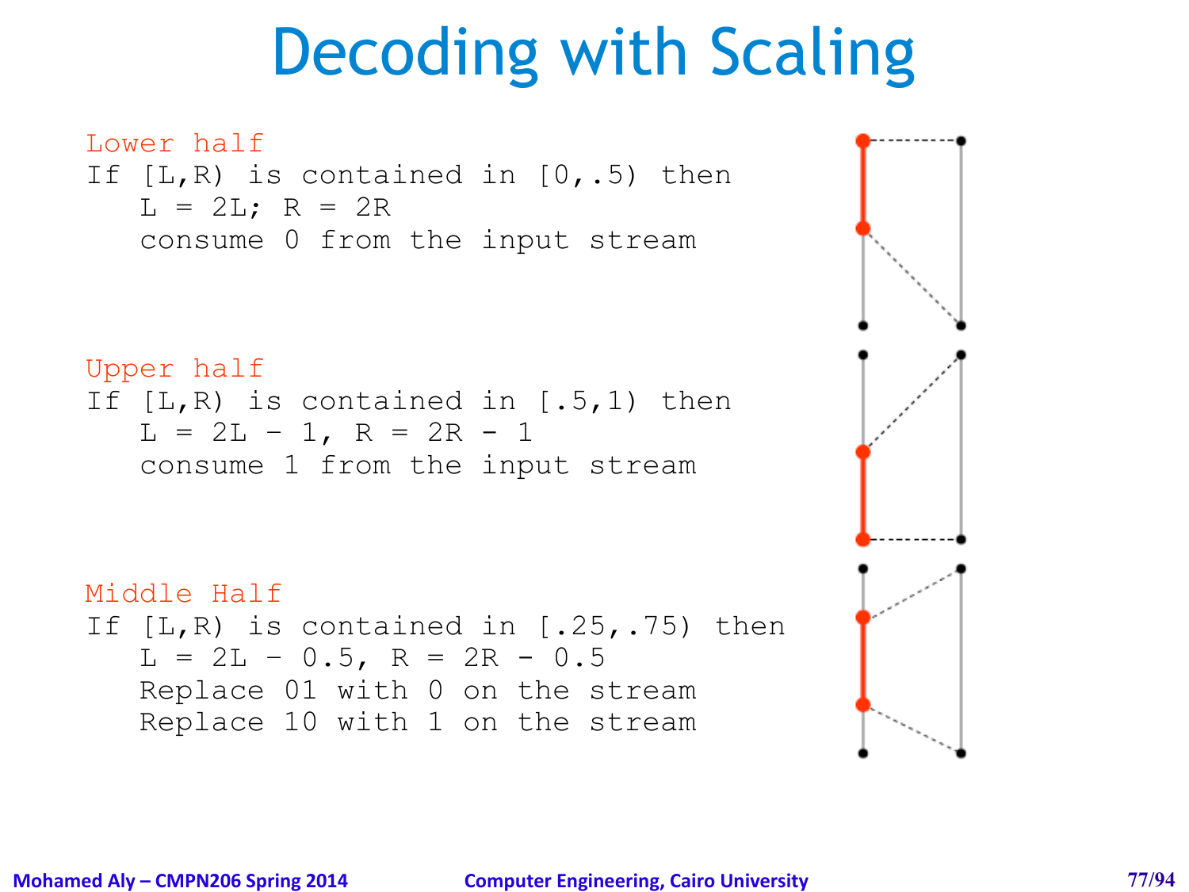# Decoding with Scaling

```
Lower half
If [L,R) is contained in [0,.5) then
   L = 2L; R = 2R
   consume 0 from the input stream
```

```
Upper half
If [L,R) is contained in [.5,1) then
   L = 2L - 1, R = 2R - 1
   consume 1 from the input stream
```

```
Middle Half
If [L,R) is contained in [.25,.75) then
   L = 2L - 0.5, R = 2R - 0.5
   Replace 01 with 0 on the stream
   Replace 10 with 1 on the stream
```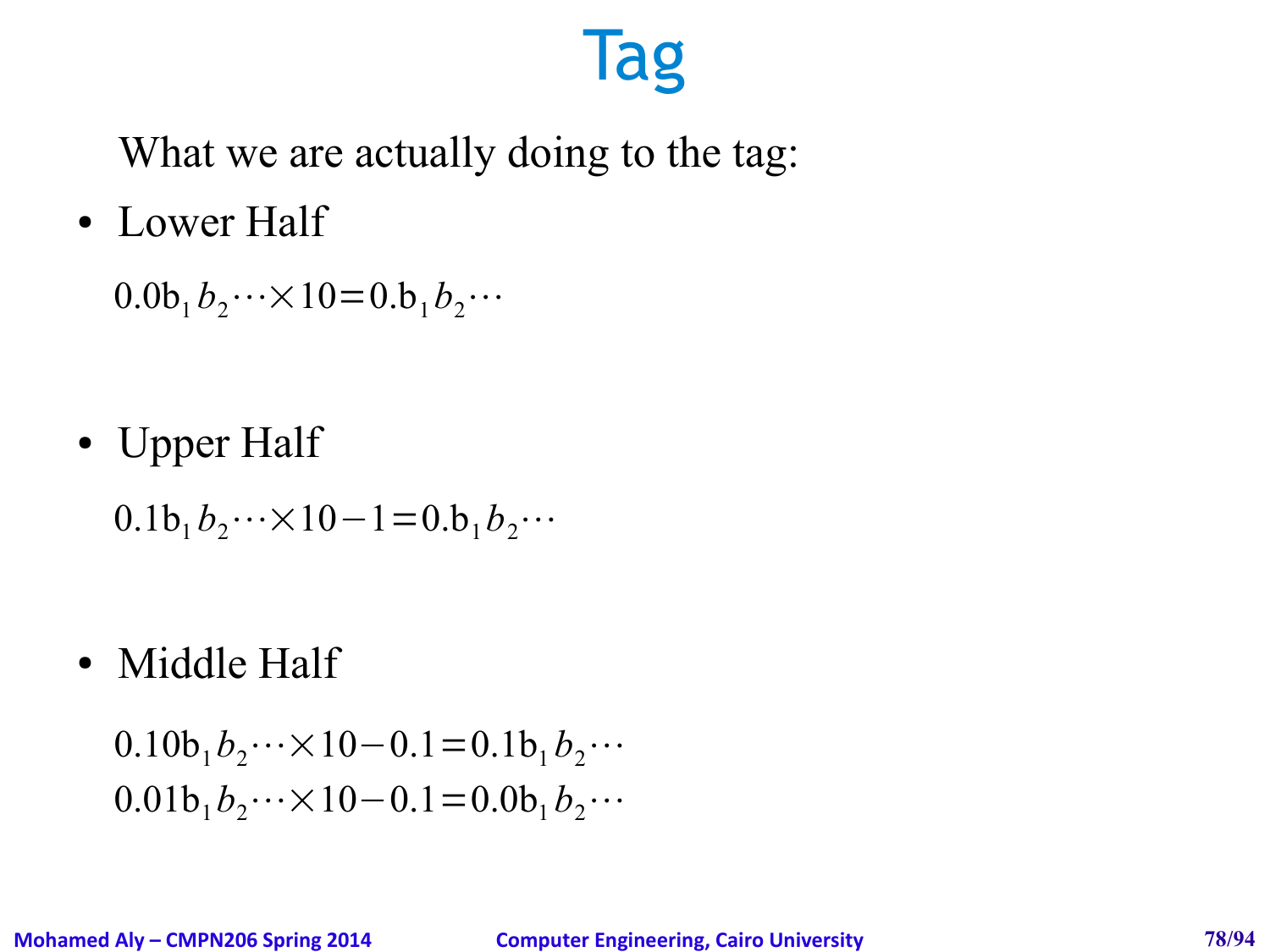# Tag

What we are actually doing to the tag:

- Lower Half

$$0.0b_1 b_2 \cdots \times 10 = 0.b_1 b_2 \cdots$$

- Upper Half

$$0.1b_1 b_2 \cdots \times 10 - 1 = 0.b_1 b_2 \cdots$$

- Middle Half

$$0.10b_1 b_2 \cdots \times 10 - 0.1 = 0.1b_1 b_2 \cdots$$
$$0.01b_1 b_2 \cdots \times 10 - 0.1 = 0.0b_1 b_2 \cdots$$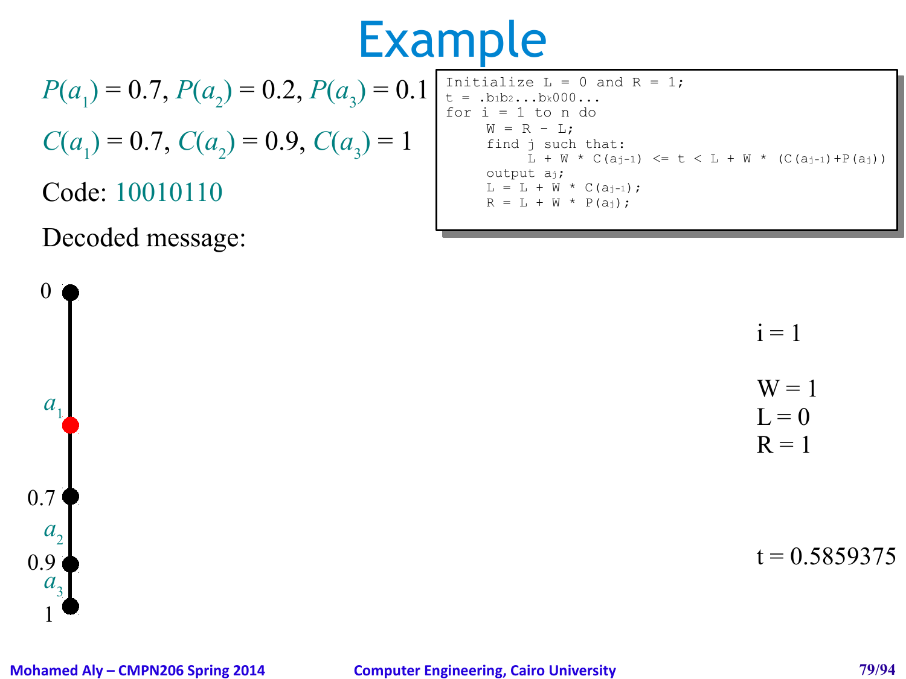# Example

$P(a_1) = 0.7$, $P(a_2) = 0.2$, $P(a_3) = 0.1$

$C(a_1) = 0.7$, $C(a_2) = 0.9$, $C(a_3) = 1$

Code: 10010110

Decoded message:

```
Initialize L = 0 and R = 1;
t = .b1b2...bk000...
for i = 1 to n do
     W = R - L;
     find j such that:
          L + W * C(aj-1) <= t < L + W * (C(aj-1)+P(aj))
     output aj;
     L = L + W * C(aj-1);
     R = L + W * P(aj);
```

0

$a_1$

0.7

$a_2$

0.9

$a_3$

1

i = 1

W = 1

L = 0

R = 1

t = 0.5859375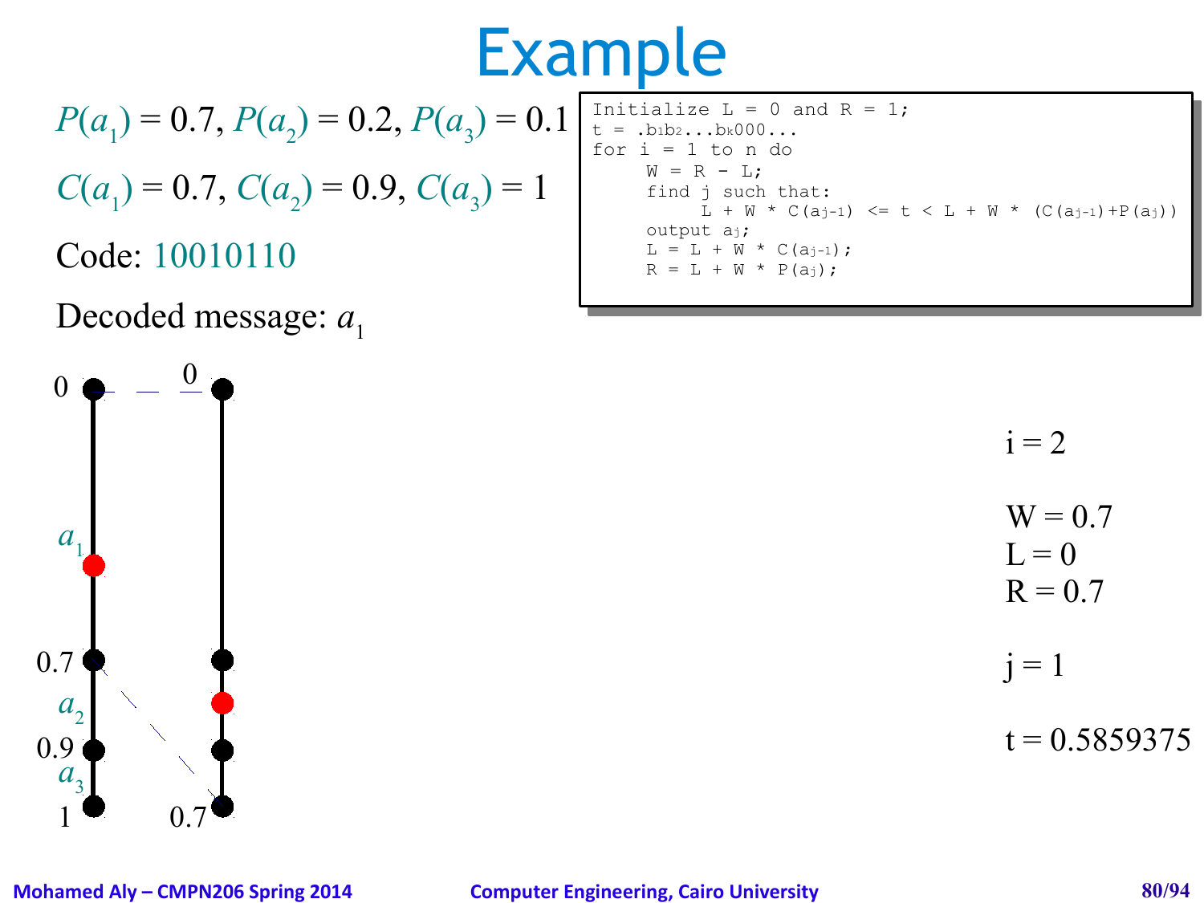# Example

$P(a_1) = 0.7$, $P(a_2) = 0.2$, $P(a_3) = 0.1$

$C(a_1) = 0.7$, $C(a_2) = 0.9$, $C(a_3) = 1$

Code: 10010110

Decoded message: $a_1$

```
Initialize L = 0 and R = 1;
t = .b1b2...bk000...
for i = 1 to n do
     W = R - L;
     find j such that:
          L + W * C(aj-1) <= t < L + W * (C(aj-1)+P(aj))
     output aj;
     L = L + W * C(aj-1);
     R = L + W * P(aj);
```

i = 2

W = 0.7
L = 0
R = 0.7

j = 1

t = 0.5859375

0, $a_1$, 0.7, $a_2$, 0.9, $a_3$, 1

0, 0.7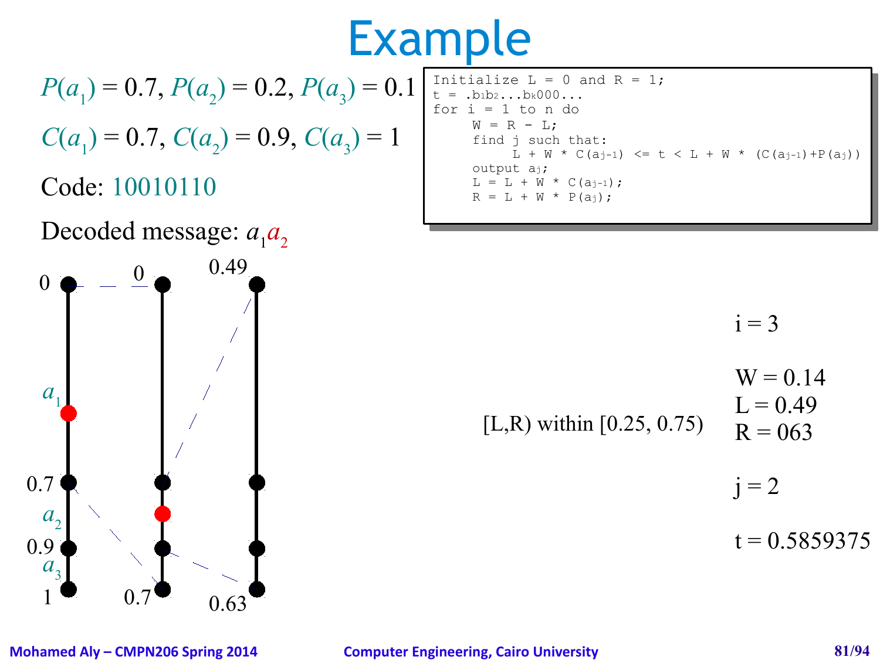# Example

$P(a_1) = 0.7$, $P(a_2) = 0.2$, $P(a_3) = 0.1$

$C(a_1) = 0.7$, $C(a_2) = 0.9$, $C(a_3) = 1$

Code: 10010110

Decoded message: $a_1a_2$

```
Initialize L = 0 and R = 1;
t = .b1b2...bk000...
for i = 1 to n do
     W = R - L;
     find j such that:
          L + W * C(aj-1) <= t < L + W * (C(aj-1)+P(aj))
     output aj;
     L = L + W * C(aj-1);
     R = L + W * P(aj);
```

0 — 0 — 0.49

$a_1$

0.7

$a_2$

0.9

$a_3$

1 — 0.7 — 0.63

[L,R) within [0.25, 0.75)

i = 3

W = 0.14
L = 0.49
R = 063

j = 2

t = 0.5859375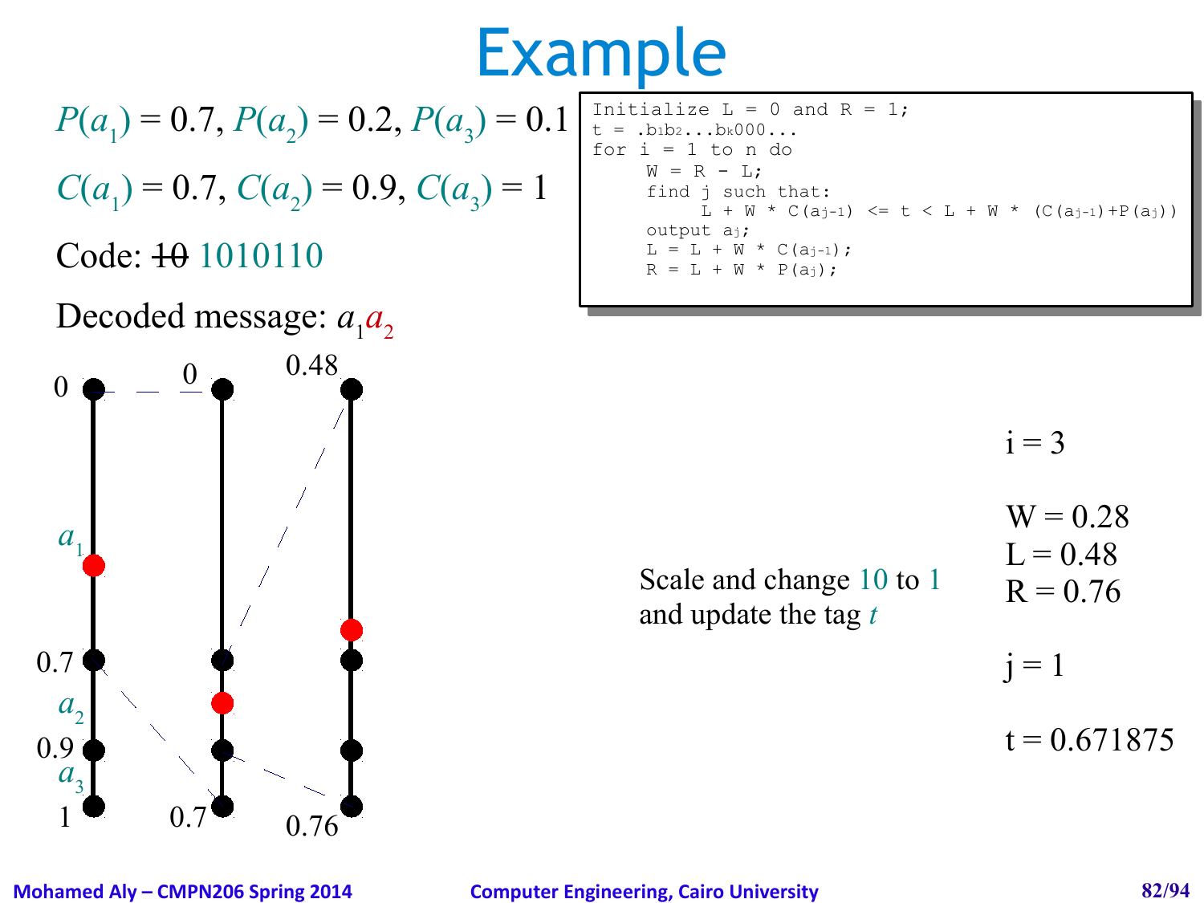# Example

$P(a_1) = 0.7$, $P(a_2) = 0.2$, $P(a_3) = 0.1$

$C(a_1) = 0.7$, $C(a_2) = 0.9$, $C(a_3) = 1$

Code: ~~10~~ 1010110

Decoded message: $a_1 a_2$

```
Initialize L = 0 and R = 1;
t = .b1b2...bk000...
for i = 1 to n do
     W = R - L;
     find j such that:
          L + W * C(aj-1) <= t < L + W * (C(aj-1)+P(aj))
     output aj;
     L = L + W * C(aj-1);
     R = L + W * P(aj);
```

Scale and change 10 to 1 and update the tag $t$

i = 3

W = 0.28
L = 0.48
R = 0.76

j = 1

t = 0.671875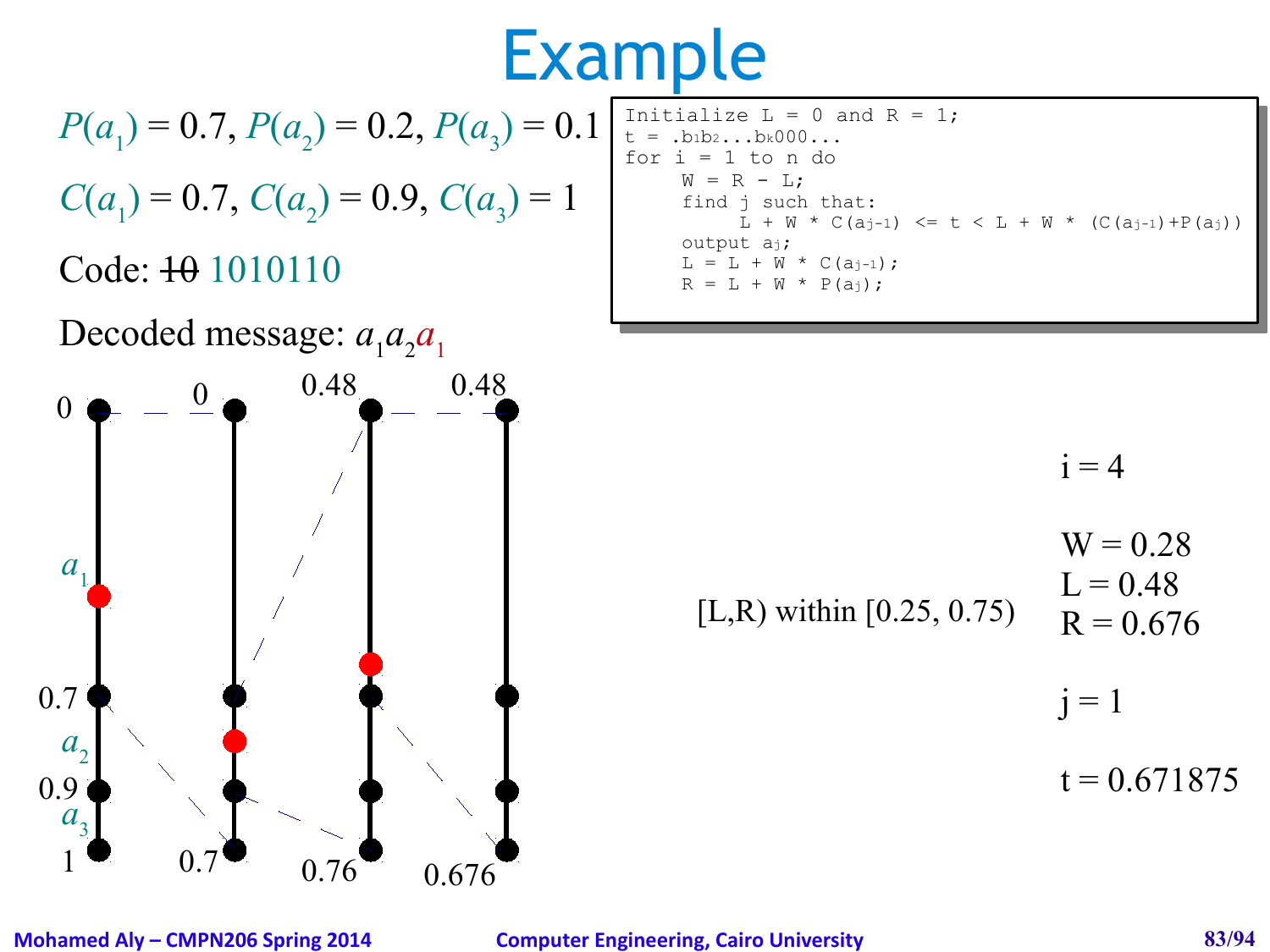# Example

$P(a_1) = 0.7$, $P(a_2) = 0.2$, $P(a_3) = 0.1$

$C(a_1) = 0.7$, $C(a_2) = 0.9$, $C(a_3) = 1$

Code: ~~10~~ 1010110

Decoded message: $a_1 a_2 a_1$

```
Initialize L = 0 and R = 1;
t = .b1b2...bk000...
for i = 1 to n do
     W = R - L;
     find j such that:
          L + W * C(aj-1) <= t < L + W * (C(aj-1)+P(aj))
     output aj;
     L = L + W * C(aj-1);
     R = L + W * P(aj);
```

0, 0.7, 0.9, 1 ($a_1$, $a_2$, $a_3$) — 0, 0.7 — 0.48, 0.76 — 0.48, 0.676

[L,R) within [0.25, 0.75)

i = 4

W = 0.28

L = 0.48

R = 0.676

j = 1

t = 0.671875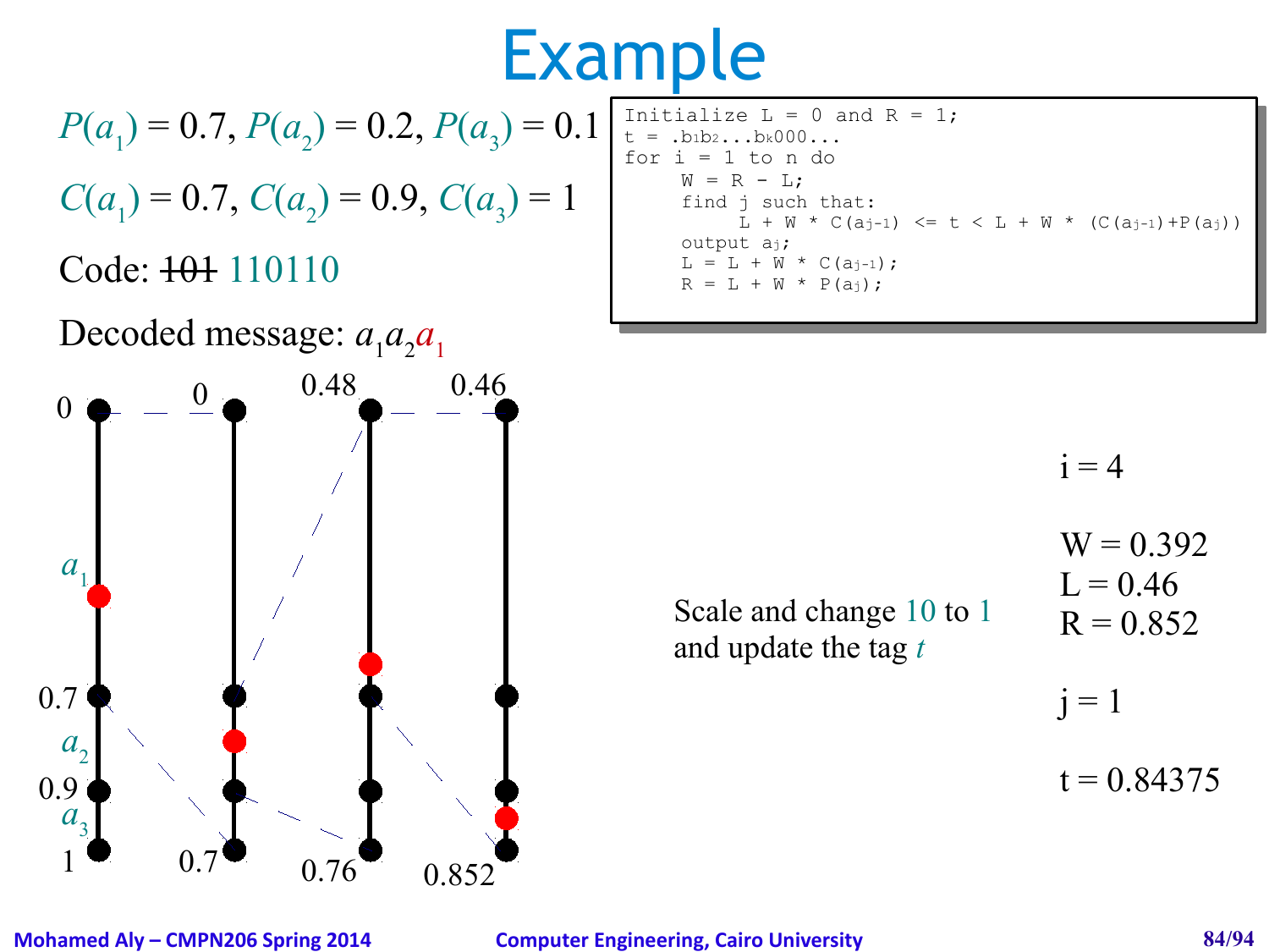# Example

$P(a_1) = 0.7$, $P(a_2) = 0.2$, $P(a_3) = 0.1$

$C(a_1) = 0.7$, $C(a_2) = 0.9$, $C(a_3) = 1$

Code: ~~101~~ 110110

Decoded message: $a_1 a_2 a_1$

```
Initialize L = 0 and R = 1;
t = .b1b2...bk000...
for i = 1 to n do
     W = R - L;
     find j such that:
          L + W * C(aj-1) <= t < L + W * (C(aj-1)+P(aj))
     output aj;
     L = L + W * C(aj-1);
     R = L + W * P(aj);
```

| Interval 1 | Interval 2 | Interval 3 | Interval 4 |
|---|---|---|---|
| 0 | 0 | 0.48 | 0.46 |
| 0.7 | | | |
| 0.9 | | | |
| 1 | 0.7 | 0.76 | 0.852 |

Symbol regions on the first interval: $a_1$ (0 to 0.7), $a_2$ (0.7 to 0.9), $a_3$ (0.9 to 1)

Scale and change 10 to 1 and update the tag $t$

i = 4

W = 0.392
L = 0.46
R = 0.852

j = 1

t = 0.84375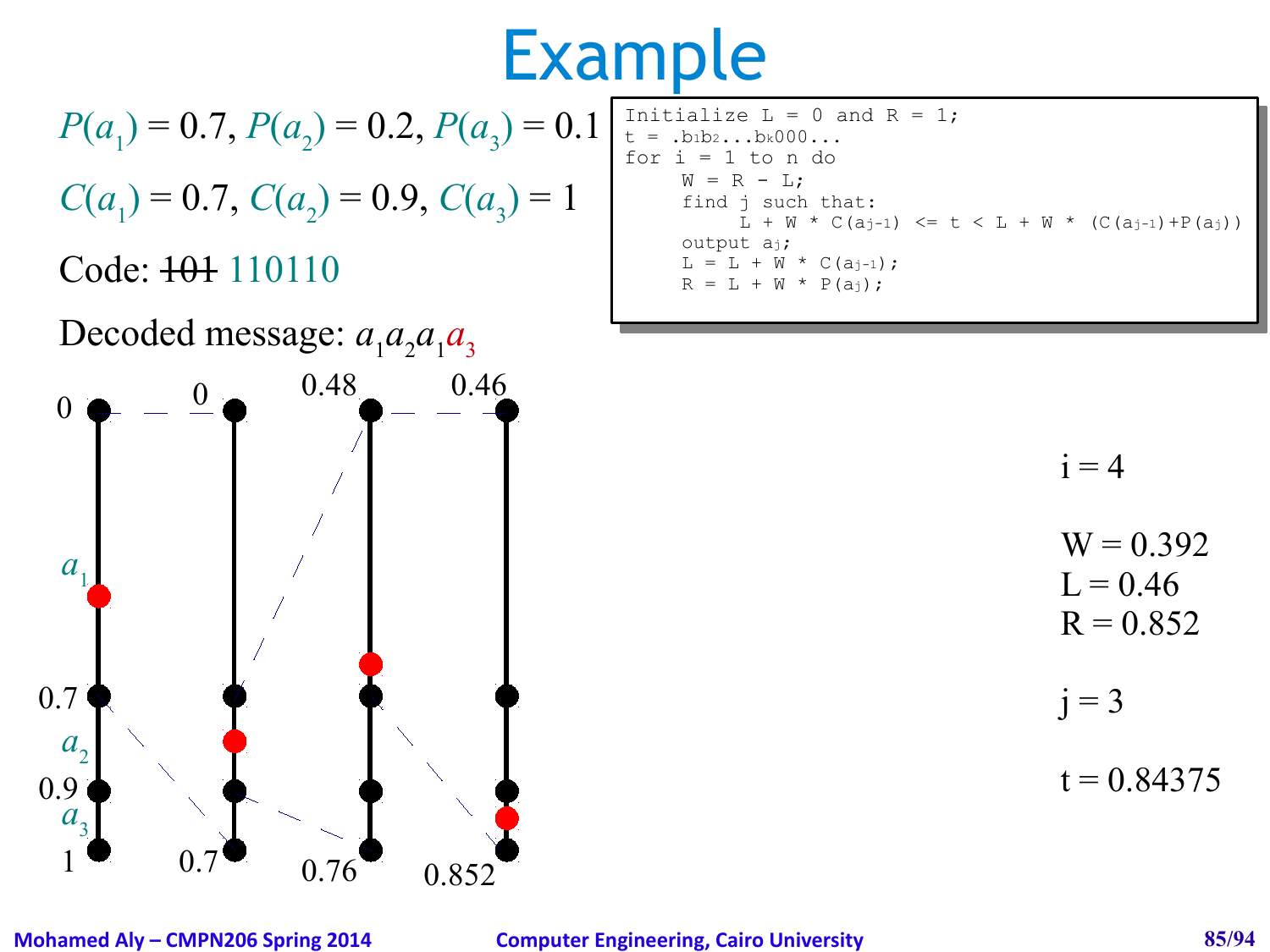# Example

$P(a_1) = 0.7$, $P(a_2) = 0.2$, $P(a_3) = 0.1$

$C(a_1) = 0.7$, $C(a_2) = 0.9$, $C(a_3) = 1$

Code: ~~101~~ 110110

Decoded message: $a_1 a_2 a_1 a_3$

```
Initialize L = 0 and R = 1;
t = .b1b2...bk000...
for i = 1 to n do
     W = R - L;
     find j such that:
          L + W * C(aj-1) <= t < L + W * (C(aj-1)+P(aj))
     output aj;
     L = L + W * C(aj-1);
     R = L + W * P(aj);
```

i = 4

W = 0.392
L = 0.46
R = 0.852

j = 3

t = 0.84375

| Bar 1 | Bar 2 | Bar 3 | Bar 4 |
|---|---|---|---|
| 0 | 0 | 0.48 | 0.46 |
| 1 | 0.7 | 0.76 | 0.852 |

Bar 1 labels: $a_1$, 0.7, $a_2$, 0.9, $a_3$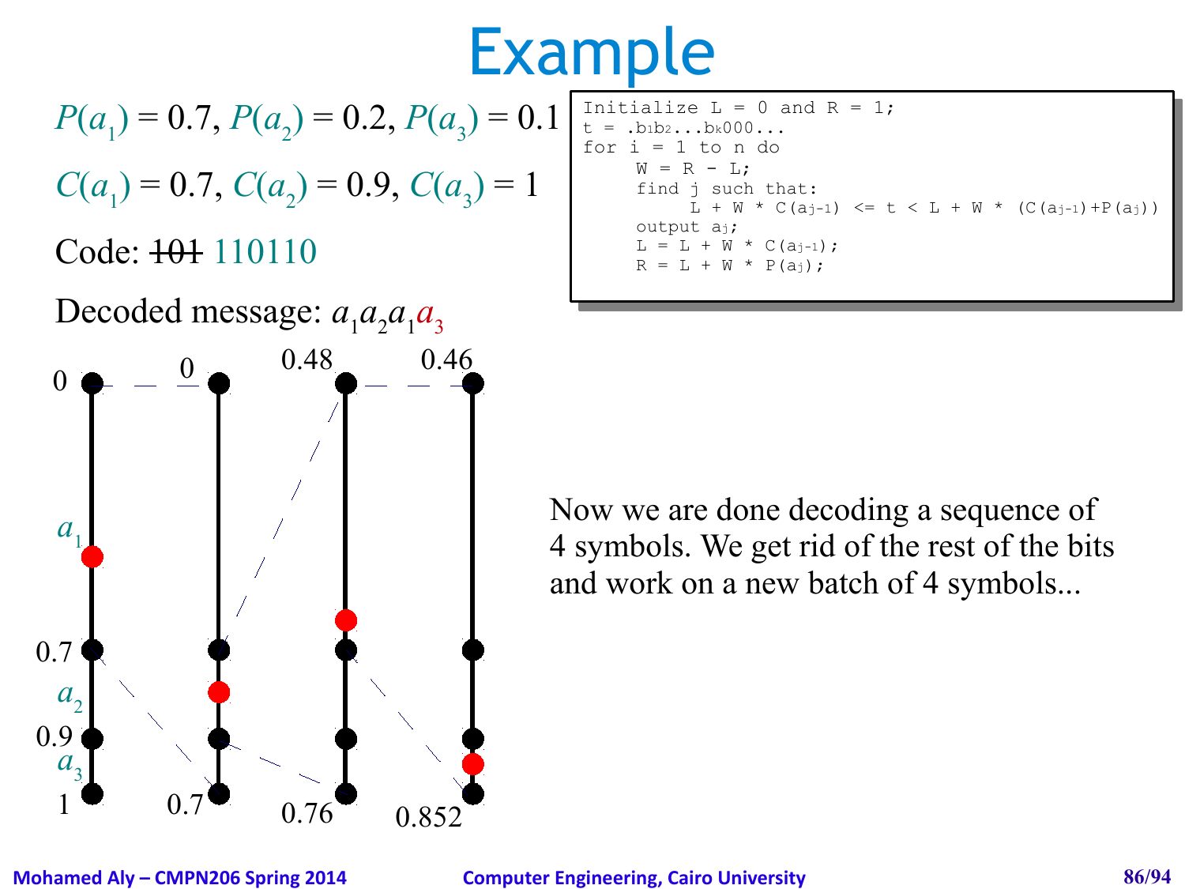# Example

$P(a_1) = 0.7$, $P(a_2) = 0.2$, $P(a_3) = 0.1$

$C(a_1) = 0.7$, $C(a_2) = 0.9$, $C(a_3) = 1$

Code: ~~101~~ 110110

Decoded message: $a_1 a_2 a_1 a_3$

```
Initialize L = 0 and R = 1;
t = .b1b2...bk000...
for i = 1 to n do
     W = R - L;
     find j such that:
          L + W * C(aj-1) <= t < L + W * (C(aj-1)+P(aj))
     output aj;
     L = L + W * C(aj-1);
     R = L + W * P(aj);
```

Now we are done decoding a sequence of 4 symbols. We get rid of the rest of the bits and work on a new batch of 4 symbols...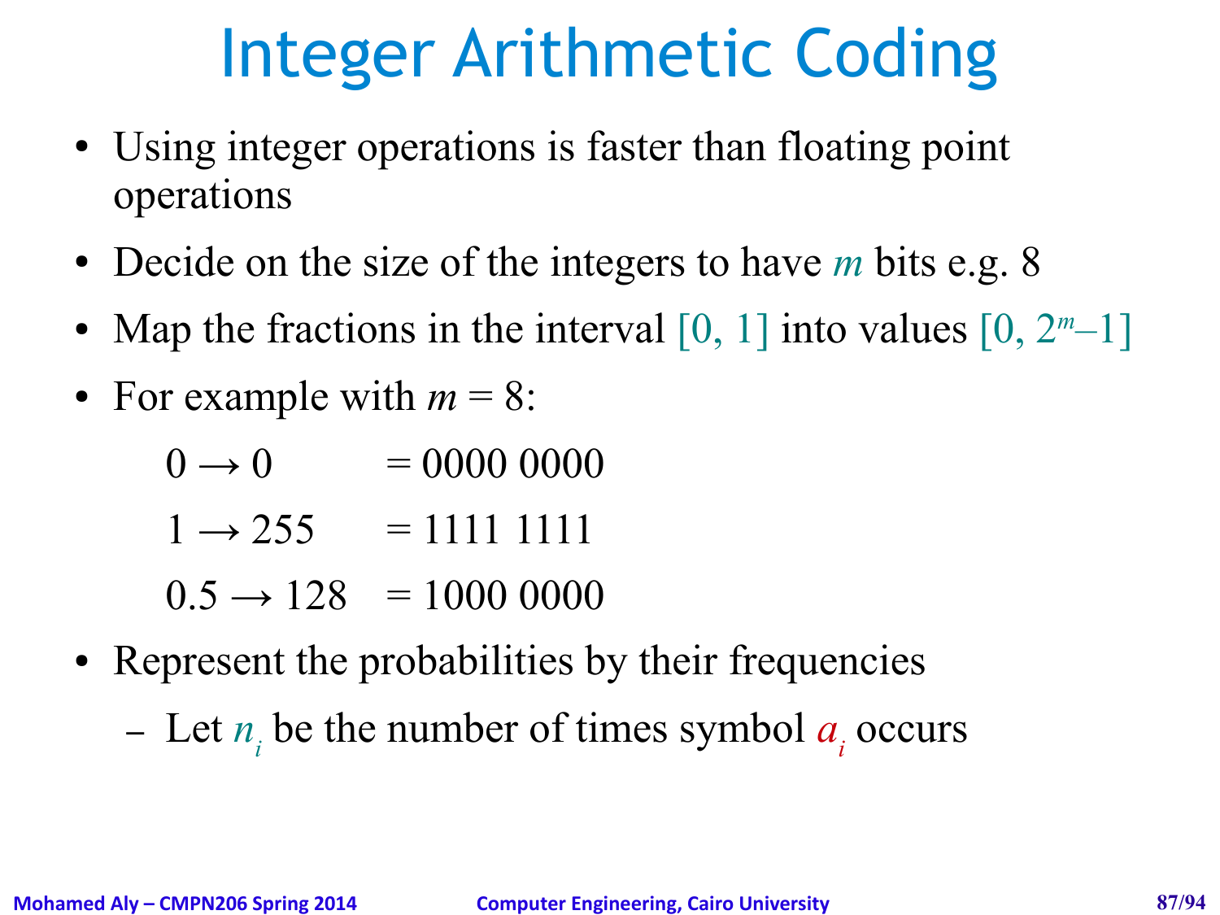# Integer Arithmetic Coding

- Using integer operations is faster than floating point operations
- Decide on the size of the integers to have $m$ bits e.g. 8
- Map the fractions in the interval $[0, 1]$ into values $[0, 2^m-1]$
- For example with $m = 8$:

  $0 \rightarrow 0 \quad = 0000\ 0000$

  $1 \rightarrow 255 \quad = 1111\ 1111$

  $0.5 \rightarrow 128 \quad = 1000\ 0000$

- Represent the probabilities by their frequencies
  - Let $n_i$ be the number of times symbol $a_i$ occurs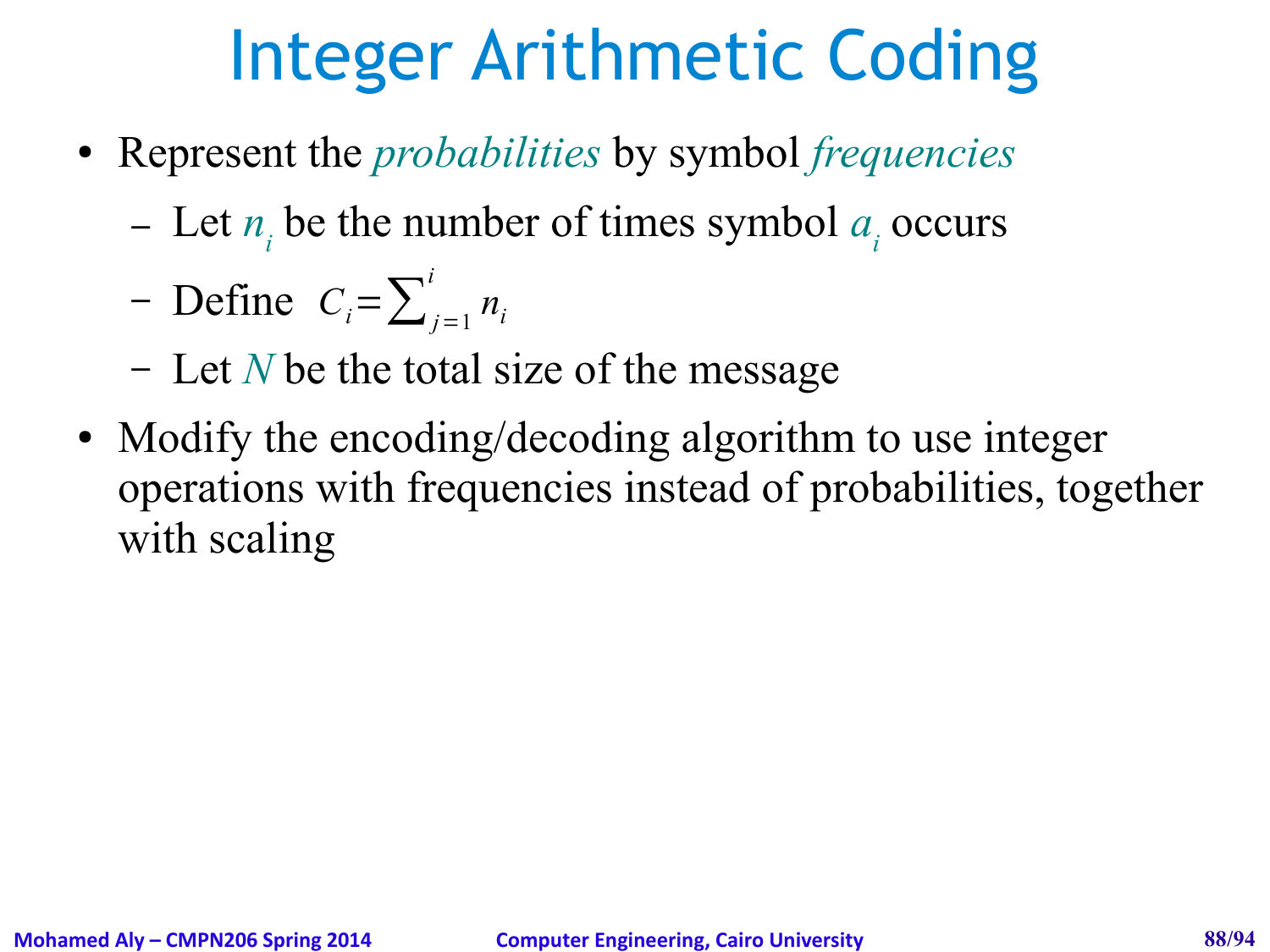# Integer Arithmetic Coding

- Represent the *probabilities* by symbol *frequencies*
  - Let $n_i$ be the number of times symbol $a_i$ occurs
  - Define $C_i = \sum_{j=1}^{i} n_i$
  - Let $N$ be the total size of the message
- Modify the encoding/decoding algorithm to use integer operations with frequencies instead of probabilities, together with scaling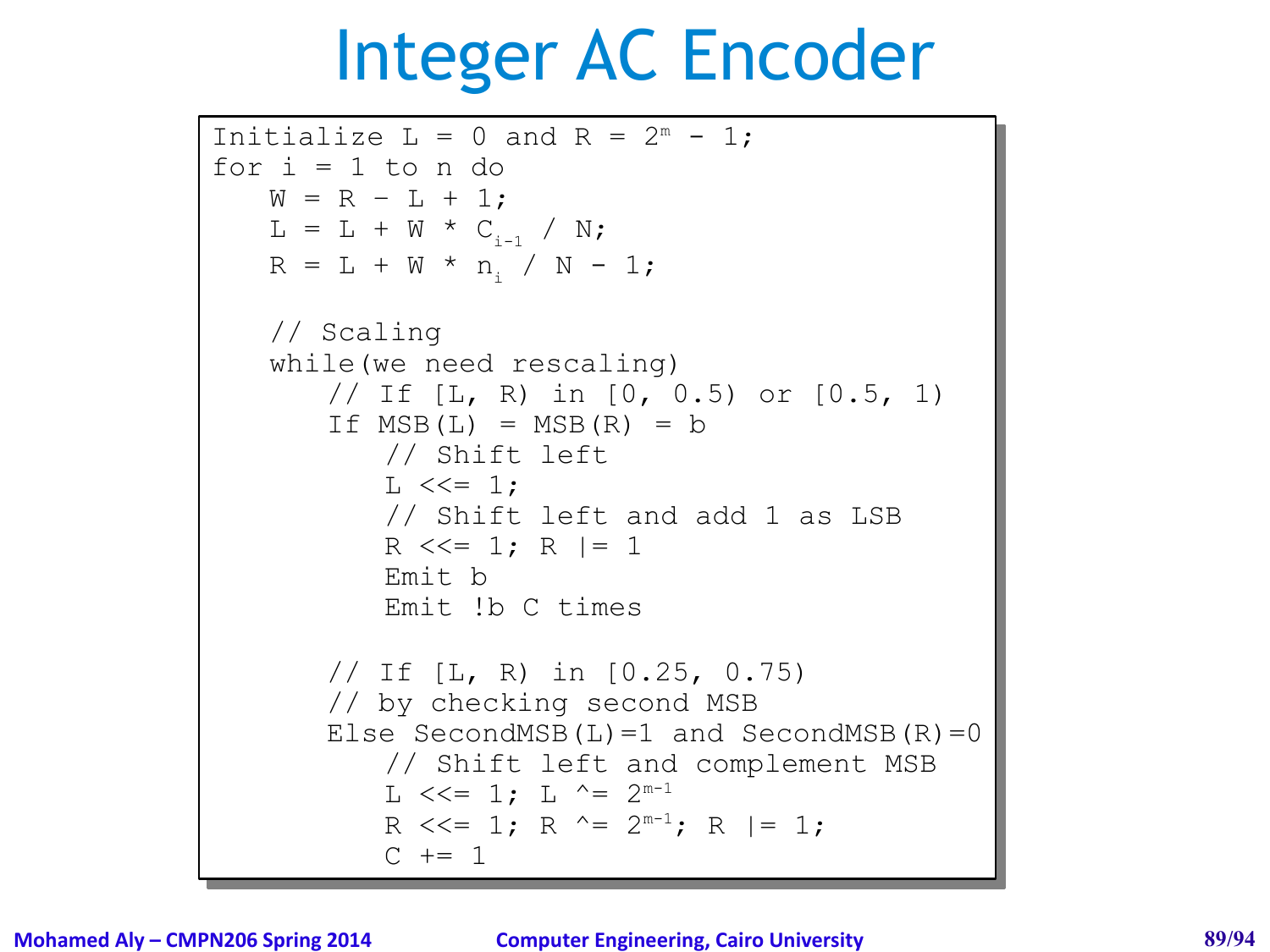# Integer AC Encoder

```
Initialize L = 0 and R = 2^m - 1;
for i = 1 to n do
   W = R - L + 1;
   L = L + W * C_(i-1) / N;
   R = L + W * n_i / N - 1;

   // Scaling
   while(we need rescaling)
      // If [L, R) in [0, 0.5) or [0.5, 1)
      If MSB(L) = MSB(R) = b
         // Shift left
         L <<= 1;
         // Shift left and add 1 as LSB
         R <<= 1; R |= 1
         Emit b
         Emit !b C times

      // If [L, R) in [0.25, 0.75)
      // by checking second MSB
      Else SecondMSB(L)=1 and SecondMSB(R)=0
         // Shift left and complement MSB
         L <<= 1; L ^= 2^(m-1)
         R <<= 1; R ^= 2^(m-1); R |= 1;
         C += 1
```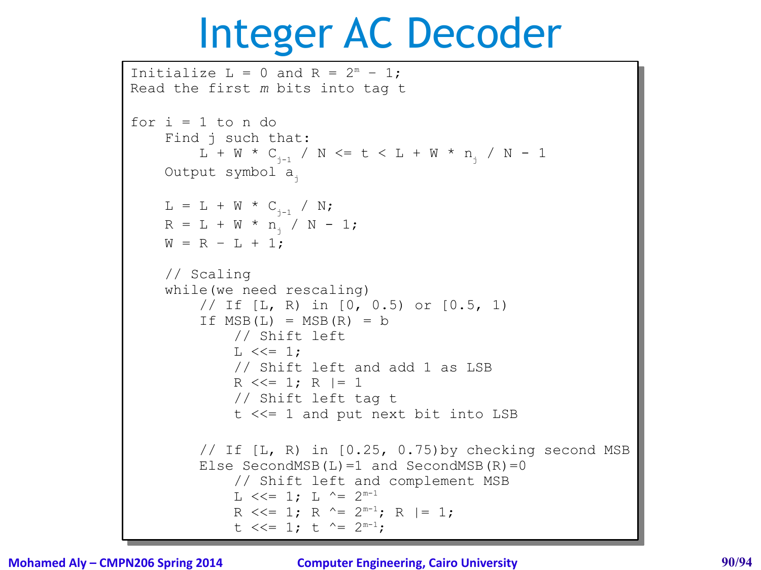# Integer AC Decoder

```
Initialize L = 0 and R = 2^m - 1;
Read the first m bits into tag t

for i = 1 to n do
    Find j such that:
        L + W * C_j-1 / N <= t < L + W * n_j / N - 1
    Output symbol a_j

    L = L + W * C_j-1 / N;
    R = L + W * n_j / N - 1;
    W = R - L + 1;

    // Scaling
    while(we need rescaling)
        // If [L, R) in [0, 0.5) or [0.5, 1)
        If MSB(L) = MSB(R) = b
            // Shift left
            L <<= 1;
            // Shift left and add 1 as LSB
            R <<= 1; R |= 1
            // Shift left tag t
            t <<= 1 and put next bit into LSB

        // If [L, R) in [0.25, 0.75)by checking second MSB
        Else SecondMSB(L)=1 and SecondMSB(R)=0
            // Shift left and complement MSB
            L <<= 1; L ^= 2^m-1
            R <<= 1; R ^= 2^m-1; R |= 1;
            t <<= 1; t ^= 2^m-1;
```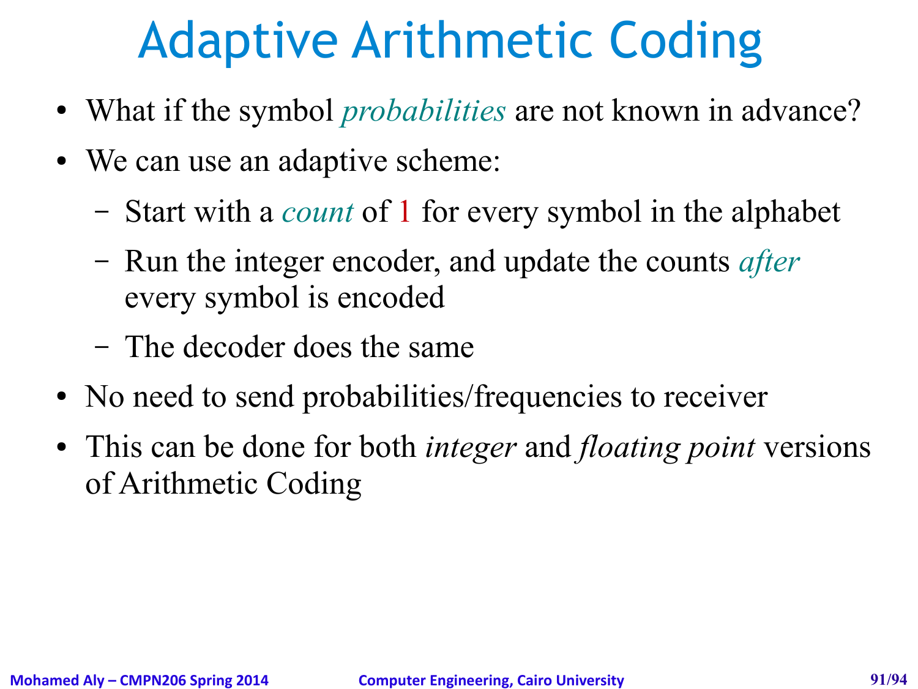# Adaptive Arithmetic Coding

- What if the symbol *probabilities* are not known in advance?
- We can use an adaptive scheme:
  - Start with a *count* of 1 for every symbol in the alphabet
  - Run the integer encoder, and update the counts *after* every symbol is encoded
  - The decoder does the same
- No need to send probabilities/frequencies to receiver
- This can be done for both *integer* and *floating point* versions of Arithmetic Coding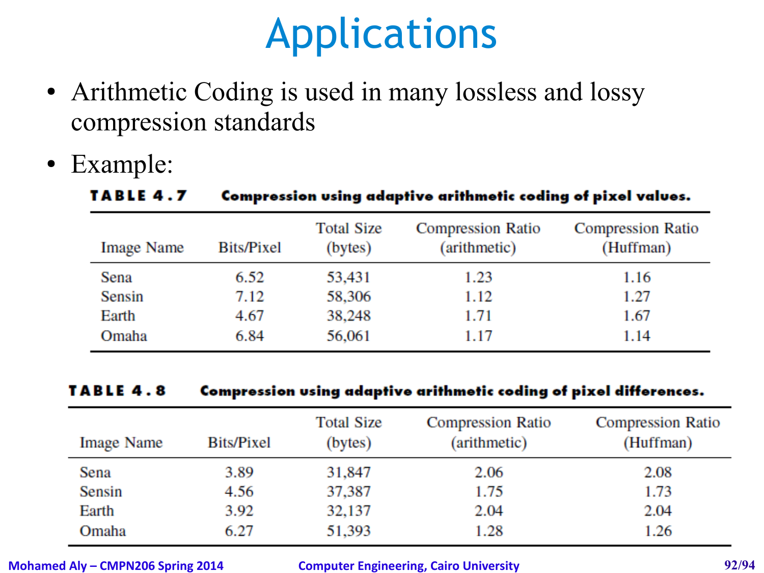# Applications

- Arithmetic Coding is used in many lossless and lossy compression standards
- Example:

**TABLE 4.7 Compression using adaptive arithmetic coding of pixel values.**

| Image Name | Bits/Pixel | Total Size (bytes) | Compression Ratio (arithmetic) | Compression Ratio (Huffman) |
|---|---|---|---|---|
| Sena | 6.52 | 53,431 | 1.23 | 1.16 |
| Sensin | 7.12 | 58,306 | 1.12 | 1.27 |
| Earth | 4.67 | 38,248 | 1.71 | 1.67 |
| Omaha | 6.84 | 56,061 | 1.17 | 1.14 |

**TABLE 4.8 Compression using adaptive arithmetic coding of pixel differences.**

| Image Name | Bits/Pixel | Total Size (bytes) | Compression Ratio (arithmetic) | Compression Ratio (Huffman) |
|---|---|---|---|---|
| Sena | 3.89 | 31,847 | 2.06 | 2.08 |
| Sensin | 4.56 | 37,387 | 1.75 | 1.73 |
| Earth | 3.92 | 32,137 | 2.04 | 2.04 |
| Omaha | 6.27 | 51,393 | 1.28 | 1.26 |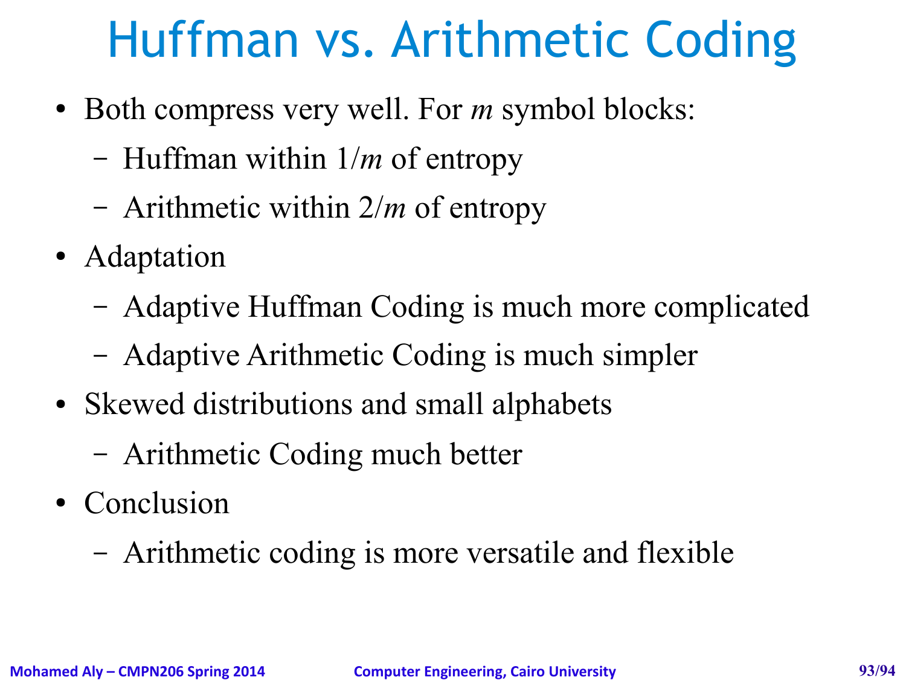# Huffman vs. Arithmetic Coding

- Both compress very well. For $m$ symbol blocks:
  - Huffman within $1/m$ of entropy
  - Arithmetic within $2/m$ of entropy
- Adaptation
  - Adaptive Huffman Coding is much more complicated
  - Adaptive Arithmetic Coding is much simpler
- Skewed distributions and small alphabets
  - Arithmetic Coding much better
- Conclusion
  - Arithmetic coding is more versatile and flexible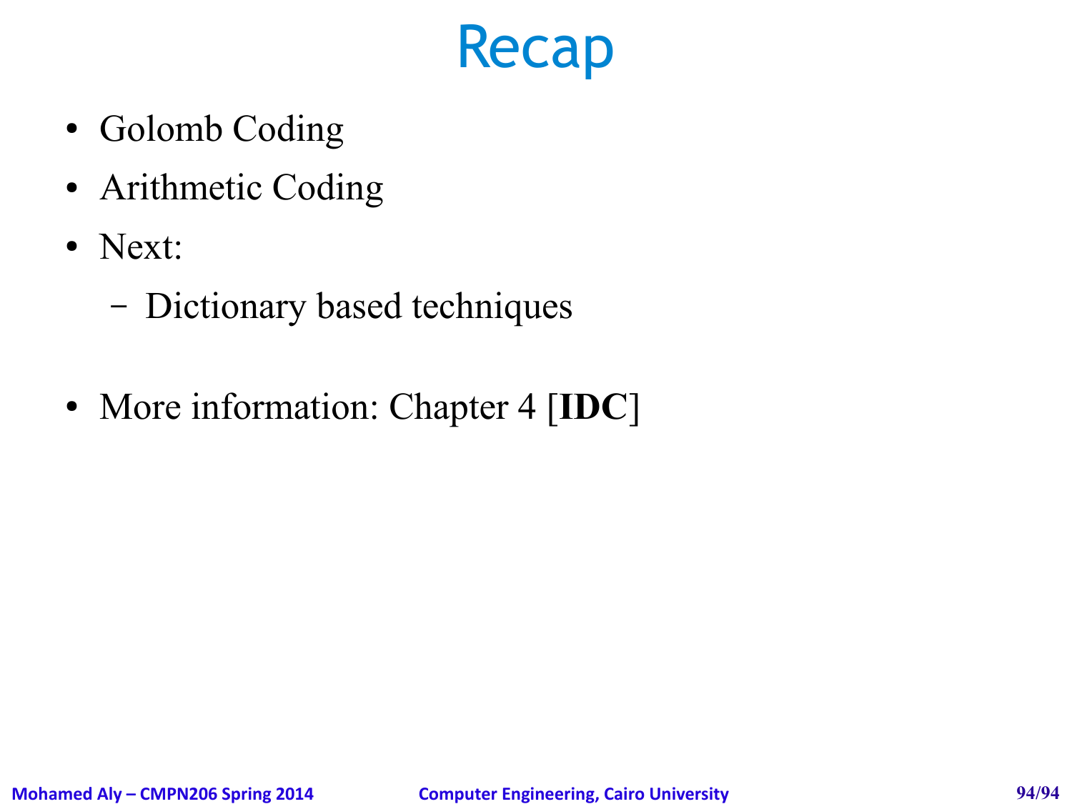# Recap

- Golomb Coding
- Arithmetic Coding
- Next:
  - Dictionary based techniques

- More information: Chapter 4 [**IDC**]